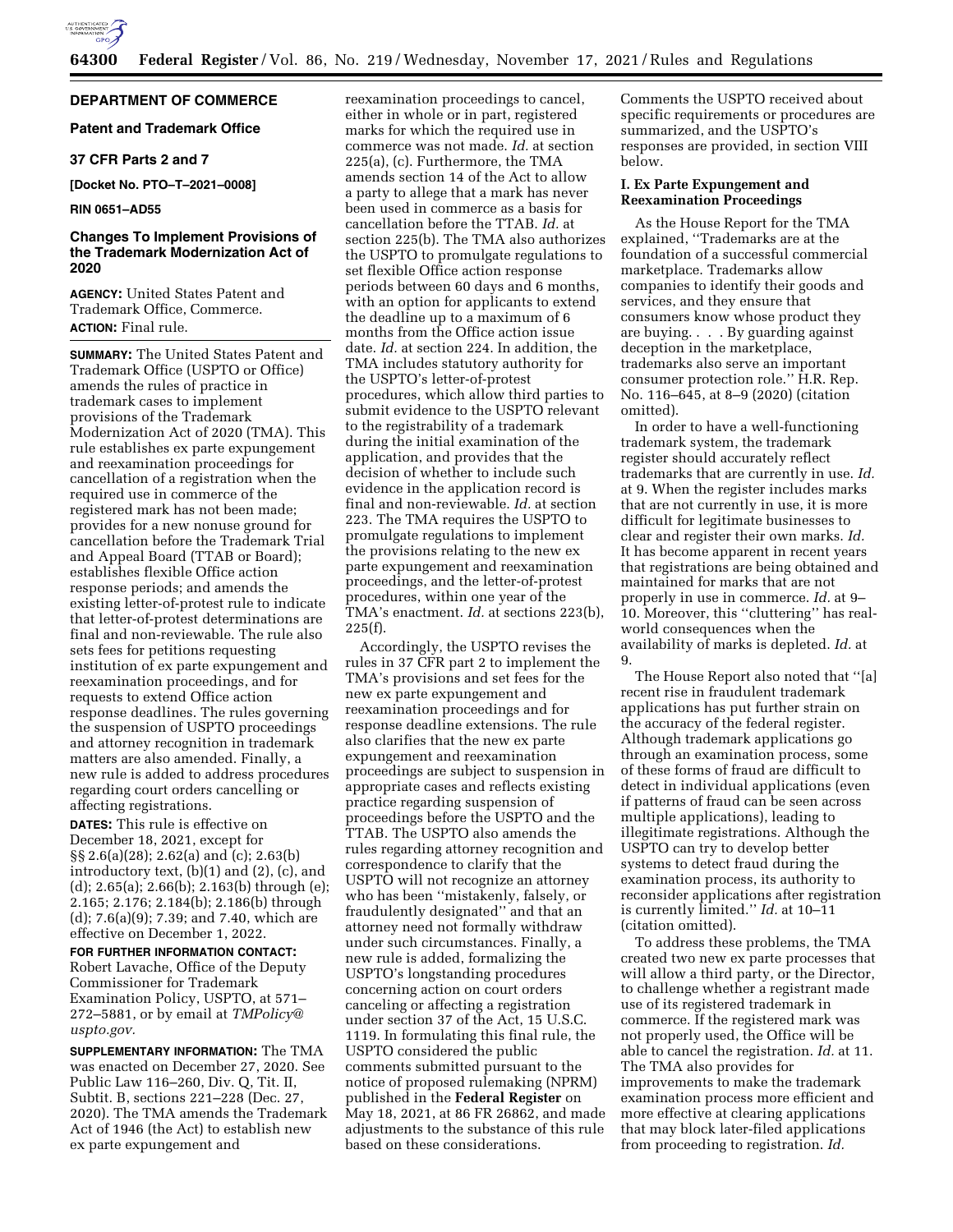**DEPARTMENT OF COMMERCE**

**Patent and Trademark Office**

**37 CFR Parts 2 and 7**

**[Docket No. PTO–T–2021–0008]**

**RIN 0651–AD55**

# Changes To Implement Provisions of the Trademark Modernization Act of 2020

**AGENCY:** United States Patent and Trademark Office, Commerce.

**ACTION:** Final rule.

**SUMMARY:** The United States Patent and Trademark Office (USPTO or Office) amends the rules of practice in trademark cases to implement provisions of the Trademark Modernization Act of 2020 (TMA). This rule establishes ex parte expungement and reexamination proceedings for cancellation of a registration when the required use in commerce of the registered mark has not been made; provides for a new nonuse ground for cancellation before the Trademark Trial and Appeal Board (TTAB or Board); establishes flexible Office action response periods; and amends the existing letter-of-protest rule to indicate that letter-of-protest determinations are final and non-reviewable. The rule also sets fees for petitions requesting institution of ex parte expungement and reexamination proceedings, and for requests to extend Office action response deadlines. The rules governing the suspension of USPTO proceedings and attorney recognition in trademark matters are also amended. Finally, a new rule is added to address procedures regarding court orders cancelling or affecting registrations.

**DATES:** This rule is effective on December 18, 2021, except for §§ 2.6(a)(28); 2.62(a) and (c); 2.63(b) introductory text, (b)(1) and (2), (c), and (d); 2.65(a); 2.66(b); 2.163(b) through (e); 2.165; 2.176; 2.184(b); 2.186(b) through (d); 7.6(a)(9); 7.39; and 7.40, which are effective on December 1, 2022.

**FOR FURTHER INFORMATION CONTACT:** Robert Lavache, Office of the Deputy Commissioner for Trademark Examination Policy, USPTO, at 571–272–5881, or by email at *TMPolicy@uspto.gov.*

**SUPPLEMENTARY INFORMATION:** The TMA was enacted on December 27, 2020. See Public Law 116–260, Div. Q, Tit. II, Subtit. B, sections 221–228 (Dec. 27, 2020). The TMA amends the Trademark Act of 1946 (the Act) to establish new ex parte expungement and reexamination proceedings to cancel, either in whole or in part, registered marks for which the required use in commerce was not made. *Id.* at section 225(a), (c). Furthermore, the TMA amends section 14 of the Act to allow a party to allege that a mark has never been used in commerce as a basis for cancellation before the TTAB. *Id.* at section 225(b). The TMA also authorizes the USPTO to promulgate regulations to set flexible Office action response periods between 60 days and 6 months, with an option for applicants to extend the deadline up to a maximum of 6 months from the Office action issue date. *Id.* at section 224. In addition, the TMA includes statutory authority for the USPTO's letter-of-protest procedures, which allow third parties to submit evidence to the USPTO relevant to the registrability of a trademark during the initial examination of the application, and provides that the decision of whether to include such evidence in the application record is final and non-reviewable. *Id.* at section 223. The TMA requires the USPTO to promulgate regulations to implement the provisions relating to the new ex parte expungement and reexamination proceedings, and the letter-of-protest procedures, within one year of the TMA's enactment. *Id.* at sections 223(b), 225(f).

Accordingly, the USPTO revises the rules in 37 CFR part 2 to implement the TMA's provisions and set fees for the new ex parte expungement and reexamination proceedings and for response deadline extensions. The rule also clarifies that the new ex parte expungement and reexamination proceedings are subject to suspension in appropriate cases and reflects existing practice regarding suspension of proceedings before the USPTO and the TTAB. The USPTO also amends the rules regarding attorney recognition and correspondence to clarify that the USPTO will not recognize an attorney who has been "mistakenly, falsely, or fraudulently designated" and that an attorney need not formally withdraw under such circumstances. Finally, a new rule is added, formalizing the USPTO's longstanding procedures concerning action on court orders canceling or affecting a registration under section 37 of the Act, 15 U.S.C. 1119. In formulating this final rule, the USPTO considered the public comments submitted pursuant to the notice of proposed rulemaking (NPRM) published in the **Federal Register** on May 18, 2021, at 86 FR 26862, and made adjustments to the substance of this rule based on these considerations.

Comments the USPTO received about specific requirements or procedures are summarized, and the USPTO's responses are provided, in section VIII below.

## I. Ex Parte Expungement and Reexamination Proceedings

As the House Report for the TMA explained, "Trademarks are at the foundation of a successful commercial marketplace. Trademarks allow companies to identify their goods and services, and they ensure that consumers know whose product they are buying. . . . By guarding against deception in the marketplace, trademarks also serve an important consumer protection role." H.R. Rep. No. 116–645, at 8–9 (2020) (citation omitted).

In order to have a well-functioning trademark system, the trademark register should accurately reflect trademarks that are currently in use. *Id.* at 9. When the register includes marks that are not currently in use, it is more difficult for legitimate businesses to clear and register their own marks. *Id.* It has become apparent in recent years that registrations are being obtained and maintained for marks that are not properly in use in commerce. *Id.* at 9–10. Moreover, this "cluttering" has real-world consequences when the availability of marks is depleted. *Id.* at 9.

The House Report also noted that "[a] recent rise in fraudulent trademark applications has put further strain on the accuracy of the federal register. Although trademark applications go through an examination process, some of these forms of fraud are difficult to detect in individual applications (even if patterns of fraud can be seen across multiple applications), leading to illegitimate registrations. Although the USPTO can try to develop better systems to detect fraud during the examination process, its authority to reconsider applications after registration is currently limited." *Id.* at 10–11 (citation omitted).

To address these problems, the TMA created two new ex parte processes that will allow a third party, or the Director, to challenge whether a registrant made use of its registered trademark in commerce. If the registered mark was not properly used, the Office will be able to cancel the registration. *Id.* at 11. The TMA also provides for improvements to make the trademark examination process more efficient and more effective at clearing applications that may block later-filed applications from proceeding to registration. *Id.*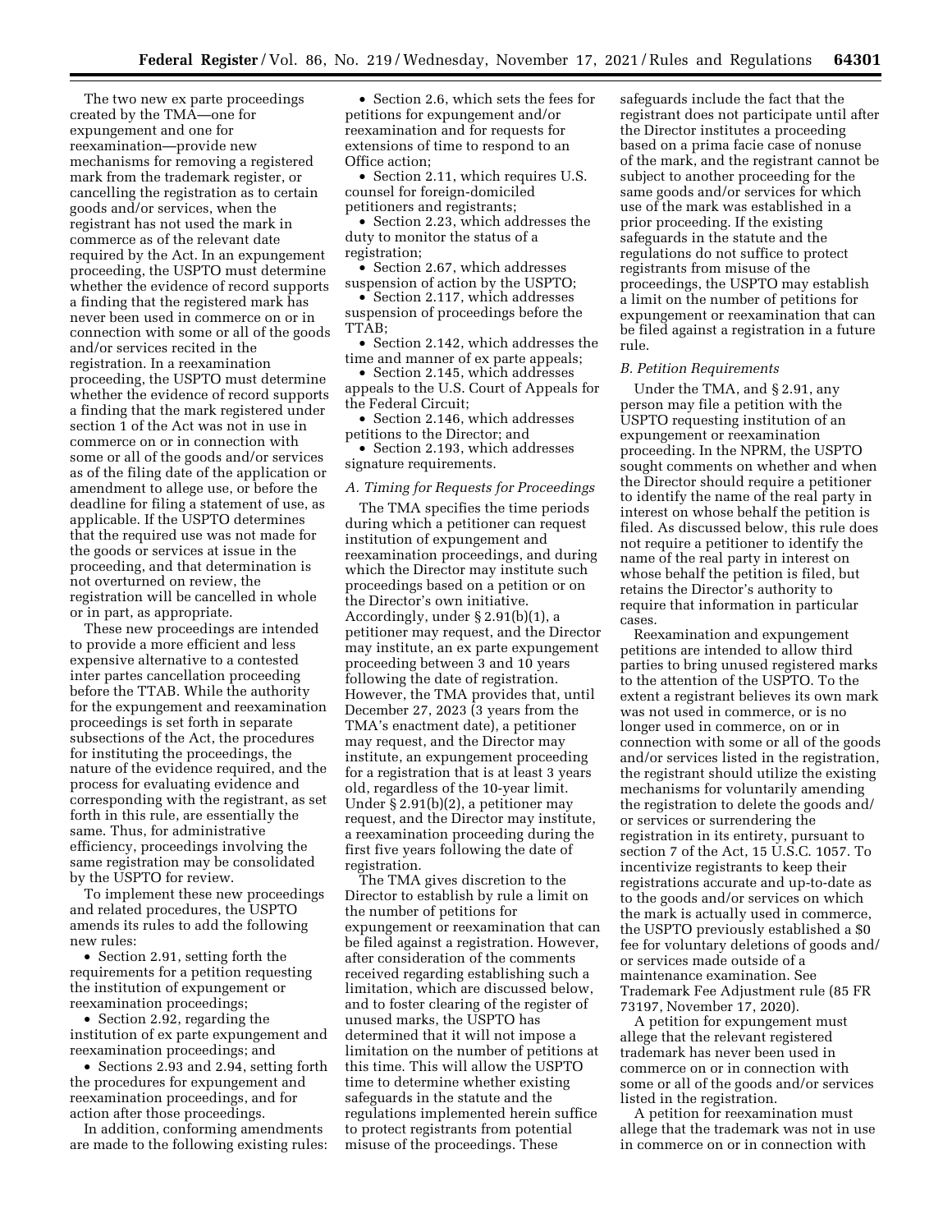The two new ex parte proceedings created by the TMA—one for expungement and one for reexamination—provide new mechanisms for removing a registered mark from the trademark register, or cancelling the registration as to certain goods and/or services, when the registrant has not used the mark in commerce as of the relevant date required by the Act. In an expungement proceeding, the USPTO must determine whether the evidence of record supports a finding that the registered mark has never been used in commerce on or in connection with some or all of the goods and/or services recited in the registration. In a reexamination proceeding, the USPTO must determine whether the evidence of record supports a finding that the mark registered under section 1 of the Act was not in use in commerce on or in connection with some or all of the goods and/or services as of the filing date of the application or amendment to allege use, or before the deadline for filing a statement of use, as applicable. If the USPTO determines that the required use was not made for the goods or services at issue in the proceeding, and that determination is not overturned on review, the registration will be cancelled in whole or in part, as appropriate.

These new proceedings are intended to provide a more efficient and less expensive alternative to a contested inter partes cancellation proceeding before the TTAB. While the authority for the expungement and reexamination proceedings is set forth in separate subsections of the Act, the procedures for instituting the proceedings, the nature of the evidence required, and the process for evaluating evidence and corresponding with the registrant, as set forth in this rule, are essentially the same. Thus, for administrative efficiency, proceedings involving the same registration may be consolidated by the USPTO for review.

To implement these new proceedings and related procedures, the USPTO amends its rules to add the following new rules:

- Section 2.91, setting forth the requirements for a petition requesting the institution of expungement or reexamination proceedings;
- Section 2.92, regarding the institution of ex parte expungement and reexamination proceedings; and
- Sections 2.93 and 2.94, setting forth the procedures for expungement and reexamination proceedings, and for action after those proceedings.

In addition, conforming amendments are made to the following existing rules:

- Section 2.6, which sets the fees for petitions for expungement and/or reexamination and for requests for extensions of time to respond to an Office action;
- Section 2.11, which requires U.S. counsel for foreign-domiciled petitioners and registrants;
- Section 2.23, which addresses the duty to monitor the status of a registration;
- Section 2.67, which addresses suspension of action by the USPTO;
- Section 2.117, which addresses suspension of proceedings before the TTAB;
- Section 2.142, which addresses the time and manner of ex parte appeals;
- Section 2.145, which addresses appeals to the U.S. Court of Appeals for the Federal Circuit;
- Section 2.146, which addresses petitions to the Director; and
- Section 2.193, which addresses signature requirements.

### *A. Timing for Requests for Proceedings*

The TMA specifies the time periods during which a petitioner can request institution of expungement and reexamination proceedings, and during which the Director may institute such proceedings based on a petition or on the Director's own initiative. Accordingly, under § 2.91(b)(1), a petitioner may request, and the Director may institute, an ex parte expungement proceeding between 3 and 10 years following the date of registration. However, the TMA provides that, until December 27, 2023 (3 years from the TMA's enactment date), a petitioner may request, and the Director may institute, an expungement proceeding for a registration that is at least 3 years old, regardless of the 10-year limit. Under § 2.91(b)(2), a petitioner may request, and the Director may institute, a reexamination proceeding during the first five years following the date of registration.

The TMA gives discretion to the Director to establish by rule a limit on the number of petitions for expungement or reexamination that can be filed against a registration. However, after consideration of the comments received regarding establishing such a limitation, which are discussed below, and to foster clearing of the register of unused marks, the USPTO has determined that it will not impose a limitation on the number of petitions at this time. This will allow the USPTO time to determine whether existing safeguards in the statute and the regulations implemented herein suffice to protect registrants from potential misuse of the proceedings. These safeguards include the fact that the registrant does not participate until after the Director institutes a proceeding based on a prima facie case of nonuse of the mark, and the registrant cannot be subject to another proceeding for the same goods and/or services for which use of the mark was established in a prior proceeding. If the existing safeguards in the statute and the regulations do not suffice to protect registrants from misuse of the proceedings, the USPTO may establish a limit on the number of petitions for expungement or reexamination that can be filed against a registration in a future rule.

### *B. Petition Requirements*

Under the TMA, and § 2.91, any person may file a petition with the USPTO requesting institution of an expungement or reexamination proceeding. In the NPRM, the USPTO sought comments on whether and when the Director should require a petitioner to identify the name of the real party in interest on whose behalf the petition is filed. As discussed below, this rule does not require a petitioner to identify the name of the real party in interest on whose behalf the petition is filed, but retains the Director's authority to require that information in particular cases.

Reexamination and expungement petitions are intended to allow third parties to bring unused registered marks to the attention of the USPTO. To the extent a registrant believes its own mark was not used in commerce, or is no longer used in commerce, on or in connection with some or all of the goods and/or services listed in the registration, the registrant should utilize the existing mechanisms for voluntarily amending the registration to delete the goods and/or services or surrendering the registration in its entirety, pursuant to section 7 of the Act, 15 U.S.C. 1057. To incentivize registrants to keep their registrations accurate and up-to-date as to the goods and/or services on which the mark is actually used in commerce, the USPTO previously established a $0 fee for voluntary deletions of goods and/or services made outside of a maintenance examination. See Trademark Fee Adjustment rule (85 FR 73197, November 17, 2020).

A petition for expungement must allege that the relevant registered trademark has never been used in commerce on or in connection with some or all of the goods and/or services listed in the registration.

A petition for reexamination must allege that the trademark was not in use in commerce on or in connection with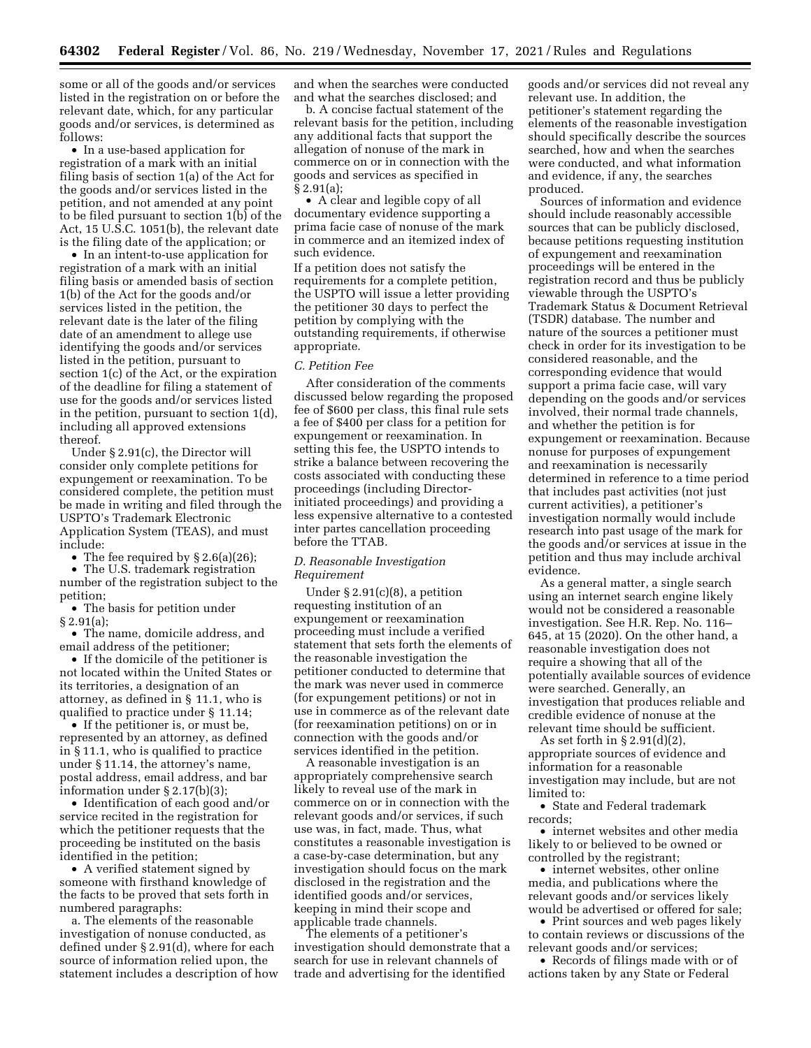some or all of the goods and/or services listed in the registration on or before the relevant date, which, for any particular goods and/or services, is determined as follows:

- In a use-based application for registration of a mark with an initial filing basis of section 1(a) of the Act for the goods and/or services listed in the petition, and not amended at any point to be filed pursuant to section 1(b) of the Act, 15 U.S.C. 1051(b), the relevant date is the filing date of the application; or
- In an intent-to-use application for registration of a mark with an initial filing basis or amended basis of section 1(b) of the Act for the goods and/or services listed in the petition, the relevant date is the later of the filing date of an amendment to allege use identifying the goods and/or services listed in the petition, pursuant to section 1(c) of the Act, or the expiration of the deadline for filing a statement of use for the goods and/or services listed in the petition, pursuant to section 1(d), including all approved extensions thereof.

Under § 2.91(c), the Director will consider only complete petitions for expungement or reexamination. To be considered complete, the petition must be made in writing and filed through the USPTO's Trademark Electronic Application System (TEAS), and must include:

- The fee required by § 2.6(a)(26);
- The U.S. trademark registration number of the registration subject to the petition;
- The basis for petition under § 2.91(a);
- The name, domicile address, and email address of the petitioner;
- If the domicile of the petitioner is not located within the United States or its territories, a designation of an attorney, as defined in § 11.1, who is qualified to practice under § 11.14;
- If the petitioner is, or must be, represented by an attorney, as defined in § 11.1, who is qualified to practice under § 11.14, the attorney's name, postal address, email address, and bar information under § 2.17(b)(3);
- Identification of each good and/or service recited in the registration for which the petitioner requests that the proceeding be instituted on the basis identified in the petition;
- A verified statement signed by someone with firsthand knowledge of the facts to be proved that sets forth in numbered paragraphs:

a. The elements of the reasonable investigation of nonuse conducted, as defined under § 2.91(d), where for each source of information relied upon, the statement includes a description of how and when the searches were conducted and what the searches disclosed; and

b. A concise factual statement of the relevant basis for the petition, including any additional facts that support the allegation of nonuse of the mark in commerce on or in connection with the goods and services as specified in § 2.91(a);

- A clear and legible copy of all documentary evidence supporting a prima facie case of nonuse of the mark in commerce and an itemized index of such evidence.

If a petition does not satisfy the requirements for a complete petition, the USPTO will issue a letter providing the petitioner 30 days to perfect the petition by complying with the outstanding requirements, if otherwise appropriate.

### *C. Petition Fee*

After consideration of the comments discussed below regarding the proposed fee of $600 per class, this final rule sets a fee of $400 per class for a petition for expungement or reexamination. In setting this fee, the USPTO intends to strike a balance between recovering the costs associated with conducting these proceedings (including Director-initiated proceedings) and providing a less expensive alternative to a contested inter partes cancellation proceeding before the TTAB.

### *D. Reasonable Investigation Requirement*

Under § 2.91(c)(8), a petition requesting institution of an expungement or reexamination proceeding must include a verified statement that sets forth the elements of the reasonable investigation the petitioner conducted to determine that the mark was never used in commerce (for expungement petitions) or not in use in commerce as of the relevant date (for reexamination petitions) on or in connection with the goods and/or services identified in the petition.

A reasonable investigation is an appropriately comprehensive search likely to reveal use of the mark in commerce on or in connection with the relevant goods and/or services, if such use was, in fact, made. Thus, what constitutes a reasonable investigation is a case-by-case determination, but any investigation should focus on the mark disclosed in the registration and the identified goods and/or services, keeping in mind their scope and applicable trade channels.

The elements of a petitioner's investigation should demonstrate that a search for use in relevant channels of trade and advertising for the identified goods and/or services did not reveal any relevant use. In addition, the petitioner's statement regarding the elements of the reasonable investigation should specifically describe the sources searched, how and when the searches were conducted, and what information and evidence, if any, the searches produced.

Sources of information and evidence should include reasonably accessible sources that can be publicly disclosed, because petitions requesting institution of expungement and reexamination proceedings will be entered in the registration record and thus be publicly viewable through the USPTO's Trademark Status & Document Retrieval (TSDR) database. The number and nature of the sources a petitioner must check in order for its investigation to be considered reasonable, and the corresponding evidence that would support a prima facie case, will vary depending on the goods and/or services involved, their normal trade channels, and whether the petition is for expungement or reexamination. Because nonuse for purposes of expungement and reexamination is necessarily determined in reference to a time period that includes past activities (not just current activities), a petitioner's investigation normally would include research into past usage of the mark for the goods and/or services at issue in the petition and thus may include archival evidence.

As a general matter, a single search using an internet search engine likely would not be considered a reasonable investigation. See H.R. Rep. No. 116–645, at 15 (2020). On the other hand, a reasonable investigation does not require a showing that all of the potentially available sources of evidence were searched. Generally, an investigation that produces reliable and credible evidence of nonuse at the relevant time should be sufficient.

As set forth in § 2.91(d)(2), appropriate sources of evidence and information for a reasonable investigation may include, but are not limited to:

- State and Federal trademark records;
- internet websites and other media likely to or believed to be owned or controlled by the registrant;
- internet websites, other online media, and publications where the relevant goods and/or services likely would be advertised or offered for sale;
- Print sources and web pages likely to contain reviews or discussions of the relevant goods and/or services;
- Records of filings made with or of actions taken by any State or Federal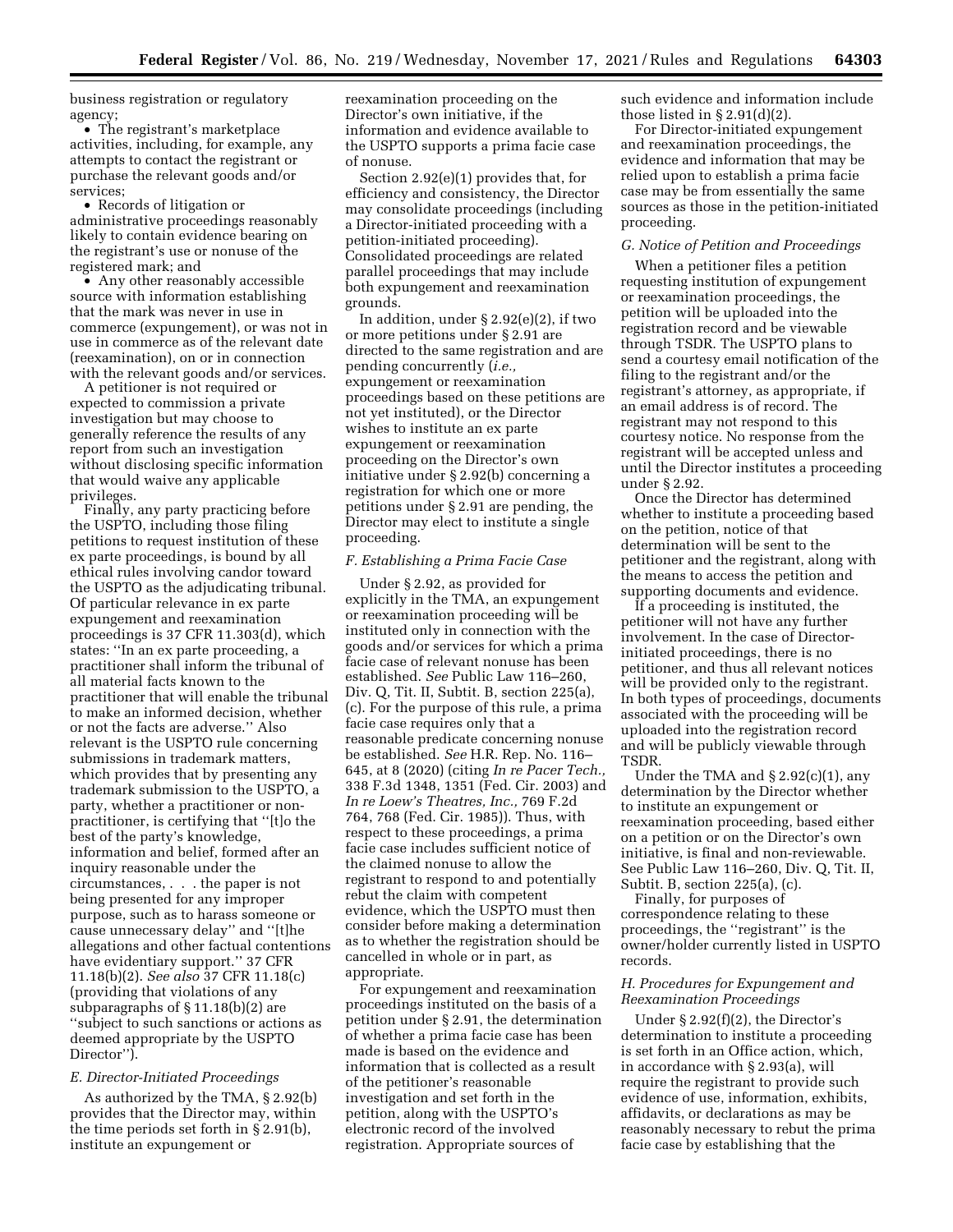business registration or regulatory agency;

- The registrant's marketplace activities, including, for example, any attempts to contact the registrant or purchase the relevant goods and/or services;
- Records of litigation or administrative proceedings reasonably likely to contain evidence bearing on the registrant's use or nonuse of the registered mark; and
- Any other reasonably accessible source with information establishing that the mark was never in use in commerce (expungement), or was not in use in commerce as of the relevant date (reexamination), on or in connection with the relevant goods and/or services.

A petitioner is not required or expected to commission a private investigation but may choose to generally reference the results of any report from such an investigation without disclosing specific information that would waive any applicable privileges.

Finally, any party practicing before the USPTO, including those filing petitions to request institution of these ex parte proceedings, is bound by all ethical rules involving candor toward the USPTO as the adjudicating tribunal. Of particular relevance in ex parte expungement and reexamination proceedings is 37 CFR 11.303(d), which states: "In an ex parte proceeding, a practitioner shall inform the tribunal of all material facts known to the practitioner that will enable the tribunal to make an informed decision, whether or not the facts are adverse." Also relevant is the USPTO rule concerning submissions in trademark matters, which provides that by presenting any trademark submission to the USPTO, a party, whether a practitioner or non-practitioner, is certifying that "[t]o the best of the party's knowledge, information and belief, formed after an inquiry reasonable under the circumstances, . . . the paper is not being presented for any improper purpose, such as to harass someone or cause unnecessary delay" and "[t]he allegations and other factual contentions have evidentiary support." 37 CFR 11.18(b)(2). *See also* 37 CFR 11.18(c) (providing that violations of any subparagraphs of § 11.18(b)(2) are "subject to such sanctions or actions as deemed appropriate by the USPTO Director").

### *E. Director-Initiated Proceedings*

As authorized by the TMA, § 2.92(b) provides that the Director may, within the time periods set forth in § 2.91(b), institute an expungement or reexamination proceeding on the Director's own initiative, if the information and evidence available to the USPTO supports a prima facie case of nonuse.

Section 2.92(e)(1) provides that, for efficiency and consistency, the Director may consolidate proceedings (including a Director-initiated proceeding with a petition-initiated proceeding). Consolidated proceedings are related parallel proceedings that may include both expungement and reexamination grounds.

In addition, under § 2.92(e)(2), if two or more petitions under § 2.91 are directed to the same registration and are pending concurrently (*i.e.,* expungement or reexamination proceedings based on these petitions are not yet instituted), or the Director wishes to institute an ex parte expungement or reexamination proceeding on the Director's own initiative under § 2.92(b) concerning a registration for which one or more petitions under § 2.91 are pending, the Director may elect to institute a single proceeding.

### *F. Establishing a Prima Facie Case*

Under § 2.92, as provided for explicitly in the TMA, an expungement or reexamination proceeding will be instituted only in connection with the goods and/or services for which a prima facie case of relevant nonuse has been established. *See* Public Law 116–260, Div. Q, Tit. II, Subtit. B, section 225(a), (c). For the purpose of this rule, a prima facie case requires only that a reasonable predicate concerning nonuse be established. *See* H.R. Rep. No. 116–645, at 8 (2020) (citing *In re Pacer Tech.,* 338 F.3d 1348, 1351 (Fed. Cir. 2003) and *In re Loew's Theatres, Inc.,* 769 F.2d 764, 768 (Fed. Cir. 1985)). Thus, with respect to these proceedings, a prima facie case includes sufficient notice of the claimed nonuse to allow the registrant to respond to and potentially rebut the claim with competent evidence, which the USPTO must then consider before making a determination as to whether the registration should be cancelled in whole or in part, as appropriate.

For expungement and reexamination proceedings instituted on the basis of a petition under § 2.91, the determination of whether a prima facie case has been made is based on the evidence and information that is collected as a result of the petitioner's reasonable investigation and set forth in the petition, along with the USPTO's electronic record of the involved registration. Appropriate sources of such evidence and information include those listed in § 2.91(d)(2).

For Director-initiated expungement and reexamination proceedings, the evidence and information that may be relied upon to establish a prima facie case may be from essentially the same sources as those in the petition-initiated proceeding.

### *G. Notice of Petition and Proceedings*

When a petitioner files a petition requesting institution of expungement or reexamination proceedings, the petition will be uploaded into the registration record and be viewable through TSDR. The USPTO plans to send a courtesy email notification of the filing to the registrant and/or the registrant's attorney, as appropriate, if an email address is of record. The registrant may not respond to this courtesy notice. No response from the registrant will be accepted unless and until the Director institutes a proceeding under § 2.92.

Once the Director has determined whether to institute a proceeding based on the petition, notice of that determination will be sent to the petitioner and the registrant, along with the means to access the petition and supporting documents and evidence.

If a proceeding is instituted, the petitioner will not have any further involvement. In the case of Director-initiated proceedings, there is no petitioner, and thus all relevant notices will be provided only to the registrant. In both types of proceedings, documents associated with the proceeding will be uploaded into the registration record and will be publicly viewable through TSDR.

Under the TMA and § 2.92(c)(1), any determination by the Director whether to institute an expungement or reexamination proceeding, based either on a petition or on the Director's own initiative, is final and non-reviewable. See Public Law 116–260, Div. Q, Tit. II, Subtit. B, section 225(a), (c).

Finally, for purposes of correspondence relating to these proceedings, the "registrant" is the owner/holder currently listed in USPTO records.

### *H. Procedures for Expungement and Reexamination Proceedings*

Under § 2.92(f)(2), the Director's determination to institute a proceeding is set forth in an Office action, which, in accordance with § 2.93(a), will require the registrant to provide such evidence of use, information, exhibits, affidavits, or declarations as may be reasonably necessary to rebut the prima facie case by establishing that the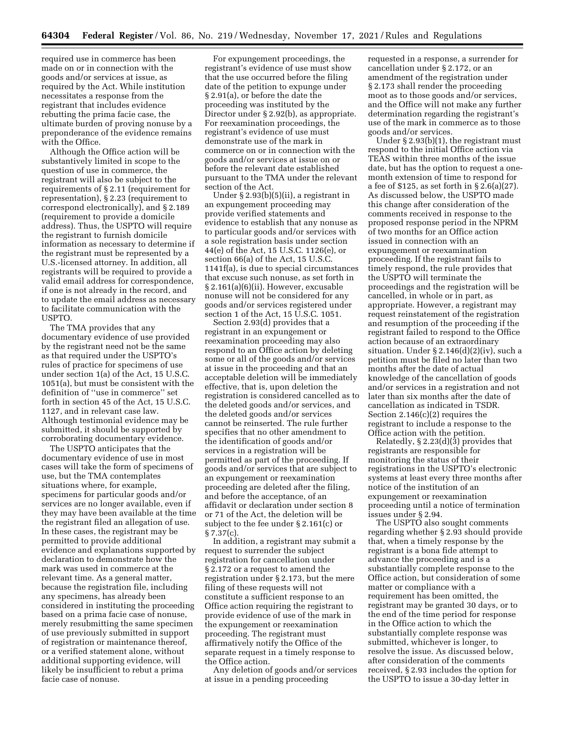required use in commerce has been made on or in connection with the goods and/or services at issue, as required by the Act. While institution necessitates a response from the registrant that includes evidence rebutting the prima facie case, the ultimate burden of proving nonuse by a preponderance of the evidence remains with the Office.

Although the Office action will be substantively limited in scope to the question of use in commerce, the registrant will also be subject to the requirements of § 2.11 (requirement for representation), § 2.23 (requirement to correspond electronically), and § 2.189 (requirement to provide a domicile address). Thus, the USPTO will require the registrant to furnish domicile information as necessary to determine if the registrant must be represented by a U.S.-licensed attorney. In addition, all registrants will be required to provide a valid email address for correspondence, if one is not already in the record, and to update the email address as necessary to facilitate communication with the USPTO.

The TMA provides that any documentary evidence of use provided by the registrant need not be the same as that required under the USPTO's rules of practice for specimens of use under section 1(a) of the Act, 15 U.S.C. 1051(a), but must be consistent with the definition of ''use in commerce'' set forth in section 45 of the Act, 15 U.S.C. 1127, and in relevant case law. Although testimonial evidence may be submitted, it should be supported by corroborating documentary evidence.

The USPTO anticipates that the documentary evidence of use in most cases will take the form of specimens of use, but the TMA contemplates situations where, for example, specimens for particular goods and/or services are no longer available, even if they may have been available at the time the registrant filed an allegation of use. In these cases, the registrant may be permitted to provide additional evidence and explanations supported by declaration to demonstrate how the mark was used in commerce at the relevant time. As a general matter, because the registration file, including any specimens, has already been considered in instituting the proceeding based on a prima facie case of nonuse, merely resubmitting the same specimen of use previously submitted in support of registration or maintenance thereof, or a verified statement alone, without additional supporting evidence, will likely be insufficient to rebut a prima facie case of nonuse.

For expungement proceedings, the registrant's evidence of use must show that the use occurred before the filing date of the petition to expunge under § 2.91(a), or before the date the proceeding was instituted by the Director under § 2.92(b), as appropriate. For reexamination proceedings, the registrant's evidence of use must demonstrate use of the mark in commerce on or in connection with the goods and/or services at issue on or before the relevant date established pursuant to the TMA under the relevant section of the Act.

Under § 2.93(b)(5)(ii), a registrant in an expungement proceeding may provide verified statements and evidence to establish that any nonuse as to particular goods and/or services with a sole registration basis under section 44(e) of the Act, 15 U.S.C. 1126(e), or section 66(a) of the Act, 15 U.S.C. 1141f(a), is due to special circumstances that excuse such nonuse, as set forth in § 2.161(a)(6)(ii). However, excusable nonuse will not be considered for any goods and/or services registered under section 1 of the Act, 15 U.S.C. 1051.

Section 2.93(d) provides that a registrant in an expungement or reexamination proceeding may also respond to an Office action by deleting some or all of the goods and/or services at issue in the proceeding and that an acceptable deletion will be immediately effective, that is, upon deletion the registration is considered cancelled as to the deleted goods and/or services, and the deleted goods and/or services cannot be reinserted. The rule further specifies that no other amendment to the identification of goods and/or services in a registration will be permitted as part of the proceeding. If goods and/or services that are subject to an expungement or reexamination proceeding are deleted after the filing, and before the acceptance, of an affidavit or declaration under section 8 or 71 of the Act, the deletion will be subject to the fee under § 2.161(c) or § 7.37(c).

In addition, a registrant may submit a request to surrender the subject registration for cancellation under § 2.172 or a request to amend the registration under § 2.173, but the mere filing of these requests will not constitute a sufficient response to an Office action requiring the registrant to provide evidence of use of the mark in the expungement or reexamination proceeding. The registrant must affirmatively notify the Office of the separate request in a timely response to the Office action.

Any deletion of goods and/or services at issue in a pending proceeding requested in a response, a surrender for cancellation under § 2.172, or an amendment of the registration under § 2.173 shall render the proceeding moot as to those goods and/or services, and the Office will not make any further determination regarding the registrant's use of the mark in commerce as to those goods and/or services.

Under § 2.93(b)(1), the registrant must respond to the initial Office action via TEAS within three months of the issue date, but has the option to request a one-month extension of time to respond for a fee of $125, as set forth in § 2.6(a)(27). As discussed below, the USPTO made this change after consideration of the comments received in response to the proposed response period in the NPRM of two months for an Office action issued in connection with an expungement or reexamination proceeding. If the registrant fails to timely respond, the rule provides that the USPTO will terminate the proceedings and the registration will be cancelled, in whole or in part, as appropriate. However, a registrant may request reinstatement of the registration and resumption of the proceeding if the registrant failed to respond to the Office action because of an extraordinary situation. Under § 2.146(d)(2)(iv), such a petition must be filed no later than two months after the date of actual knowledge of the cancellation of goods and/or services in a registration and not later than six months after the date of cancellation as indicated in TSDR. Section 2.146(c)(2) requires the registrant to include a response to the Office action with the petition.

Relatedly, § 2.23(d)(3) provides that registrants are responsible for monitoring the status of their registrations in the USPTO's electronic systems at least every three months after notice of the institution of an expungement or reexamination proceeding until a notice of termination issues under § 2.94.

The USPTO also sought comments regarding whether § 2.93 should provide that, when a timely response by the registrant is a bona fide attempt to advance the proceeding and is a substantially complete response to the Office action, but consideration of some matter or compliance with a requirement has been omitted, the registrant may be granted 30 days, or to the end of the time period for response in the Office action to which the substantially complete response was submitted, whichever is longer, to resolve the issue. As discussed below, after consideration of the comments received, § 2.93 includes the option for the USPTO to issue a 30-day letter in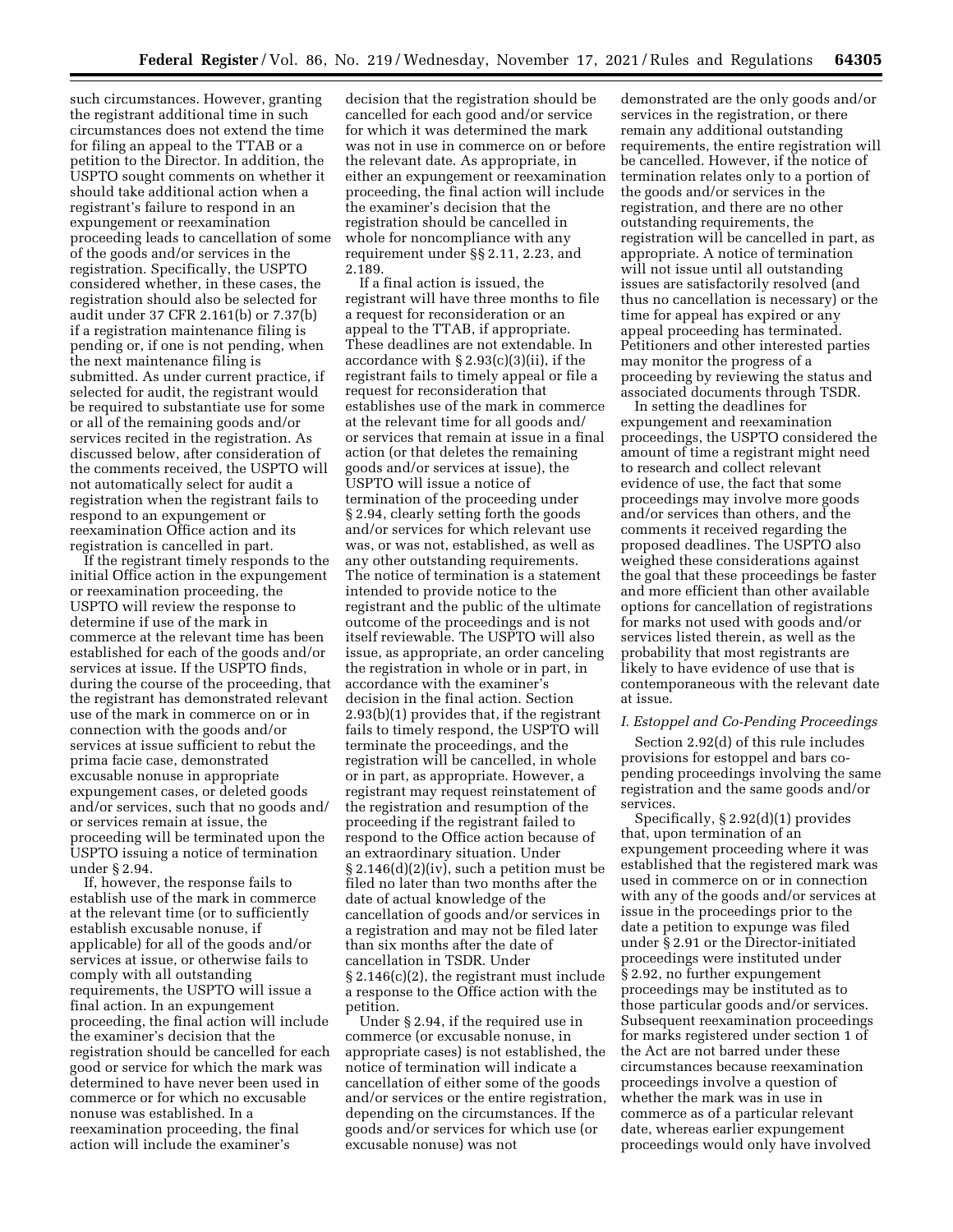such circumstances. However, granting the registrant additional time in such circumstances does not extend the time for filing an appeal to the TTAB or a petition to the Director. In addition, the USPTO sought comments on whether it should take additional action when a registrant's failure to respond in an expungement or reexamination proceeding leads to cancellation of some of the goods and/or services in the registration. Specifically, the USPTO considered whether, in these cases, the registration should also be selected for audit under 37 CFR 2.161(b) or 7.37(b) if a registration maintenance filing is pending or, if one is not pending, when the next maintenance filing is submitted. As under current practice, if selected for audit, the registrant would be required to substantiate use for some or all of the remaining goods and/or services recited in the registration. As discussed below, after consideration of the comments received, the USPTO will not automatically select for audit a registration when the registrant fails to respond to an expungement or reexamination Office action and its registration is cancelled in part.

If the registrant timely responds to the initial Office action in the expungement or reexamination proceeding, the USPTO will review the response to determine if use of the mark in commerce at the relevant time has been established for each of the goods and/or services at issue. If the USPTO finds, during the course of the proceeding, that the registrant has demonstrated relevant use of the mark in commerce on or in connection with the goods and/or services at issue sufficient to rebut the prima facie case, demonstrated excusable nonuse in appropriate expungement cases, or deleted goods and/or services, such that no goods and/or services remain at issue, the proceeding will be terminated upon the USPTO issuing a notice of termination under § 2.94.

If, however, the response fails to establish use of the mark in commerce at the relevant time (or to sufficiently establish excusable nonuse, if applicable) for all of the goods and/or services at issue, or otherwise fails to comply with all outstanding requirements, the USPTO will issue a final action. In an expungement proceeding, the final action will include the examiner's decision that the registration should be cancelled for each good or service for which the mark was determined to have never been used in commerce or for which no excusable nonuse was established. In a reexamination proceeding, the final action will include the examiner's decision that the registration should be cancelled for each good and/or service for which it was determined the mark was not in use in commerce on or before the relevant date. As appropriate, in either an expungement or reexamination proceeding, the final action will include the examiner's decision that the registration should be cancelled in whole for noncompliance with any requirement under §§ 2.11, 2.23, and 2.189.

If a final action is issued, the registrant will have three months to file a request for reconsideration or an appeal to the TTAB, if appropriate. These deadlines are not extendable. In accordance with § 2.93(c)(3)(ii), if the registrant fails to timely appeal or file a request for reconsideration that establishes use of the mark in commerce at the relevant time for all goods and/or services that remain at issue in a final action (or that deletes the remaining goods and/or services at issue), the USPTO will issue a notice of termination of the proceeding under § 2.94, clearly setting forth the goods and/or services for which relevant use was, or was not, established, as well as any other outstanding requirements. The notice of termination is a statement intended to provide notice to the registrant and the public of the ultimate outcome of the proceedings and is not itself reviewable. The USPTO will also issue, as appropriate, an order canceling the registration in whole or in part, in accordance with the examiner's decision in the final action. Section 2.93(b)(1) provides that, if the registrant fails to timely respond, the USPTO will terminate the proceedings, and the registration will be cancelled, in whole or in part, as appropriate. However, a registrant may request reinstatement of the registration and resumption of the proceeding if the registrant failed to respond to the Office action because of an extraordinary situation. Under § 2.146(d)(2)(iv), such a petition must be filed no later than two months after the date of actual knowledge of the cancellation of goods and/or services in a registration and may not be filed later than six months after the date of cancellation in TSDR. Under § 2.146(c)(2), the registrant must include a response to the Office action with the petition.

Under § 2.94, if the required use in commerce (or excusable nonuse, in appropriate cases) is not established, the notice of termination will indicate a cancellation of either some of the goods and/or services or the entire registration, depending on the circumstances. If the goods and/or services for which use (or excusable nonuse) was not demonstrated are the only goods and/or services in the registration, or there remain any additional outstanding requirements, the entire registration will be cancelled. However, if the notice of termination relates only to a portion of the goods and/or services in the registration, and there are no other outstanding requirements, the registration will be cancelled in part, as appropriate. A notice of termination will not issue until all outstanding issues are satisfactorily resolved (and thus no cancellation is necessary) or the time for appeal has expired or any appeal proceeding has terminated. Petitioners and other interested parties may monitor the progress of a proceeding by reviewing the status and associated documents through TSDR.

In setting the deadlines for expungement and reexamination proceedings, the USPTO considered the amount of time a registrant might need to research and collect relevant evidence of use, the fact that some proceedings may involve more goods and/or services than others, and the comments it received regarding the proposed deadlines. The USPTO also weighed these considerations against the goal that these proceedings be faster and more efficient than other available options for cancellation of registrations for marks not used with goods and/or services listed therein, as well as the probability that most registrants are likely to have evidence of use that is contemporaneous with the relevant date at issue.

*I. Estoppel and Co-Pending Proceedings*

Section 2.92(d) of this rule includes provisions for estoppel and bars co-pending proceedings involving the same registration and the same goods and/or services.

Specifically, § 2.92(d)(1) provides that, upon termination of an expungement proceeding where it was established that the registered mark was used in commerce on or in connection with any of the goods and/or services at issue in the proceedings prior to the date a petition to expunge was filed under § 2.91 or the Director-initiated proceedings were instituted under § 2.92, no further expungement proceedings may be instituted as to those particular goods and/or services. Subsequent reexamination proceedings for marks registered under section 1 of the Act are not barred under these circumstances because reexamination proceedings involve a question of whether the mark was in use in commerce as of a particular relevant date, whereas earlier expungement proceedings would only have involved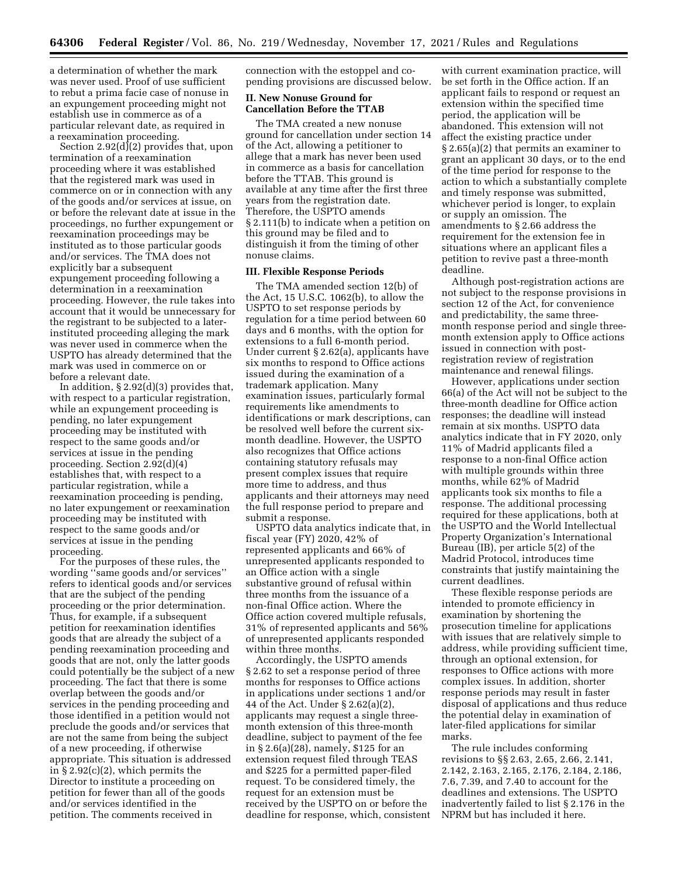a determination of whether the mark was never used. Proof of use sufficient to rebut a prima facie case of nonuse in an expungement proceeding might not establish use in commerce as of a particular relevant date, as required in a reexamination proceeding.

Section 2.92(d)(2) provides that, upon termination of a reexamination proceeding where it was established that the registered mark was used in commerce on or in connection with any of the goods and/or services at issue, on or before the relevant date at issue in the proceedings, no further expungement or reexamination proceedings may be instituted as to those particular goods and/or services. The TMA does not explicitly bar a subsequent expungement proceeding following a determination in a reexamination proceeding. However, the rule takes into account that it would be unnecessary for the registrant to be subjected to a later-instituted proceeding alleging the mark was never used in commerce when the USPTO has already determined that the mark was used in commerce on or before a relevant date.

In addition, § 2.92(d)(3) provides that, with respect to a particular registration, while an expungement proceeding is pending, no later expungement proceeding may be instituted with respect to the same goods and/or services at issue in the pending proceeding. Section 2.92(d)(4) establishes that, with respect to a particular registration, while a reexamination proceeding is pending, no later expungement or reexamination proceeding may be instituted with respect to the same goods and/or services at issue in the pending proceeding.

For the purposes of these rules, the wording "same goods and/or services" refers to identical goods and/or services that are the subject of the pending proceeding or the prior determination. Thus, for example, if a subsequent petition for reexamination identifies goods that are already the subject of a pending reexamination proceeding and goods that are not, only the latter goods could potentially be the subject of a new proceeding. The fact that there is some overlap between the goods and/or services in the pending proceeding and those identified in a petition would not preclude the goods and/or services that are not the same from being the subject of a new proceeding, if otherwise appropriate. This situation is addressed in § 2.92(c)(2), which permits the Director to institute a proceeding on petition for fewer than all of the goods and/or services identified in the petition. The comments received in connection with the estoppel and co-pending provisions are discussed below.

## II. New Nonuse Ground for Cancellation Before the TTAB

The TMA created a new nonuse ground for cancellation under section 14 of the Act, allowing a petitioner to allege that a mark has never been used in commerce as a basis for cancellation before the TTAB. This ground is available at any time after the first three years from the registration date. Therefore, the USPTO amends § 2.111(b) to indicate when a petition on this ground may be filed and to distinguish it from the timing of other nonuse claims.

## III. Flexible Response Periods

The TMA amended section 12(b) of the Act, 15 U.S.C. 1062(b), to allow the USPTO to set response periods by regulation for a time period between 60 days and 6 months, with the option for extensions to a full 6-month period. Under current § 2.62(a), applicants have six months to respond to Office actions issued during the examination of a trademark application. Many examination issues, particularly formal requirements like amendments to identifications or mark descriptions, can be resolved well before the current six-month deadline. However, the USPTO also recognizes that Office actions containing statutory refusals may present complex issues that require more time to address, and thus applicants and their attorneys may need the full response period to prepare and submit a response.

USPTO data analytics indicate that, in fiscal year (FY) 2020, 42% of represented applicants and 66% of unrepresented applicants responded to an Office action with a single substantive ground of refusal within three months from the issuance of a non-final Office action. Where the Office action covered multiple refusals, 31% of represented applicants and 56% of unrepresented applicants responded within three months.

Accordingly, the USPTO amends § 2.62 to set a response period of three months for responses to Office actions in applications under sections 1 and/or 44 of the Act. Under § 2.62(a)(2), applicants may request a single three-month extension of this three-month deadline, subject to payment of the fee in § 2.6(a)(28), namely, $125 for an extension request filed through TEAS and $225 for a permitted paper-filed request. To be considered timely, the request for an extension must be received by the USPTO on or before the deadline for response, which, consistent with current examination practice, will be set forth in the Office action. If an applicant fails to respond or request an extension within the specified time period, the application will be abandoned. This extension will not affect the existing practice under § 2.65(a)(2) that permits an examiner to grant an applicant 30 days, or to the end of the time period for response to the action to which a substantially complete and timely response was submitted, whichever period is longer, to explain or supply an omission. The amendments to § 2.66 address the requirement for the extension fee in situations where an applicant files a petition to revive past a three-month deadline.

Although post-registration actions are not subject to the response provisions in section 12 of the Act, for convenience and predictability, the same three-month response period and single three-month extension apply to Office actions issued in connection with post-registration review of registration maintenance and renewal filings.

However, applications under section 66(a) of the Act will not be subject to the three-month deadline for Office action responses; the deadline will instead remain at six months. USPTO data analytics indicate that in FY 2020, only 11% of Madrid applicants filed a response to a non-final Office action with multiple grounds within three months, while 62% of Madrid applicants took six months to file a response. The additional processing required for these applications, both at the USPTO and the World Intellectual Property Organization's International Bureau (IB), per article 5(2) of the Madrid Protocol, introduces time constraints that justify maintaining the current deadlines.

These flexible response periods are intended to promote efficiency in examination by shortening the prosecution timeline for applications with issues that are relatively simple to address, while providing sufficient time, through an optional extension, for responses to Office actions with more complex issues. In addition, shorter response periods may result in faster disposal of applications and thus reduce the potential delay in examination of later-filed applications for similar marks.

The rule includes conforming revisions to §§ 2.63, 2.65, 2.66, 2.141, 2.142, 2.163, 2.165, 2.176, 2.184, 2.186, 7.6, 7.39, and 7.40 to account for the deadlines and extensions. The USPTO inadvertently failed to list § 2.176 in the NPRM but has included it here.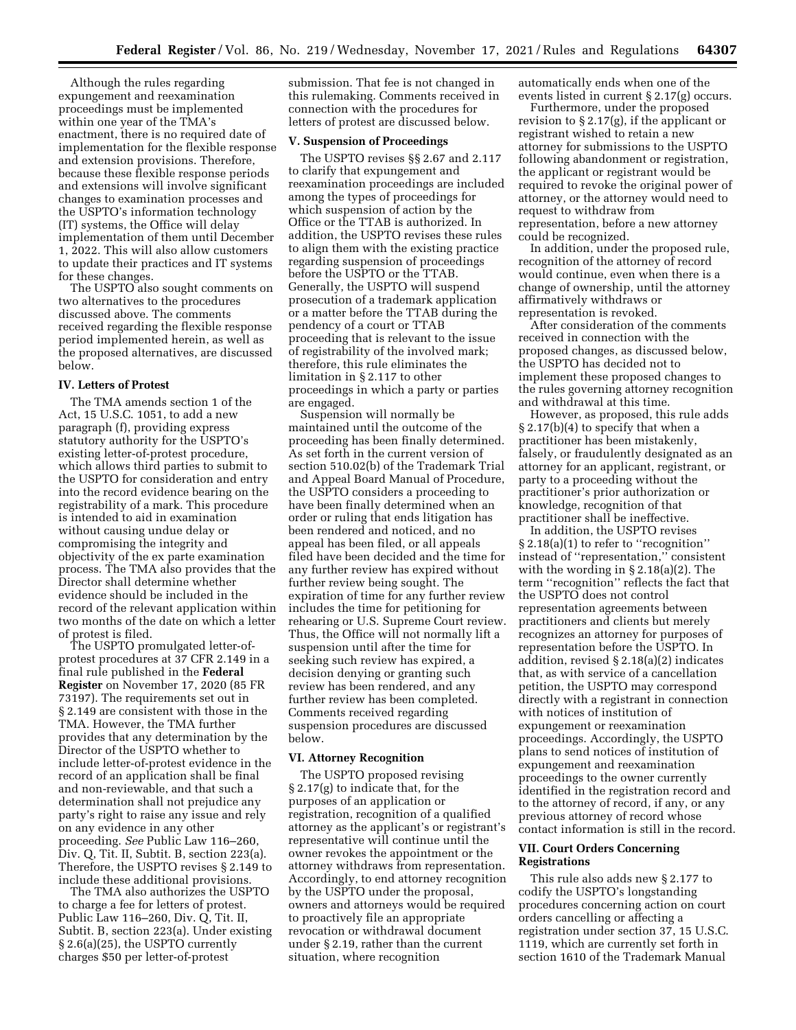Although the rules regarding expungement and reexamination proceedings must be implemented within one year of the TMA's enactment, there is no required date of implementation for the flexible response and extension provisions. Therefore, because these flexible response periods and extensions will involve significant changes to examination processes and the USPTO's information technology (IT) systems, the Office will delay implementation of them until December 1, 2022. This will also allow customers to update their practices and IT systems for these changes.

The USPTO also sought comments on two alternatives to the procedures discussed above. The comments received regarding the flexible response period implemented herein, as well as the proposed alternatives, are discussed below.

## IV. Letters of Protest

The TMA amends section 1 of the Act, 15 U.S.C. 1051, to add a new paragraph (f), providing express statutory authority for the USPTO's existing letter-of-protest procedure, which allows third parties to submit to the USPTO for consideration and entry into the record evidence bearing on the registrability of a mark. This procedure is intended to aid in examination without causing undue delay or compromising the integrity and objectivity of the ex parte examination process. The TMA also provides that the Director shall determine whether evidence should be included in the record of the relevant application within two months of the date on which a letter of protest is filed.

The USPTO promulgated letter-of-protest procedures at 37 CFR 2.149 in a final rule published in the **Federal Register** on November 17, 2020 (85 FR 73197). The requirements set out in § 2.149 are consistent with those in the TMA. However, the TMA further provides that any determination by the Director of the USPTO whether to include letter-of-protest evidence in the record of an application shall be final and non-reviewable, and that such a determination shall not prejudice any party's right to raise any issue and rely on any evidence in any other proceeding. *See* Public Law 116–260, Div. Q, Tit. II, Subtit. B, section 223(a). Therefore, the USPTO revises § 2.149 to include these additional provisions.

The TMA also authorizes the USPTO to charge a fee for letters of protest. Public Law 116–260, Div. Q, Tit. II, Subtit. B, section 223(a). Under existing § 2.6(a)(25), the USPTO currently charges $50 per letter-of-protest submission. That fee is not changed in this rulemaking. Comments received in connection with the procedures for letters of protest are discussed below.

## V. Suspension of Proceedings

The USPTO revises §§ 2.67 and 2.117 to clarify that expungement and reexamination proceedings are included among the types of proceedings for which suspension of action by the Office or the TTAB is authorized. In addition, the USPTO revises these rules to align them with the existing practice regarding suspension of proceedings before the USPTO or the TTAB. Generally, the USPTO will suspend prosecution of a trademark application or a matter before the TTAB during the pendency of a court or TTAB proceeding that is relevant to the issue of registrability of the involved mark; therefore, this rule eliminates the limitation in § 2.117 to other proceedings in which a party or parties are engaged.

Suspension will normally be maintained until the outcome of the proceeding has been finally determined. As set forth in the current version of section 510.02(b) of the Trademark Trial and Appeal Board Manual of Procedure, the USPTO considers a proceeding to have been finally determined when an order or ruling that ends litigation has been rendered and noticed, and no appeal has been filed, or all appeals filed have been decided and the time for any further review has expired without further review being sought. The expiration of time for any further review includes the time for petitioning for rehearing or U.S. Supreme Court review. Thus, the Office will not normally lift a suspension until after the time for seeking such review has expired, a decision denying or granting such review has been rendered, and any further review has been completed. Comments received regarding suspension procedures are discussed below.

## VI. Attorney Recognition

The USPTO proposed revising § 2.17(g) to indicate that, for the purposes of an application or registration, recognition of a qualified attorney as the applicant's or registrant's representative will continue until the owner revokes the appointment or the attorney withdraws from representation. Accordingly, to end attorney recognition by the USPTO under the proposal, owners and attorneys would be required to proactively file an appropriate revocation or withdrawal document under § 2.19, rather than the current situation, where recognition automatically ends when one of the events listed in current § 2.17(g) occurs.

Furthermore, under the proposed revision to § 2.17(g), if the applicant or registrant wished to retain a new attorney for submissions to the USPTO following abandonment or registration, the applicant or registrant would be required to revoke the original power of attorney, or the attorney would need to request to withdraw from representation, before a new attorney could be recognized.

In addition, under the proposed rule, recognition of the attorney of record would continue, even when there is a change of ownership, until the attorney affirmatively withdraws or representation is revoked.

After consideration of the comments received in connection with the proposed changes, as discussed below, the USPTO has decided not to implement these proposed changes to the rules governing attorney recognition and withdrawal at this time.

However, as proposed, this rule adds § 2.17(b)(4) to specify that when a practitioner has been mistakenly, falsely, or fraudulently designated as an attorney for an applicant, registrant, or party to a proceeding without the practitioner's prior authorization or knowledge, recognition of that practitioner shall be ineffective.

In addition, the USPTO revises § 2.18(a)(1) to refer to "recognition" instead of "representation," consistent with the wording in § 2.18(a)(2). The term "recognition" reflects the fact that the USPTO does not control representation agreements between practitioners and clients but merely recognizes an attorney for purposes of representation before the USPTO. In addition, revised § 2.18(a)(2) indicates that, as with service of a cancellation petition, the USPTO may correspond directly with a registrant in connection with notices of institution of expungement or reexamination proceedings. Accordingly, the USPTO plans to send notices of institution of expungement and reexamination proceedings to the owner currently identified in the registration record and to the attorney of record, if any, or any previous attorney of record whose contact information is still in the record.

## VII. Court Orders Concerning Registrations

This rule also adds new § 2.177 to codify the USPTO's longstanding procedures concerning action on court orders cancelling or affecting a registration under section 37, 15 U.S.C. 1119, which are currently set forth in section 1610 of the Trademark Manual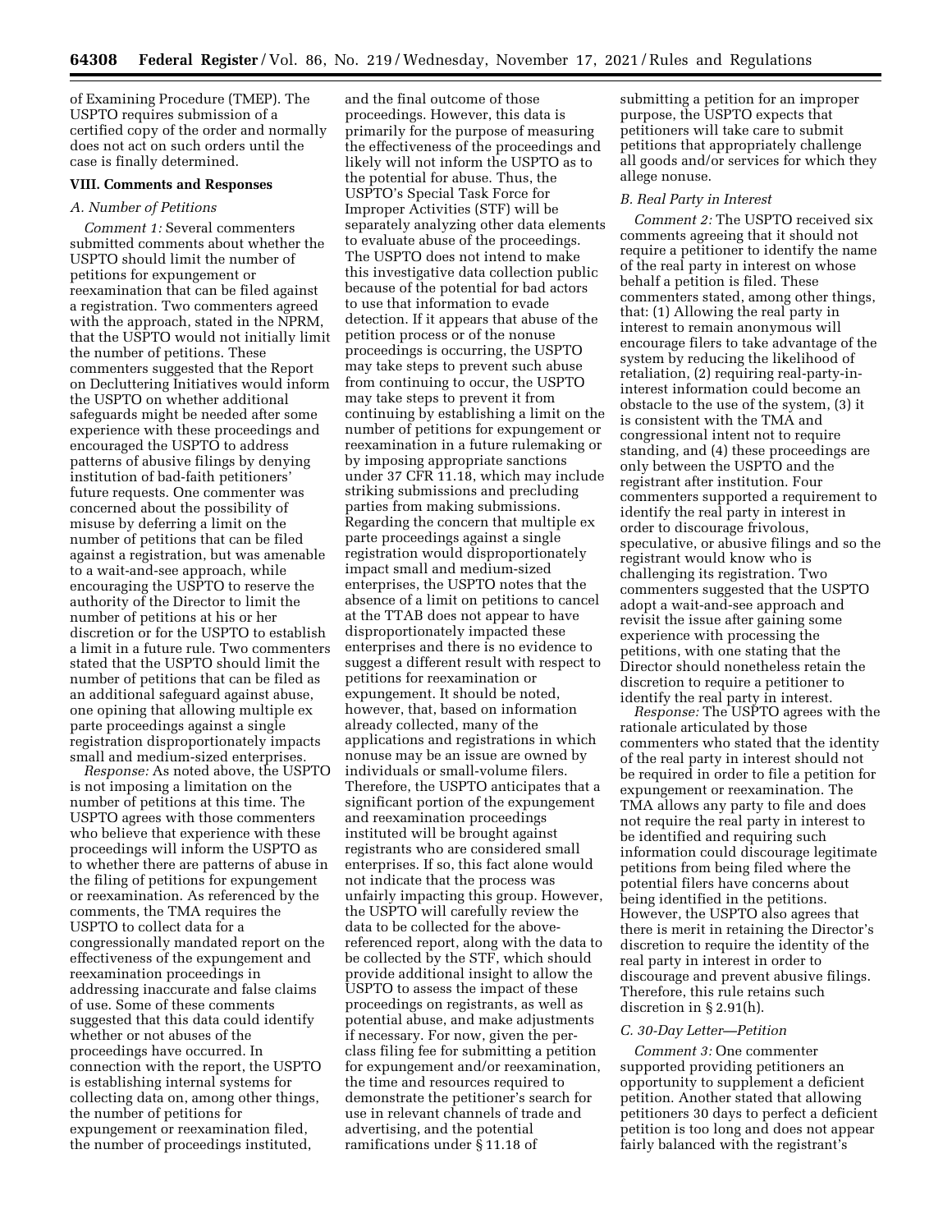of Examining Procedure (TMEP). The USPTO requires submission of a certified copy of the order and normally does not act on such orders until the case is finally determined.

## VIII. Comments and Responses

### A. Number of Petitions

*Comment 1:* Several commenters submitted comments about whether the USPTO should limit the number of petitions for expungement or reexamination that can be filed against a registration. Two commenters agreed with the approach, stated in the NPRM, that the USPTO would not initially limit the number of petitions. These commenters suggested that the Report on Decluttering Initiatives would inform the USPTO on whether additional safeguards might be needed after some experience with these proceedings and encouraged the USPTO to address patterns of abusive filings by denying institution of bad-faith petitioners' future requests. One commenter was concerned about the possibility of misuse by deferring a limit on the number of petitions that can be filed against a registration, but was amenable to a wait-and-see approach, while encouraging the USPTO to reserve the authority of the Director to limit the number of petitions at his or her discretion or for the USPTO to establish a limit in a future rule. Two commenters stated that the USPTO should limit the number of petitions that can be filed as an additional safeguard against abuse, one opining that allowing multiple ex parte proceedings against a single registration disproportionately impacts small and medium-sized enterprises.

*Response:* As noted above, the USPTO is not imposing a limitation on the number of petitions at this time. The USPTO agrees with those commenters who believe that experience with these proceedings will inform the USPTO as to whether there are patterns of abuse in the filing of petitions for expungement or reexamination. As referenced by the comments, the TMA requires the USPTO to collect data for a congressionally mandated report on the effectiveness of the expungement and reexamination proceedings in addressing inaccurate and false claims of use. Some of these comments suggested that this data could identify whether or not abuses of the proceedings have occurred. In connection with the report, the USPTO is establishing internal systems for collecting data on, among other things, the number of petitions for expungement or reexamination filed, the number of proceedings instituted, and the final outcome of those proceedings. However, this data is primarily for the purpose of measuring the effectiveness of the proceedings and likely will not inform the USPTO as to the potential for abuse. Thus, the USPTO's Special Task Force for Improper Activities (STF) will be separately analyzing other data elements to evaluate abuse of the proceedings. The USPTO does not intend to make this investigative data collection public because of the potential for bad actors to use that information to evade detection. If it appears that abuse of the petition process or of the nonuse proceedings is occurring, the USPTO may take steps to prevent such abuse from continuing to occur, the USPTO may take steps to prevent it from continuing by establishing a limit on the number of petitions for expungement or reexamination in a future rulemaking or by imposing appropriate sanctions under 37 CFR 11.18, which may include striking submissions and precluding parties from making submissions. Regarding the concern that multiple ex parte proceedings against a single registration would disproportionately impact small and medium-sized enterprises, the USPTO notes that the absence of a limit on petitions to cancel at the TTAB does not appear to have disproportionately impacted these enterprises and there is no evidence to suggest a different result with respect to petitions for reexamination or expungement. It should be noted, however, that, based on information already collected, many of the applications and registrations in which nonuse may be an issue are owned by individuals or small-volume filers. Therefore, the USPTO anticipates that a significant portion of the expungement and reexamination proceedings instituted will be brought against registrants who are considered small enterprises. If so, this fact alone would not indicate that the process was unfairly impacting this group. However, the USPTO will carefully review the data to be collected for the above-referenced report, along with the data to be collected by the STF, which should provide additional insight to allow the USPTO to assess the impact of these proceedings on registrants, as well as potential abuse, and make adjustments if necessary. For now, given the per-class filing fee for submitting a petition for expungement and/or reexamination, the time and resources required to demonstrate the petitioner's search for use in relevant channels of trade and advertising, and the potential ramifications under § 11.18 of submitting a petition for an improper purpose, the USPTO expects that petitioners will take care to submit petitions that appropriately challenge all goods and/or services for which they allege nonuse.

### B. Real Party in Interest

*Comment 2:* The USPTO received six comments agreeing that it should not require a petitioner to identify the name of the real party in interest on whose behalf a petition is filed. These commenters stated, among other things, that: (1) Allowing the real party in interest to remain anonymous will encourage filers to take advantage of the system by reducing the likelihood of retaliation, (2) requiring real-party-in-interest information could become an obstacle to the use of the system, (3) it is consistent with the TMA and congressional intent not to require standing, and (4) these proceedings are only between the USPTO and the registrant after institution. Four commenters supported a requirement to identify the real party in interest in order to discourage frivolous, speculative, or abusive filings and so the registrant would know who is challenging its registration. Two commenters suggested that the USPTO adopt a wait-and-see approach and revisit the issue after gaining some experience with processing the petitions, with one stating that the Director should nonetheless retain the discretion to require a petitioner to identify the real party in interest.

*Response:* The USPTO agrees with the rationale articulated by those commenters who stated that the identity of the real party in interest should not be required in order to file a petition for expungement or reexamination. The TMA allows any party to file and does not require the real party in interest to be identified and requiring such information could discourage legitimate petitions from being filed where the potential filers have concerns about being identified in the petitions. However, the USPTO also agrees that there is merit in retaining the Director's discretion to require the identity of the real party in interest in order to discourage and prevent abusive filings. Therefore, this rule retains such discretion in § 2.91(h).

### C. 30-Day Letter—Petition

*Comment 3:* One commenter supported providing petitioners an opportunity to supplement a deficient petition. Another stated that allowing petitioners 30 days to perfect a deficient petition is too long and does not appear fairly balanced with the registrant's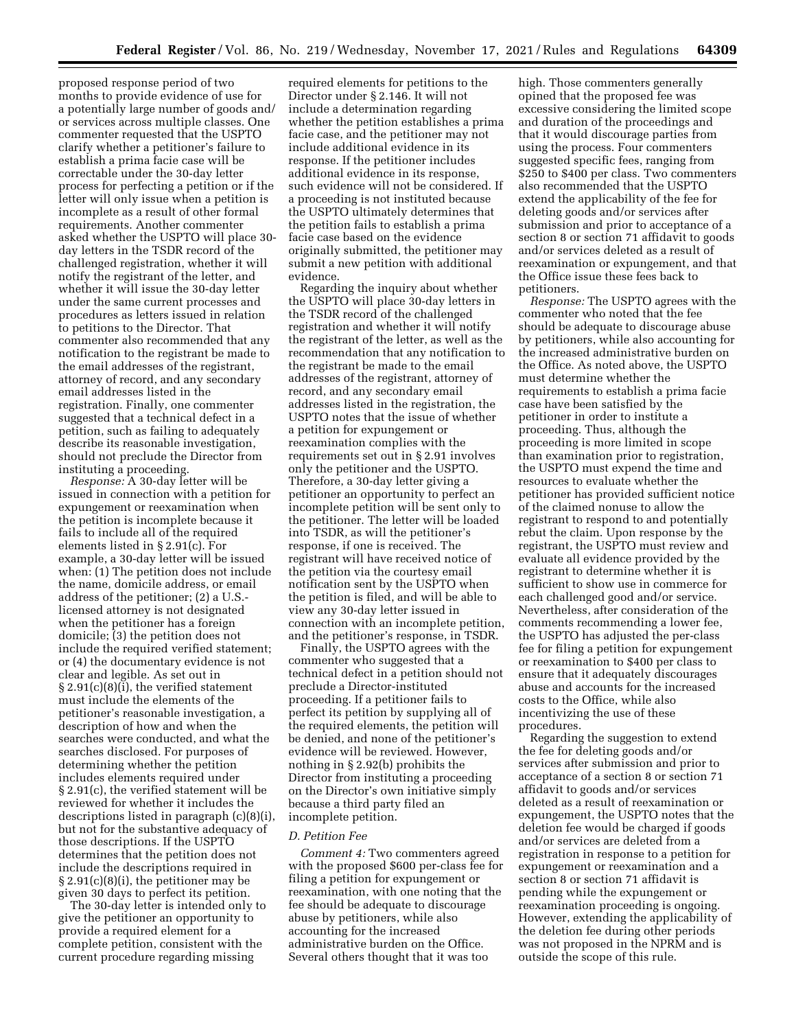proposed response period of two months to provide evidence of use for a potentially large number of goods and/or services across multiple classes. One commenter requested that the USPTO clarify whether a petitioner's failure to establish a prima facie case will be correctable under the 30-day letter process for perfecting a petition or if the letter will only issue when a petition is incomplete as a result of other formal requirements. Another commenter asked whether the USPTO will place 30-day letters in the TSDR record of the challenged registration, whether it will notify the registrant of the letter, and whether it will issue the 30-day letter under the same current processes and procedures as letters issued in relation to petitions to the Director. That commenter also recommended that any notification to the registrant be made to the email addresses of the registrant, attorney of record, and any secondary email addresses listed in the registration. Finally, one commenter suggested that a technical defect in a petition, such as failing to adequately describe its reasonable investigation, should not preclude the Director from instituting a proceeding.

*Response:* A 30-day letter will be issued in connection with a petition for expungement or reexamination when the petition is incomplete because it fails to include all of the required elements listed in § 2.91(c). For example, a 30-day letter will be issued when: (1) The petition does not include the name, domicile address, or email address of the petitioner; (2) a U.S.-licensed attorney is not designated when the petitioner has a foreign domicile; (3) the petition does not include the required verified statement; or (4) the documentary evidence is not clear and legible. As set out in § 2.91(c)(8)(i), the verified statement must include the elements of the petitioner's reasonable investigation, a description of how and when the searches were conducted, and what the searches disclosed. For purposes of determining whether the petition includes elements required under § 2.91(c), the verified statement will be reviewed for whether it includes the descriptions listed in paragraph (c)(8)(i), but not for the substantive adequacy of those descriptions. If the USPTO determines that the petition does not include the descriptions required in § 2.91(c)(8)(i), the petitioner may be given 30 days to perfect its petition.

The 30-day letter is intended only to give the petitioner an opportunity to provide a required element for a complete petition, consistent with the current procedure regarding missing required elements for petitions to the Director under § 2.146. It will not include a determination regarding whether the petition establishes a prima facie case, and the petitioner may not include additional evidence in its response. If the petitioner includes additional evidence in its response, such evidence will not be considered. If a proceeding is not instituted because the USPTO ultimately determines that the petition fails to establish a prima facie case based on the evidence originally submitted, the petitioner may submit a new petition with additional evidence.

Regarding the inquiry about whether the USPTO will place 30-day letters in the TSDR record of the challenged registration and whether it will notify the registrant of the letter, as well as the recommendation that any notification to the registrant be made to the email addresses of the registrant, attorney of record, and any secondary email addresses listed in the registration, the USPTO notes that the issue of whether a petition for expungement or reexamination complies with the requirements set out in § 2.91 involves only the petitioner and the USPTO. Therefore, a 30-day letter giving a petitioner an opportunity to perfect an incomplete petition will be sent only to the petitioner. The letter will be loaded into TSDR, as will the petitioner's response, if one is received. The registrant will have received notice of the petition via the courtesy email notification sent by the USPTO when the petition is filed, and will be able to view any 30-day letter issued in connection with an incomplete petition, and the petitioner's response, in TSDR.

Finally, the USPTO agrees with the commenter who suggested that a technical defect in a petition should not preclude a Director-instituted proceeding. If a petitioner fails to perfect its petition by supplying all of the required elements, the petition will be denied, and none of the petitioner's evidence will be reviewed. However, nothing in § 2.92(b) prohibits the Director from instituting a proceeding on the Director's own initiative simply because a third party filed an incomplete petition.

### *D. Petition Fee*

*Comment 4:* Two commenters agreed with the proposed $600 per-class fee for filing a petition for expungement or reexamination, with one noting that the fee should be adequate to discourage abuse by petitioners, while also accounting for the increased administrative burden on the Office. Several others thought that it was too high. Those commenters generally opined that the proposed fee was excessive considering the limited scope and duration of the proceedings and that it would discourage parties from using the process. Four commenters suggested specific fees, ranging from $250 to $400 per class. Two commenters also recommended that the USPTO extend the applicability of the fee for deleting goods and/or services after submission and prior to acceptance of a section 8 or section 71 affidavit to goods and/or services deleted as a result of reexamination or expungement, and that the Office issue these fees back to petitioners.

*Response:* The USPTO agrees with the commenter who noted that the fee should be adequate to discourage abuse by petitioners, while also accounting for the increased administrative burden on the Office. As noted above, the USPTO must determine whether the requirements to establish a prima facie case have been satisfied by the petitioner in order to institute a proceeding. Thus, although the proceeding is more limited in scope than examination prior to registration, the USPTO must expend the time and resources to evaluate whether the petitioner has provided sufficient notice of the claimed nonuse to allow the registrant to respond to and potentially rebut the claim. Upon response by the registrant, the USPTO must review and evaluate all evidence provided by the registrant to determine whether it is sufficient to show use in commerce for each challenged good and/or service. Nevertheless, after consideration of the comments recommending a lower fee, the USPTO has adjusted the per-class fee for filing a petition for expungement or reexamination to $400 per class to ensure that it adequately discourages abuse and accounts for the increased costs to the Office, while also incentivizing the use of these procedures.

Regarding the suggestion to extend the fee for deleting goods and/or services after submission and prior to acceptance of a section 8 or section 71 affidavit to goods and/or services deleted as a result of reexamination or expungement, the USPTO notes that the deletion fee would be charged if goods and/or services are deleted from a registration in response to a petition for expungement or reexamination and a section 8 or section 71 affidavit is pending while the expungement or reexamination proceeding is ongoing. However, extending the applicability of the deletion fee during other periods was not proposed in the NPRM and is outside the scope of this rule.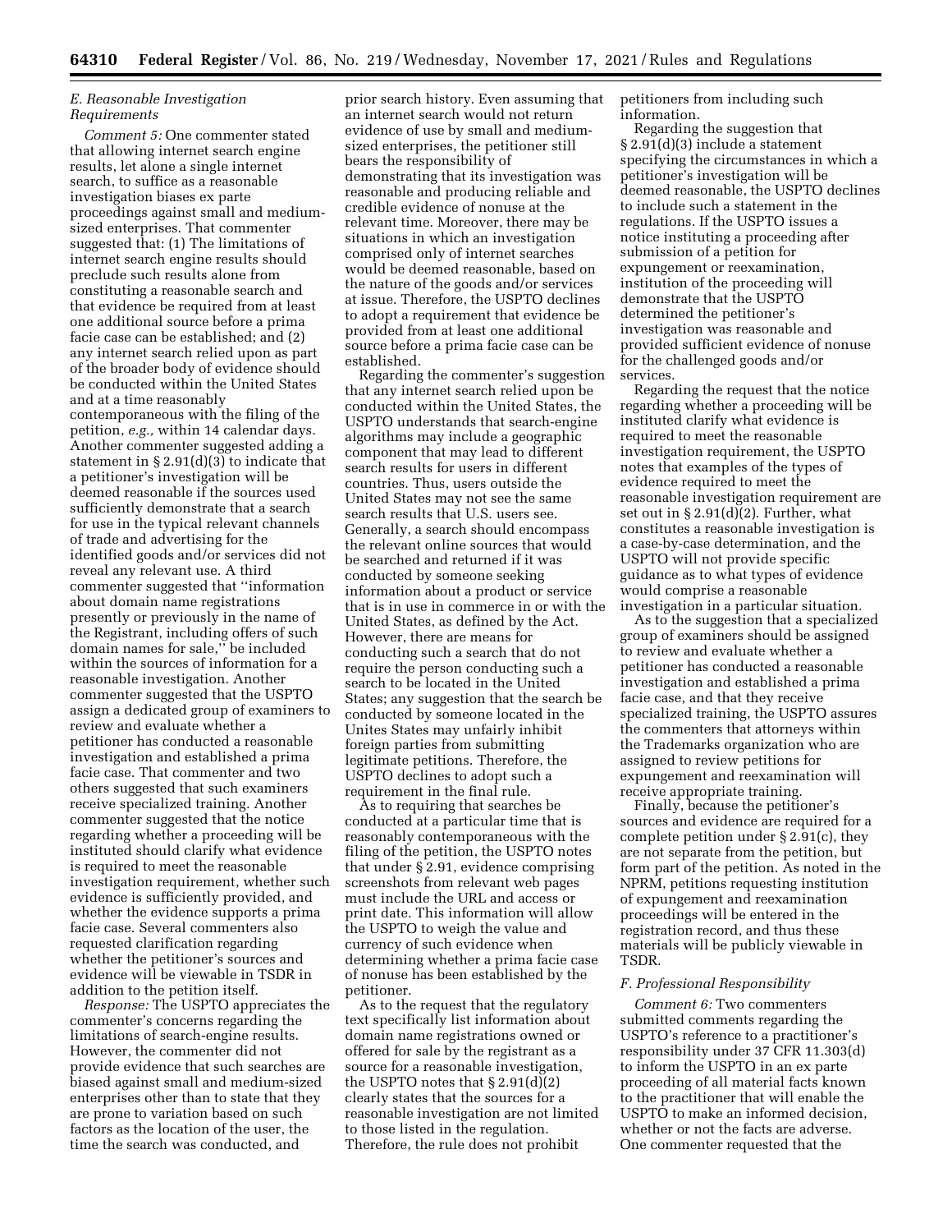### E. Reasonable Investigation Requirements

*Comment 5:* One commenter stated that allowing internet search engine results, let alone a single internet search, to suffice as a reasonable investigation biases ex parte proceedings against small and medium-sized enterprises. That commenter suggested that: (1) The limitations of internet search engine results should preclude such results alone from constituting a reasonable search and that evidence be required from at least one additional source before a prima facie case can be established; and (2) any internet search relied upon as part of the broader body of evidence should be conducted within the United States and at a time reasonably contemporaneous with the filing of the petition, *e.g.,* within 14 calendar days. Another commenter suggested adding a statement in § 2.91(d)(3) to indicate that a petitioner's investigation will be deemed reasonable if the sources used sufficiently demonstrate that a search for use in the typical relevant channels of trade and advertising for the identified goods and/or services did not reveal any relevant use. A third commenter suggested that "information about domain name registrations presently or previously in the name of the Registrant, including offers of such domain names for sale," be included within the sources of information for a reasonable investigation. Another commenter suggested that the USPTO assign a dedicated group of examiners to review and evaluate whether a petitioner has conducted a reasonable investigation and established a prima facie case. That commenter and two others suggested that such examiners receive specialized training. Another commenter suggested that the notice regarding whether a proceeding will be instituted should clarify what evidence is required to meet the reasonable investigation requirement, whether such evidence is sufficiently provided, and whether the evidence supports a prima facie case. Several commenters also requested clarification regarding whether the petitioner's sources and evidence will be viewable in TSDR in addition to the petition itself.

*Response:* The USPTO appreciates the commenter's concerns regarding the limitations of search-engine results. However, the commenter did not provide evidence that such searches are biased against small and medium-sized enterprises other than to state that they are prone to variation based on such factors as the location of the user, the time the search was conducted, and prior search history. Even assuming that an internet search would not return evidence of use by small and medium-sized enterprises, the petitioner still bears the responsibility of demonstrating that its investigation was reasonable and producing reliable and credible evidence of nonuse at the relevant time. Moreover, there may be situations in which an investigation comprised only of internet searches would be deemed reasonable, based on the nature of the goods and/or services at issue. Therefore, the USPTO declines to adopt a requirement that evidence be provided from at least one additional source before a prima facie case can be established.

Regarding the commenter's suggestion that any internet search relied upon be conducted within the United States, the USPTO understands that search-engine algorithms may include a geographic component that may lead to different search results for users in different countries. Thus, users outside the United States may not see the same search results that U.S. users see. Generally, a search should encompass the relevant online sources that would be searched and returned if it was conducted by someone seeking information about a product or service that is in use in commerce in or with the United States, as defined by the Act. However, there are means for conducting such a search that do not require the person conducting such a search to be located in the United States; any suggestion that the search be conducted by someone located in the Unites States may unfairly inhibit foreign parties from submitting legitimate petitions. Therefore, the USPTO declines to adopt such a requirement in the final rule.

As to requiring that searches be conducted at a particular time that is reasonably contemporaneous with the filing of the petition, the USPTO notes that under § 2.91, evidence comprising screenshots from relevant web pages must include the URL and access or print date. This information will allow the USPTO to weigh the value and currency of such evidence when determining whether a prima facie case of nonuse has been established by the petitioner.

As to the request that the regulatory text specifically list information about domain name registrations owned or offered for sale by the registrant as a source for a reasonable investigation, the USPTO notes that § 2.91(d)(2) clearly states that the sources for a reasonable investigation are not limited to those listed in the regulation. Therefore, the rule does not prohibit petitioners from including such information.

Regarding the suggestion that § 2.91(d)(3) include a statement specifying the circumstances in which a petitioner's investigation will be deemed reasonable, the USPTO declines to include such a statement in the regulations. If the USPTO issues a notice instituting a proceeding after submission of a petition for expungement or reexamination, institution of the proceeding will demonstrate that the USPTO determined the petitioner's investigation was reasonable and provided sufficient evidence of nonuse for the challenged goods and/or services.

Regarding the request that the notice regarding whether a proceeding will be instituted clarify what evidence is required to meet the reasonable investigation requirement, the USPTO notes that examples of the types of evidence required to meet the reasonable investigation requirement are set out in § 2.91(d)(2). Further, what constitutes a reasonable investigation is a case-by-case determination, and the USPTO will not provide specific guidance as to what types of evidence would comprise a reasonable investigation in a particular situation.

As to the suggestion that a specialized group of examiners should be assigned to review and evaluate whether a petitioner has conducted a reasonable investigation and established a prima facie case, and that they receive specialized training, the USPTO assures the commenters that attorneys within the Trademarks organization who are assigned to review petitions for expungement and reexamination will receive appropriate training.

Finally, because the petitioner's sources and evidence are required for a complete petition under § 2.91(c), they are not separate from the petition, but form part of the petition. As noted in the NPRM, petitions requesting institution of expungement and reexamination proceedings will be entered in the registration record, and thus these materials will be publicly viewable in TSDR.

### F. Professional Responsibility

*Comment 6:* Two commenters submitted comments regarding the USPTO's reference to a practitioner's responsibility under 37 CFR 11.303(d) to inform the USPTO in an ex parte proceeding of all material facts known to the practitioner that will enable the USPTO to make an informed decision, whether or not the facts are adverse. One commenter requested that the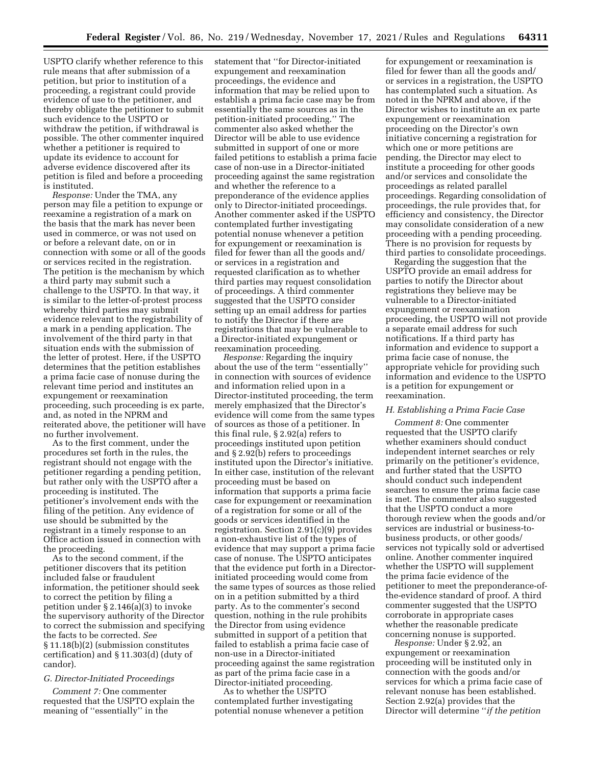USPTO clarify whether reference to this rule means that after submission of a petition, but prior to institution of a proceeding, a registrant could provide evidence of use to the petitioner, and thereby obligate the petitioner to submit such evidence to the USPTO or withdraw the petition, if withdrawal is possible. The other commenter inquired whether a petitioner is required to update its evidence to account for adverse evidence discovered after its petition is filed and before a proceeding is instituted.

*Response:* Under the TMA, any person may file a petition to expunge or reexamine a registration of a mark on the basis that the mark has never been used in commerce, or was not used on or before a relevant date, on or in connection with some or all of the goods or services recited in the registration. The petition is the mechanism by which a third party may submit such a challenge to the USPTO. In that way, it is similar to the letter-of-protest process whereby third parties may submit evidence relevant to the registrability of a mark in a pending application. The involvement of the third party in that situation ends with the submission of the letter of protest. Here, if the USPTO determines that the petition establishes a prima facie case of nonuse during the relevant time period and institutes an expungement or reexamination proceeding, such proceeding is ex parte, and, as noted in the NPRM and reiterated above, the petitioner will have no further involvement.

As to the first comment, under the procedures set forth in the rules, the registrant should not engage with the petitioner regarding a pending petition, but rather only with the USPTO after a proceeding is instituted. The petitioner's involvement ends with the filing of the petition. Any evidence of use should be submitted by the registrant in a timely response to an Office action issued in connection with the proceeding.

As to the second comment, if the petitioner discovers that its petition included false or fraudulent information, the petitioner should seek to correct the petition by filing a petition under § 2.146(a)(3) to invoke the supervisory authority of the Director to correct the submission and specifying the facts to be corrected. *See* § 11.18(b)(2) (submission constitutes certification) and § 11.303(d) (duty of candor).

### G. Director-Initiated Proceedings

*Comment 7:* One commenter requested that the USPTO explain the meaning of ''essentially'' in the statement that ''for Director-initiated expungement and reexamination proceedings, the evidence and information that may be relied upon to establish a prima facie case may be from essentially the same sources as in the petition-initiated proceeding.'' The commenter also asked whether the Director will be able to use evidence submitted in support of one or more failed petitions to establish a prima facie case of non-use in a Director-initiated proceeding against the same registration and whether the reference to a preponderance of the evidence applies only to Director-initiated proceedings. Another commenter asked if the USPTO contemplated further investigating potential nonuse whenever a petition for expungement or reexamination is filed for fewer than all the goods and/or services in a registration and requested clarification as to whether third parties may request consolidation of proceedings. A third commenter suggested that the USPTO consider setting up an email address for parties to notify the Director if there are registrations that may be vulnerable to a Director-initiated expungement or reexamination proceeding.

*Response:* Regarding the inquiry about the use of the term ''essentially'' in connection with sources of evidence and information relied upon in a Director-instituted proceeding, the term merely emphasized that the Director's evidence will come from the same types of sources as those of a petitioner. In this final rule, § 2.92(a) refers to proceedings instituted upon petition and § 2.92(b) refers to proceedings instituted upon the Director's initiative. In either case, institution of the relevant proceeding must be based on information that supports a prima facie case for expungement or reexamination of a registration for some or all of the goods or services identified in the registration. Section 2.91(c)(9) provides a non-exhaustive list of the types of evidence that may support a prima facie case of nonuse. The USPTO anticipates that the evidence put forth in a Director-initiated proceeding would come from the same types of sources as those relied on in a petition submitted by a third party. As to the commenter's second question, nothing in the rule prohibits the Director from using evidence submitted in support of a petition that failed to establish a prima facie case of non-use in a Director-initiated proceeding against the same registration as part of the prima facie case in a Director-initiated proceeding.

As to whether the USPTO contemplated further investigating potential nonuse whenever a petition for expungement or reexamination is filed for fewer than all the goods and/or services in a registration, the USPTO has contemplated such a situation. As noted in the NPRM and above, if the Director wishes to institute an ex parte expungement or reexamination proceeding on the Director's own initiative concerning a registration for which one or more petitions are pending, the Director may elect to institute a proceeding for other goods and/or services and consolidate the proceedings as related parallel proceedings. Regarding consolidation of proceedings, the rule provides that, for efficiency and consistency, the Director may consolidate consideration of a new proceeding with a pending proceeding. There is no provision for requests by third parties to consolidate proceedings.

Regarding the suggestion that the USPTO provide an email address for parties to notify the Director about registrations they believe may be vulnerable to a Director-initiated expungement or reexamination proceeding, the USPTO will not provide a separate email address for such notifications. If a third party has information and evidence to support a prima facie case of nonuse, the appropriate vehicle for providing such information and evidence to the USPTO is a petition for expungement or reexamination.

### H. Establishing a Prima Facie Case

*Comment 8:* One commenter requested that the USPTO clarify whether examiners should conduct independent internet searches or rely primarily on the petitioner's evidence, and further stated that the USPTO should conduct such independent searches to ensure the prima facie case is met. The commenter also suggested that the USPTO conduct a more thorough review when the goods and/or services are industrial or business-to-business products, or other goods/services not typically sold or advertised online. Another commenter inquired whether the USPTO will supplement the prima facie evidence of the petitioner to meet the preponderance-of-the-evidence standard of proof. A third commenter suggested that the USPTO corroborate in appropriate cases whether the reasonable predicate concerning nonuse is supported.

*Response:* Under § 2.92, an expungement or reexamination proceeding will be instituted only in connection with the goods and/or services for which a prima facie case of relevant nonuse has been established. Section 2.92(a) provides that the Director will determine ''*if the petition*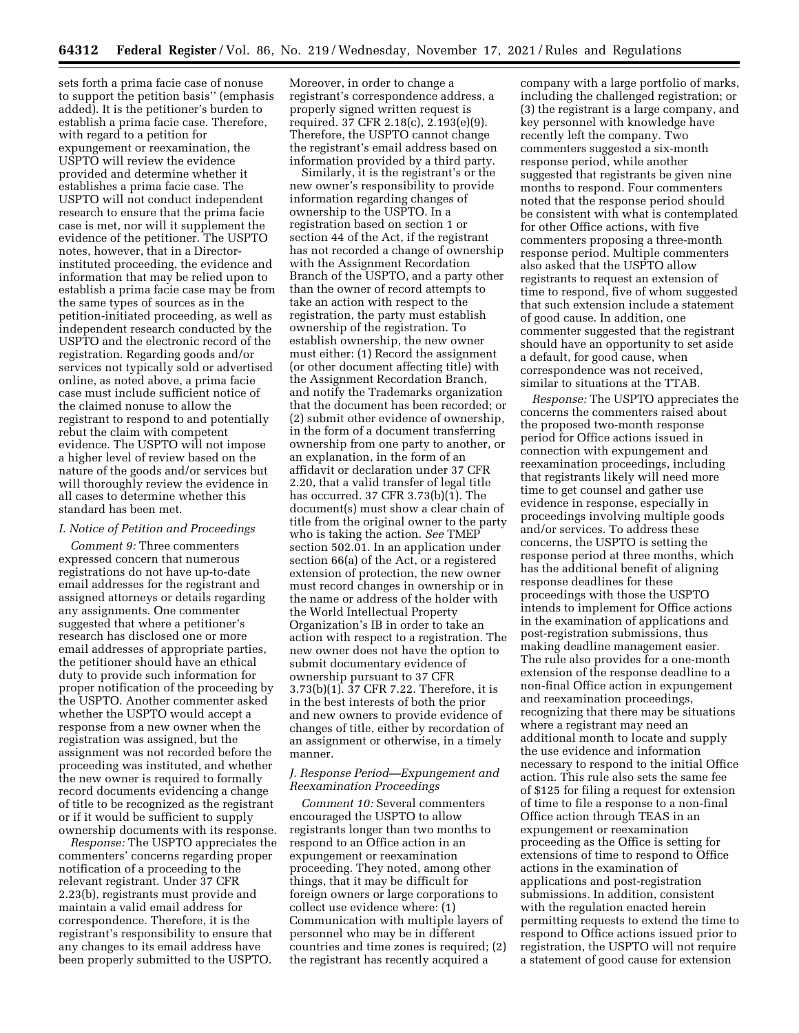sets forth a prima facie case of nonuse to support the petition basis'' (emphasis added). It is the petitioner's burden to establish a prima facie case. Therefore, with regard to a petition for expungement or reexamination, the USPTO will review the evidence provided and determine whether it establishes a prima facie case. The USPTO will not conduct independent research to ensure that the prima facie case is met, nor will it supplement the evidence of the petitioner. The USPTO notes, however, that in a Director-instituted proceeding, the evidence and information that may be relied upon to establish a prima facie case may be from the same types of sources as in the petition-initiated proceeding, as well as independent research conducted by the USPTO and the electronic record of the registration. Regarding goods and/or services not typically sold or advertised online, as noted above, a prima facie case must include sufficient notice of the claimed nonuse to allow the registrant to respond to and potentially rebut the claim with competent evidence. The USPTO will not impose a higher level of review based on the nature of the goods and/or services but will thoroughly review the evidence in all cases to determine whether this standard has been met.

### I. Notice of Petition and Proceedings

*Comment 9:* Three commenters expressed concern that numerous registrations do not have up-to-date email addresses for the registrant and assigned attorneys or details regarding any assignments. One commenter suggested that where a petitioner's research has disclosed one or more email addresses of appropriate parties, the petitioner should have an ethical duty to provide such information for proper notification of the proceeding by the USPTO. Another commenter asked whether the USPTO would accept a response from a new owner when the registration was assigned, but the assignment was not recorded before the proceeding was instituted, and whether the new owner is required to formally record documents evidencing a change of title to be recognized as the registrant or if it would be sufficient to supply ownership documents with its response.

*Response:* The USPTO appreciates the commenters' concerns regarding proper notification of a proceeding to the relevant registrant. Under 37 CFR 2.23(b), registrants must provide and maintain a valid email address for correspondence. Therefore, it is the registrant's responsibility to ensure that any changes to its email address have been properly submitted to the USPTO. Moreover, in order to change a registrant's correspondence address, a properly signed written request is required. 37 CFR 2.18(c), 2.193(e)(9). Therefore, the USPTO cannot change the registrant's email address based on information provided by a third party.

Similarly, it is the registrant's or the new owner's responsibility to provide information regarding changes of ownership to the USPTO. In a registration based on section 1 or section 44 of the Act, if the registrant has not recorded a change of ownership with the Assignment Recordation Branch of the USPTO, and a party other than the owner of record attempts to take an action with respect to the registration, the party must establish ownership of the registration. To establish ownership, the new owner must either: (1) Record the assignment (or other document affecting title) with the Assignment Recordation Branch, and notify the Trademarks organization that the document has been recorded; or (2) submit other evidence of ownership, in the form of a document transferring ownership from one party to another, or an explanation, in the form of an affidavit or declaration under 37 CFR 2.20, that a valid transfer of legal title has occurred. 37 CFR 3.73(b)(1). The document(s) must show a clear chain of title from the original owner to the party who is taking the action. *See* TMEP section 502.01. In an application under section 66(a) of the Act, or a registered extension of protection, the new owner must record changes in ownership or in the name or address of the holder with the World Intellectual Property Organization's IB in order to take an action with respect to a registration. The new owner does not have the option to submit documentary evidence of ownership pursuant to 37 CFR 3.73(b)(1). 37 CFR 7.22. Therefore, it is in the best interests of both the prior and new owners to provide evidence of changes of title, either by recordation of an assignment or otherwise, in a timely manner.

### J. Response Period—Expungement and Reexamination Proceedings

*Comment 10:* Several commenters encouraged the USPTO to allow registrants longer than two months to respond to an Office action in an expungement or reexamination proceeding. They noted, among other things, that it may be difficult for foreign owners or large corporations to collect use evidence where: (1) Communication with multiple layers of personnel who may be in different countries and time zones is required; (2) the registrant has recently acquired a company with a large portfolio of marks, including the challenged registration; or (3) the registrant is a large company, and key personnel with knowledge have recently left the company. Two commenters suggested a six-month response period, while another suggested that registrants be given nine months to respond. Four commenters noted that the response period should be consistent with what is contemplated for other Office actions, with five commenters proposing a three-month response period. Multiple commenters also asked that the USPTO allow registrants to request an extension of time to respond, five of whom suggested that such extension include a statement of good cause. In addition, one commenter suggested that the registrant should have an opportunity to set aside a default, for good cause, when correspondence was not received, similar to situations at the TTAB.

*Response:* The USPTO appreciates the concerns the commenters raised about the proposed two-month response period for Office actions issued in connection with expungement and reexamination proceedings, including that registrants likely will need more time to get counsel and gather use evidence in response, especially in proceedings involving multiple goods and/or services. To address these concerns, the USPTO is setting the response period at three months, which has the additional benefit of aligning response deadlines for these proceedings with those the USPTO intends to implement for Office actions in the examination of applications and post-registration submissions, thus making deadline management easier. The rule also provides for a one-month extension of the response deadline to a non-final Office action in expungement and reexamination proceedings, recognizing that there may be situations where a registrant may need an additional month to locate and supply the use evidence and information necessary to respond to the initial Office action. This rule also sets the same fee of $125 for filing a request for extension of time to file a response to a non-final Office action through TEAS in an expungement or reexamination proceeding as the Office is setting for extensions of time to respond to Office actions in the examination of applications and post-registration submissions. In addition, consistent with the regulation enacted herein permitting requests to extend the time to respond to Office actions issued prior to registration, the USPTO will not require a statement of good cause for extension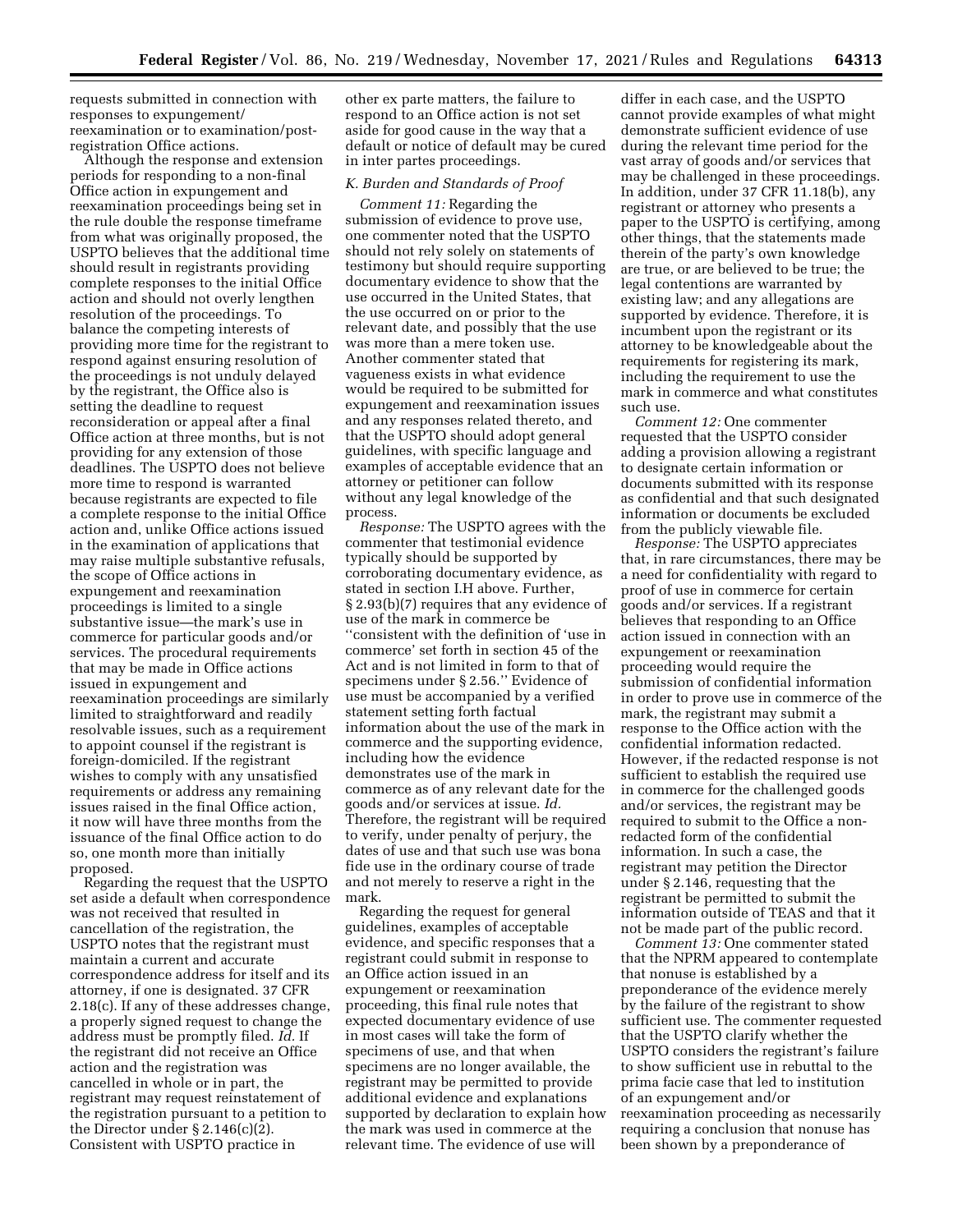requests submitted in connection with responses to expungement/reexamination or to examination/post-registration Office actions.

Although the response and extension periods for responding to a non-final Office action in expungement and reexamination proceedings being set in the rule double the response timeframe from what was originally proposed, the USPTO believes that the additional time should result in registrants providing complete responses to the initial Office action and should not overly lengthen resolution of the proceedings. To balance the competing interests of providing more time for the registrant to respond against ensuring resolution of the proceedings is not unduly delayed by the registrant, the Office also is setting the deadline to request reconsideration or appeal after a final Office action at three months, but is not providing for any extension of those deadlines. The USPTO does not believe more time to respond is warranted because registrants are expected to file a complete response to the initial Office action and, unlike Office actions issued in the examination of applications that may raise multiple substantive refusals, the scope of Office actions in expungement and reexamination proceedings is limited to a single substantive issue—the mark's use in commerce for particular goods and/or services. The procedural requirements that may be made in Office actions issued in expungement and reexamination proceedings are similarly limited to straightforward and readily resolvable issues, such as a requirement to appoint counsel if the registrant is foreign-domiciled. If the registrant wishes to comply with any unsatisfied requirements or address any remaining issues raised in the final Office action, it now will have three months from the issuance of the final Office action to do so, one month more than initially proposed.

Regarding the request that the USPTO set aside a default when correspondence was not received that resulted in cancellation of the registration, the USPTO notes that the registrant must maintain a current and accurate correspondence address for itself and its attorney, if one is designated. 37 CFR 2.18(c). If any of these addresses change, a properly signed request to change the address must be promptly filed. *Id.* If the registrant did not receive an Office action and the registration was cancelled in whole or in part, the registrant may request reinstatement of the registration pursuant to a petition to the Director under § 2.146(c)(2). Consistent with USPTO practice in other ex parte matters, the failure to respond to an Office action is not set aside for good cause in the way that a default or notice of default may be cured in inter partes proceedings.

## *K. Burden and Standards of Proof*

*Comment 11:* Regarding the submission of evidence to prove use, one commenter noted that the USPTO should not rely solely on statements of testimony but should require supporting documentary evidence to show that the use occurred in the United States, that the use occurred on or prior to the relevant date, and possibly that the use was more than a mere token use. Another commenter stated that vagueness exists in what evidence would be required to be submitted for expungement and reexamination issues and any responses related thereto, and that the USPTO should adopt general guidelines, with specific language and examples of acceptable evidence that an attorney or petitioner can follow without any legal knowledge of the process.

*Response:* The USPTO agrees with the commenter that testimonial evidence typically should be supported by corroborating documentary evidence, as stated in section I.H above. Further, § 2.93(b)(7) requires that any evidence of use of the mark in commerce be ''consistent with the definition of 'use in commerce' set forth in section 45 of the Act and is not limited in form to that of specimens under § 2.56.'' Evidence of use must be accompanied by a verified statement setting forth factual information about the use of the mark in commerce and the supporting evidence, including how the evidence demonstrates use of the mark in commerce as of any relevant date for the goods and/or services at issue. *Id.* Therefore, the registrant will be required to verify, under penalty of perjury, the dates of use and that such use was bona fide use in the ordinary course of trade and not merely to reserve a right in the mark.

Regarding the request for general guidelines, examples of acceptable evidence, and specific responses that a registrant could submit in response to an Office action issued in an expungement or reexamination proceeding, this final rule notes that expected documentary evidence of use in most cases will take the form of specimens of use, and that when specimens are no longer available, the registrant may be permitted to provide additional evidence and explanations supported by declaration to explain how the mark was used in commerce at the relevant time. The evidence of use will differ in each case, and the USPTO cannot provide examples of what might demonstrate sufficient evidence of use during the relevant time period for the vast array of goods and/or services that may be challenged in these proceedings. In addition, under 37 CFR 11.18(b), any registrant or attorney who presents a paper to the USPTO is certifying, among other things, that the statements made therein of the party's own knowledge are true, or are believed to be true; the legal contentions are warranted by existing law; and any allegations are supported by evidence. Therefore, it is incumbent upon the registrant or its attorney to be knowledgeable about the requirements for registering its mark, including the requirement to use the mark in commerce and what constitutes such use.

*Comment 12:* One commenter requested that the USPTO consider adding a provision allowing a registrant to designate certain information or documents submitted with its response as confidential and that such designated information or documents be excluded from the publicly viewable file.

*Response:* The USPTO appreciates that, in rare circumstances, there may be a need for confidentiality with regard to proof of use in commerce for certain goods and/or services. If a registrant believes that responding to an Office action issued in connection with an expungement or reexamination proceeding would require the submission of confidential information in order to prove use in commerce of the mark, the registrant may submit a response to the Office action with the confidential information redacted. However, if the redacted response is not sufficient to establish the required use in commerce for the challenged goods and/or services, the registrant may be required to submit to the Office a non-redacted form of the confidential information. In such a case, the registrant may petition the Director under § 2.146, requesting that the registrant be permitted to submit the information outside of TEAS and that it not be made part of the public record.

*Comment 13:* One commenter stated that the NPRM appeared to contemplate that nonuse is established by a preponderance of the evidence merely by the failure of the registrant to show sufficient use. The commenter requested that the USPTO clarify whether the USPTO considers the registrant's failure to show sufficient use in rebuttal to the prima facie case that led to institution of an expungement and/or reexamination proceeding as necessarily requiring a conclusion that nonuse has been shown by a preponderance of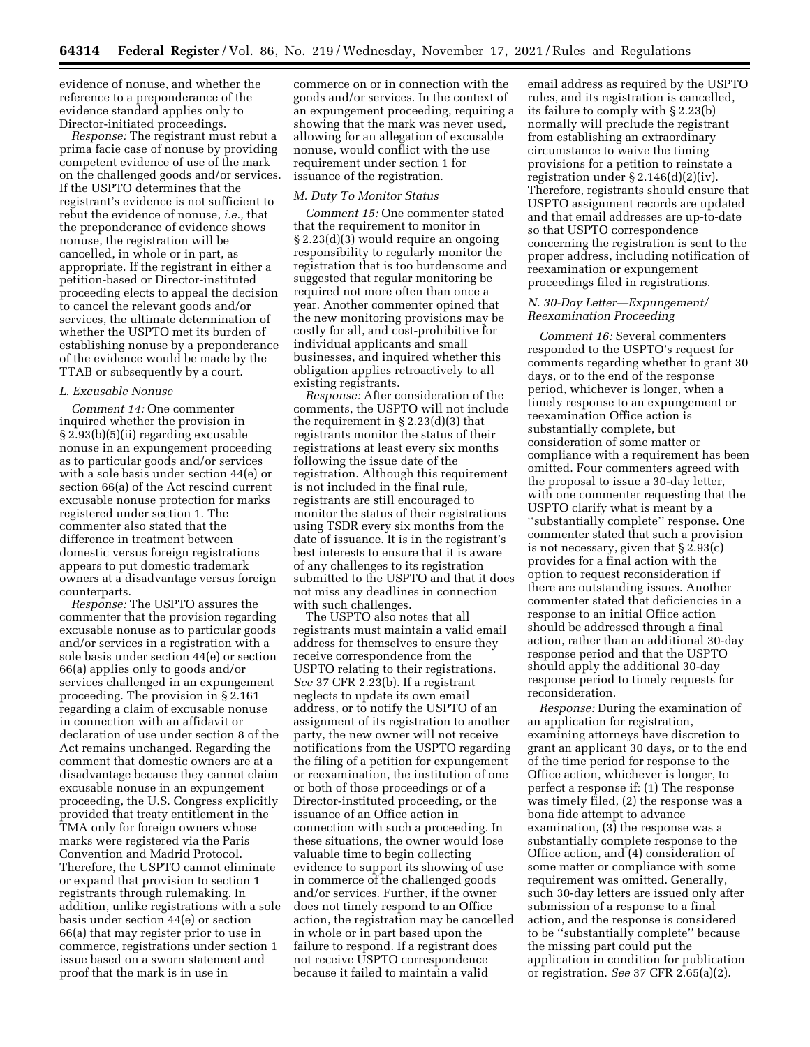evidence of nonuse, and whether the reference to a preponderance of the evidence standard applies only to Director-initiated proceedings.

*Response:* The registrant must rebut a prima facie case of nonuse by providing competent evidence of use of the mark on the challenged goods and/or services. If the USPTO determines that the registrant's evidence is not sufficient to rebut the evidence of nonuse, *i.e.,* that the preponderance of evidence shows nonuse, the registration will be cancelled, in whole or in part, as appropriate. If the registrant in either a petition-based or Director-instituted proceeding elects to appeal the decision to cancel the relevant goods and/or services, the ultimate determination of whether the USPTO met its burden of establishing nonuse by a preponderance of the evidence would be made by the TTAB or subsequently by a court.

### *L. Excusable Nonuse*

*Comment 14:* One commenter inquired whether the provision in § 2.93(b)(5)(ii) regarding excusable nonuse in an expungement proceeding as to particular goods and/or services with a sole basis under section 44(e) or section 66(a) of the Act rescind current excusable nonuse protection for marks registered under section 1. The commenter also stated that the difference in treatment between domestic versus foreign registrations appears to put domestic trademark owners at a disadvantage versus foreign counterparts.

*Response:* The USPTO assures the commenter that the provision regarding excusable nonuse as to particular goods and/or services in a registration with a sole basis under section 44(e) or section 66(a) applies only to goods and/or services challenged in an expungement proceeding. The provision in § 2.161 regarding a claim of excusable nonuse in connection with an affidavit or declaration of use under section 8 of the Act remains unchanged. Regarding the comment that domestic owners are at a disadvantage because they cannot claim excusable nonuse in an expungement proceeding, the U.S. Congress explicitly provided that treaty entitlement in the TMA only for foreign owners whose marks were registered via the Paris Convention and Madrid Protocol. Therefore, the USPTO cannot eliminate or expand that provision to section 1 registrants through rulemaking. In addition, unlike registrations with a sole basis under section 44(e) or section 66(a) that may register prior to use in commerce, registrations under section 1 issue based on a sworn statement and proof that the mark is in use in commerce on or in connection with the goods and/or services. In the context of an expungement proceeding, requiring a showing that the mark was never used, allowing for an allegation of excusable nonuse, would conflict with the use requirement under section 1 for issuance of the registration.

### *M. Duty To Monitor Status*

*Comment 15:* One commenter stated that the requirement to monitor in § 2.23(d)(3) would require an ongoing responsibility to regularly monitor the registration that is too burdensome and suggested that regular monitoring be required not more often than once a year. Another commenter opined that the new monitoring provisions may be costly for all, and cost-prohibitive for individual applicants and small businesses, and inquired whether this obligation applies retroactively to all existing registrants.

*Response:* After consideration of the comments, the USPTO will not include the requirement in § 2.23(d)(3) that registrants monitor the status of their registrations at least every six months following the issue date of the registration. Although this requirement is not included in the final rule, registrants are still encouraged to monitor the status of their registrations using TSDR every six months from the date of issuance. It is in the registrant's best interests to ensure that it is aware of any challenges to its registration submitted to the USPTO and that it does not miss any deadlines in connection with such challenges.

The USPTO also notes that all registrants must maintain a valid email address for themselves to ensure they receive correspondence from the USPTO relating to their registrations. *See* 37 CFR 2.23(b). If a registrant neglects to update its own email address, or to notify the USPTO of an assignment of its registration to another party, the new owner will not receive notifications from the USPTO regarding the filing of a petition for expungement or reexamination, the institution of one or both of those proceedings or of a Director-instituted proceeding, or the issuance of an Office action in connection with such a proceeding. In these situations, the owner would lose valuable time to begin collecting evidence to support its showing of use in commerce of the challenged goods and/or services. Further, if the owner does not timely respond to an Office action, the registration may be cancelled in whole or in part based upon the failure to respond. If a registrant does not receive USPTO correspondence because it failed to maintain a valid email address as required by the USPTO rules, and its registration is cancelled, its failure to comply with § 2.23(b) normally will preclude the registrant from establishing an extraordinary circumstance to waive the timing provisions for a petition to reinstate a registration under § 2.146(d)(2)(iv). Therefore, registrants should ensure that USPTO assignment records are updated and that email addresses are up-to-date so that USPTO correspondence concerning the registration is sent to the proper address, including notification of reexamination or expungement proceedings filed in registrations.

### *N. 30-Day Letter—Expungement/Reexamination Proceeding*

*Comment 16:* Several commenters responded to the USPTO's request for comments regarding whether to grant 30 days, or to the end of the response period, whichever is longer, when a timely response to an expungement or reexamination Office action is substantially complete, but consideration of some matter or compliance with a requirement has been omitted. Four commenters agreed with the proposal to issue a 30-day letter, with one commenter requesting that the USPTO clarify what is meant by a ''substantially complete'' response. One commenter stated that such a provision is not necessary, given that § 2.93(c) provides for a final action with the option to request reconsideration if there are outstanding issues. Another commenter stated that deficiencies in a response to an initial Office action should be addressed through a final action, rather than an additional 30-day response period and that the USPTO should apply the additional 30-day response period to timely requests for reconsideration.

*Response:* During the examination of an application for registration, examining attorneys have discretion to grant an applicant 30 days, or to the end of the time period for response to the Office action, whichever is longer, to perfect a response if: (1) The response was timely filed, (2) the response was a bona fide attempt to advance examination, (3) the response was a substantially complete response to the Office action, and (4) consideration of some matter or compliance with some requirement was omitted. Generally, such 30-day letters are issued only after submission of a response to a final action, and the response is considered to be ''substantially complete'' because the missing part could put the application in condition for publication or registration. *See* 37 CFR 2.65(a)(2).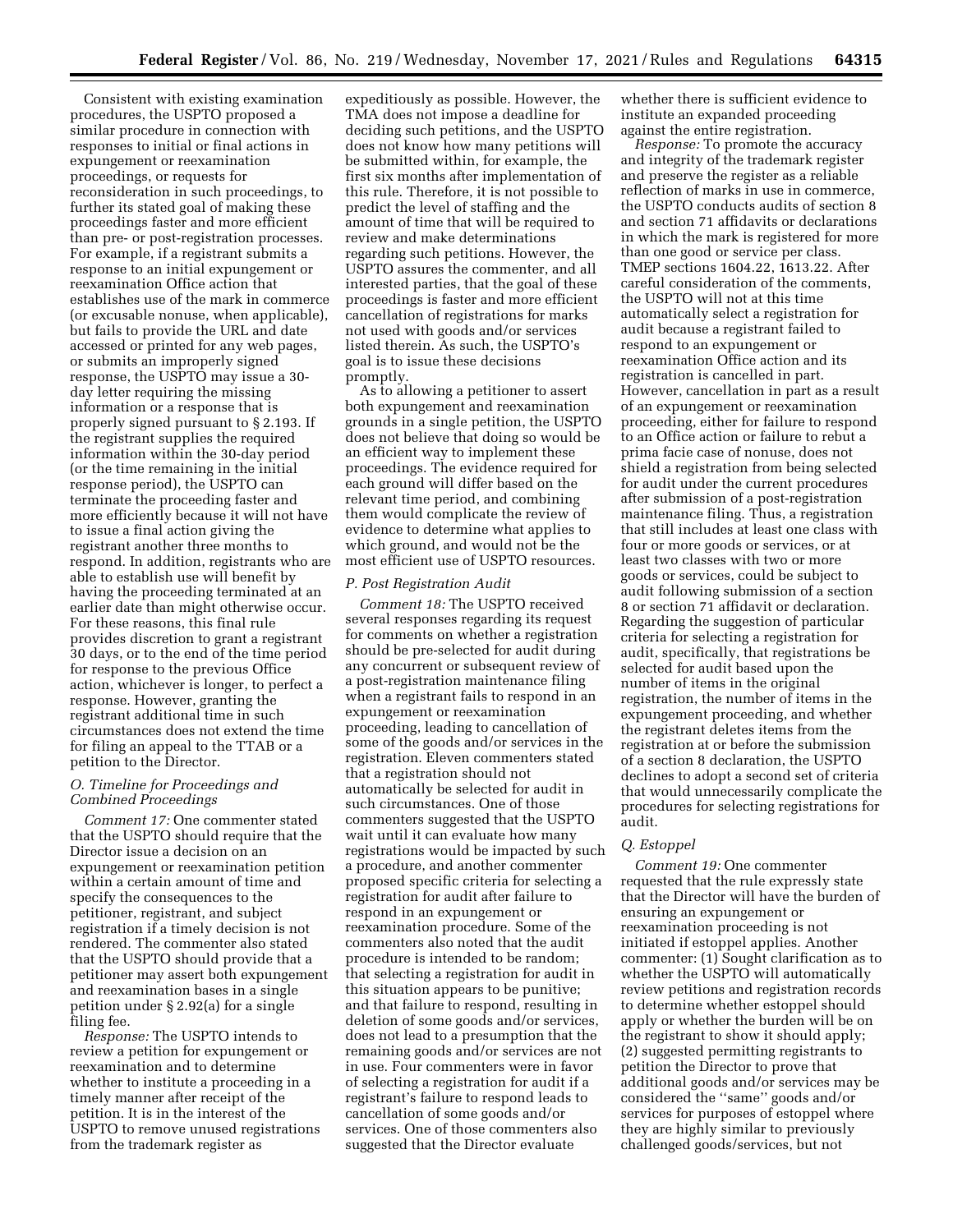Consistent with existing examination procedures, the USPTO proposed a similar procedure in connection with responses to initial or final actions in expungement or reexamination proceedings, or requests for reconsideration in such proceedings, to further its stated goal of making these proceedings faster and more efficient than pre- or post-registration processes. For example, if a registrant submits a response to an initial expungement or reexamination Office action that establishes use of the mark in commerce (or excusable nonuse, when applicable), but fails to provide the URL and date accessed or printed for any web pages, or submits an improperly signed response, the USPTO may issue a 30-day letter requiring the missing information or a response that is properly signed pursuant to § 2.193. If the registrant supplies the required information within the 30-day period (or the time remaining in the initial response period), the USPTO can terminate the proceeding faster and more efficiently because it will not have to issue a final action giving the registrant another three months to respond. In addition, registrants who are able to establish use will benefit by having the proceeding terminated at an earlier date than might otherwise occur. For these reasons, this final rule provides discretion to grant a registrant 30 days, or to the end of the time period for response to the previous Office action, whichever is longer, to perfect a response. However, granting the registrant additional time in such circumstances does not extend the time for filing an appeal to the TTAB or a petition to the Director.

### O. Timeline for Proceedings and Combined Proceedings

*Comment 17:* One commenter stated that the USPTO should require that the Director issue a decision on an expungement or reexamination petition within a certain amount of time and specify the consequences to the petitioner, registrant, and subject registration if a timely decision is not rendered. The commenter also stated that the USPTO should provide that a petitioner may assert both expungement and reexamination bases in a single petition under § 2.92(a) for a single filing fee.

*Response:* The USPTO intends to review a petition for expungement or reexamination and to determine whether to institute a proceeding in a timely manner after receipt of the petition. It is in the interest of the USPTO to remove unused registrations from the trademark register as expeditiously as possible. However, the TMA does not impose a deadline for deciding such petitions, and the USPTO does not know how many petitions will be submitted within, for example, the first six months after implementation of this rule. Therefore, it is not possible to predict the level of staffing and the amount of time that will be required to review and make determinations regarding such petitions. However, the USPTO assures the commenter, and all interested parties, that the goal of these proceedings is faster and more efficient cancellation of registrations for marks not used with goods and/or services listed therein. As such, the USPTO's goal is to issue these decisions promptly.

As to allowing a petitioner to assert both expungement and reexamination grounds in a single petition, the USPTO does not believe that doing so would be an efficient way to implement these proceedings. The evidence required for each ground will differ based on the relevant time period, and combining them would complicate the review of evidence to determine what applies to which ground, and would not be the most efficient use of USPTO resources.

### P. Post Registration Audit

*Comment 18:* The USPTO received several responses regarding its request for comments on whether a registration should be pre-selected for audit during any concurrent or subsequent review of a post-registration maintenance filing when a registrant fails to respond in an expungement or reexamination proceeding, leading to cancellation of some of the goods and/or services in the registration. Eleven commenters stated that a registration should not automatically be selected for audit in such circumstances. One of those commenters suggested that the USPTO wait until it can evaluate how many registrations would be impacted by such a procedure, and another commenter proposed specific criteria for selecting a registration for audit after failure to respond in an expungement or reexamination procedure. Some of the commenters also noted that the audit procedure is intended to be random; that selecting a registration for audit in this situation appears to be punitive; and that failure to respond, resulting in deletion of some goods and/or services, does not lead to a presumption that the remaining goods and/or services are not in use. Four commenters were in favor of selecting a registration for audit if a registrant's failure to respond leads to cancellation of some goods and/or services. One of those commenters also suggested that the Director evaluate whether there is sufficient evidence to institute an expanded proceeding against the entire registration.

*Response:* To promote the accuracy and integrity of the trademark register and preserve the register as a reliable reflection of marks in use in commerce, the USPTO conducts audits of section 8 and section 71 affidavits or declarations in which the mark is registered for more than one good or service per class. TMEP sections 1604.22, 1613.22. After careful consideration of the comments, the USPTO will not at this time automatically select a registration for audit because a registrant failed to respond to an expungement or reexamination Office action and its registration is cancelled in part. However, cancellation in part as a result of an expungement or reexamination proceeding, either for failure to respond to an Office action or failure to rebut a prima facie case of nonuse, does not shield a registration from being selected for audit under the current procedures after submission of a post-registration maintenance filing. Thus, a registration that still includes at least one class with four or more goods or services, or at least two classes with two or more goods or services, could be subject to audit following submission of a section 8 or section 71 affidavit or declaration. Regarding the suggestion of particular criteria for selecting a registration for audit, specifically, that registrations be selected for audit based upon the number of items in the original registration, the number of items in the expungement proceeding, and whether the registrant deletes items from the registration at or before the submission of a section 8 declaration, the USPTO declines to adopt a second set of criteria that would unnecessarily complicate the procedures for selecting registrations for audit.

### Q. Estoppel

*Comment 19:* One commenter requested that the rule expressly state that the Director will have the burden of ensuring an expungement or reexamination proceeding is not initiated if estoppel applies. Another commenter: (1) Sought clarification as to whether the USPTO will automatically review petitions and registration records to determine whether estoppel should apply or whether the burden will be on the registrant to show it should apply; (2) suggested permitting registrants to petition the Director to prove that additional goods and/or services may be considered the "same" goods and/or services for purposes of estoppel where they are highly similar to previously challenged goods/services, but not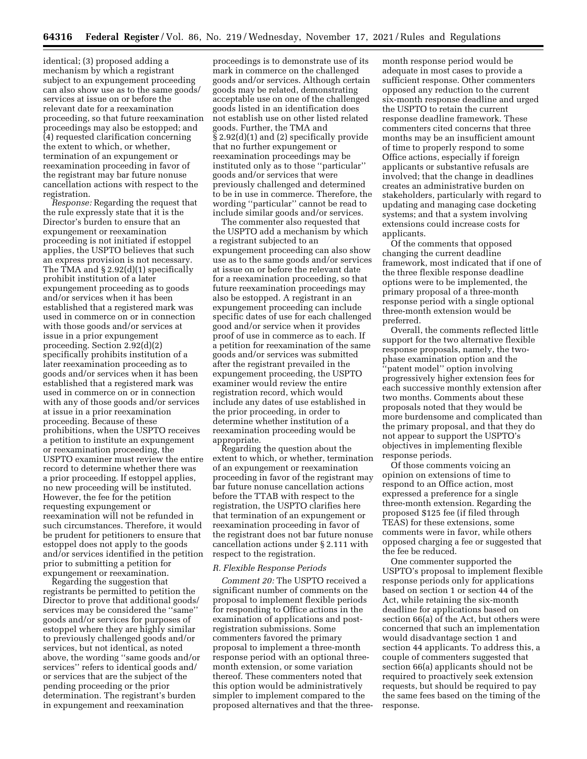identical; (3) proposed adding a mechanism by which a registrant subject to an expungement proceeding can also show use as to the same goods/services at issue on or before the relevant date for a reexamination proceeding, so that future reexamination proceedings may also be estopped; and (4) requested clarification concerning the extent to which, or whether, termination of an expungement or reexamination proceeding in favor of the registrant may bar future nonuse cancellation actions with respect to the registration.

*Response:* Regarding the request that the rule expressly state that it is the Director's burden to ensure that an expungement or reexamination proceeding is not initiated if estoppel applies, the USPTO believes that such an express provision is not necessary. The TMA and § 2.92(d)(1) specifically prohibit institution of a later expungement proceeding as to goods and/or services when it has been established that a registered mark was used in commerce on or in connection with those goods and/or services at issue in a prior expungement proceeding. Section 2.92(d)(2) specifically prohibits institution of a later reexamination proceeding as to goods and/or services when it has been established that a registered mark was used in commerce on or in connection with any of those goods and/or services at issue in a prior reexamination proceeding. Because of these prohibitions, when the USPTO receives a petition to institute an expungement or reexamination proceeding, the USPTO examiner must review the entire record to determine whether there was a prior proceeding. If estoppel applies, no new proceeding will be instituted. However, the fee for the petition requesting expungement or reexamination will not be refunded in such circumstances. Therefore, it would be prudent for petitioners to ensure that estoppel does not apply to the goods and/or services identified in the petition prior to submitting a petition for expungement or reexamination.

Regarding the suggestion that registrants be permitted to petition the Director to prove that additional goods/services may be considered the "same" goods and/or services for purposes of estoppel where they are highly similar to previously challenged goods and/or services, but not identical, as noted above, the wording "same goods and/or services" refers to identical goods and/or services that are the subject of the pending proceeding or the prior determination. The registrant's burden in expungement and reexamination proceedings is to demonstrate use of its mark in commerce on the challenged goods and/or services. Although certain goods may be related, demonstrating acceptable use on one of the challenged goods listed in an identification does not establish use on other listed related goods. Further, the TMA and § 2.92(d)(1) and (2) specifically provide that no further expungement or reexamination proceedings may be instituted only as to those "particular" goods and/or services that were previously challenged and determined to be in use in commerce. Therefore, the wording "particular" cannot be read to include similar goods and/or services.

The commenter also requested that the USPTO add a mechanism by which a registrant subjected to an expungement proceeding can also show use as to the same goods and/or services at issue on or before the relevant date for a reexamination proceeding, so that future reexamination proceedings may also be estopped. A registrant in an expungement proceeding can include specific dates of use for each challenged good and/or service when it provides proof of use in commerce as to each. If a petition for reexamination of the same goods and/or services was submitted after the registrant prevailed in the expungement proceeding, the USPTO examiner would review the entire registration record, which would include any dates of use established in the prior proceeding, in order to determine whether institution of a reexamination proceeding would be appropriate.

Regarding the question about the extent to which, or whether, termination of an expungement or reexamination proceeding in favor of the registrant may bar future nonuse cancellation actions before the TTAB with respect to the registration, the USPTO clarifies here that termination of an expungement or reexamination proceeding in favor of the registrant does not bar future nonuse cancellation actions under § 2.111 with respect to the registration.

### *R. Flexible Response Periods*

*Comment 20:* The USPTO received a significant number of comments on the proposal to implement flexible periods for responding to Office actions in the examination of applications and post-registration submissions. Some commenters favored the primary proposal to implement a three-month response period with an optional three-month extension, or some variation thereof. These commenters noted that this option would be administratively simpler to implement compared to the proposed alternatives and that the three-month response period would be adequate in most cases to provide a sufficient response. Other commenters opposed any reduction to the current six-month response deadline and urged the USPTO to retain the current response deadline framework. These commenters cited concerns that three months may be an insufficient amount of time to properly respond to some Office actions, especially if foreign applicants or substantive refusals are involved; that the change in deadlines creates an administrative burden on stakeholders, particularly with regard to updating and managing case docketing systems; and that a system involving extensions could increase costs for applicants.

Of the comments that opposed changing the current deadline framework, most indicated that if one of the three flexible response deadline options were to be implemented, the primary proposal of a three-month response period with a single optional three-month extension would be preferred.

Overall, the comments reflected little support for the two alternative flexible response proposals, namely, the two-phase examination option and the "patent model" option involving progressively higher extension fees for each successive monthly extension after two months. Comments about these proposals noted that they would be more burdensome and complicated than the primary proposal, and that they do not appear to support the USPTO's objectives in implementing flexible response periods.

Of those comments voicing an opinion on extensions of time to respond to an Office action, most expressed a preference for a single three-month extension. Regarding the proposed $125 fee (if filed through TEAS) for these extensions, some comments were in favor, while others opposed charging a fee or suggested that the fee be reduced.

One commenter supported the USPTO's proposal to implement flexible response periods only for applications based on section 1 or section 44 of the Act, while retaining the six-month deadline for applications based on section 66(a) of the Act, but others were concerned that such an implementation would disadvantage section 1 and section 44 applicants. To address this, a couple of commenters suggested that section 66(a) applicants should not be required to proactively seek extension requests, but should be required to pay the same fees based on the timing of the response.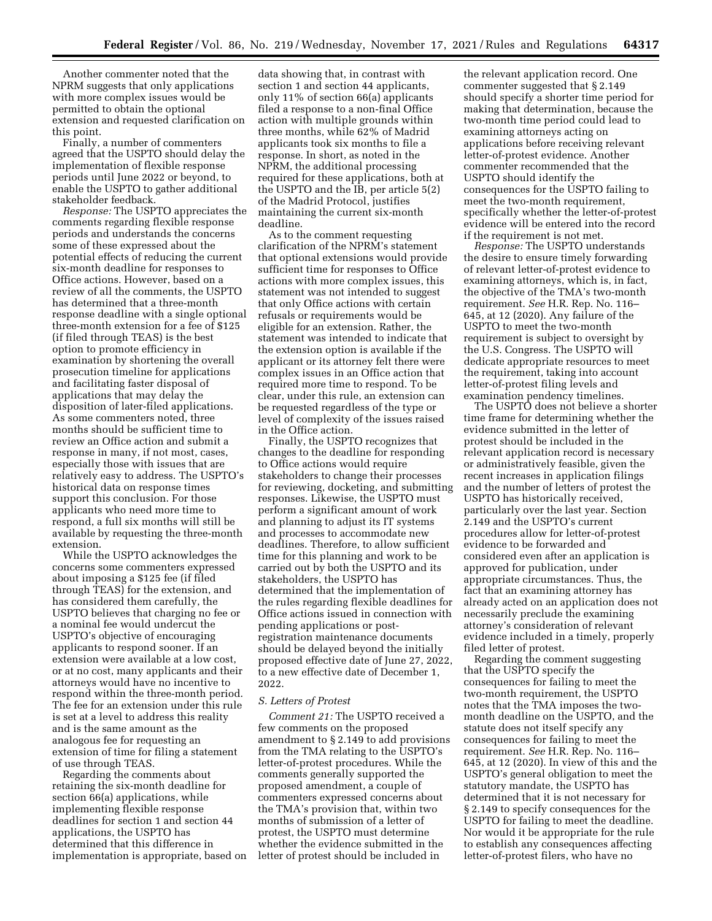Another commenter noted that the NPRM suggests that only applications with more complex issues would be permitted to obtain the optional extension and requested clarification on this point.

Finally, a number of commenters agreed that the USPTO should delay the implementation of flexible response periods until June 2022 or beyond, to enable the USPTO to gather additional stakeholder feedback.

*Response:* The USPTO appreciates the comments regarding flexible response periods and understands the concerns some of these expressed about the potential effects of reducing the current six-month deadline for responses to Office actions. However, based on a review of all the comments, the USPTO has determined that a three-month response deadline with a single optional three-month extension for a fee of $125 (if filed through TEAS) is the best option to promote efficiency in examination by shortening the overall prosecution timeline for applications and facilitating faster disposal of applications that may delay the disposition of later-filed applications. As some commenters noted, three months should be sufficient time to review an Office action and submit a response in many, if not most, cases, especially those with issues that are relatively easy to address. The USPTO's historical data on response times support this conclusion. For those applicants who need more time to respond, a full six months will still be available by requesting the three-month extension.

While the USPTO acknowledges the concerns some commenters expressed about imposing a $125 fee (if filed through TEAS) for the extension, and has considered them carefully, the USPTO believes that charging no fee or a nominal fee would undercut the USPTO's objective of encouraging applicants to respond sooner. If an extension were available at a low cost, or at no cost, many applicants and their attorneys would have no incentive to respond within the three-month period. The fee for an extension under this rule is set at a level to address this reality and is the same amount as the analogous fee for requesting an extension of time for filing a statement of use through TEAS.

Regarding the comments about retaining the six-month deadline for section 66(a) applications, while implementing flexible response deadlines for section 1 and section 44 applications, the USPTO has determined that this difference in implementation is appropriate, based on data showing that, in contrast with section 1 and section 44 applicants, only 11% of section 66(a) applicants filed a response to a non-final Office action with multiple grounds within three months, while 62% of Madrid applicants took six months to file a response. In short, as noted in the NPRM, the additional processing required for these applications, both at the USPTO and the IB, per article 5(2) of the Madrid Protocol, justifies maintaining the current six-month deadline.

As to the comment requesting clarification of the NPRM's statement that optional extensions would provide sufficient time for responses to Office actions with more complex issues, this statement was not intended to suggest that only Office actions with certain refusals or requirements would be eligible for an extension. Rather, the statement was intended to indicate that the extension option is available if the applicant or its attorney felt there were complex issues in an Office action that required more time to respond. To be clear, under this rule, an extension can be requested regardless of the type or level of complexity of the issues raised in the Office action.

Finally, the USPTO recognizes that changes to the deadline for responding to Office actions would require stakeholders to change their processes for reviewing, docketing, and submitting responses. Likewise, the USPTO must perform a significant amount of work and planning to adjust its IT systems and processes to accommodate new deadlines. Therefore, to allow sufficient time for this planning and work to be carried out by both the USPTO and its stakeholders, the USPTO has determined that the implementation of the rules regarding flexible deadlines for Office actions issued in connection with pending applications or post-registration maintenance documents should be delayed beyond the initially proposed effective date of June 27, 2022, to a new effective date of December 1, 2022.

### *S. Letters of Protest*

*Comment 21:* The USPTO received a few comments on the proposed amendment to § 2.149 to add provisions from the TMA relating to the USPTO's letter-of-protest procedures. While the comments generally supported the proposed amendment, a couple of commenters expressed concerns about the TMA's provision that, within two months of submission of a letter of protest, the USPTO must determine whether the evidence submitted in the letter of protest should be included in the relevant application record. One commenter suggested that § 2.149 should specify a shorter time period for making that determination, because the two-month time period could lead to examining attorneys acting on applications before receiving relevant letter-of-protest evidence. Another commenter recommended that the USPTO should identify the consequences for the USPTO failing to meet the two-month requirement, specifically whether the letter-of-protest evidence will be entered into the record if the requirement is not met.

*Response:* The USPTO understands the desire to ensure timely forwarding of relevant letter-of-protest evidence to examining attorneys, which is, in fact, the objective of the TMA's two-month requirement. *See* H.R. Rep. No. 116–645, at 12 (2020). Any failure of the USPTO to meet the two-month requirement is subject to oversight by the U.S. Congress. The USPTO will dedicate appropriate resources to meet the requirement, taking into account letter-of-protest filing levels and examination pendency timelines.

The USPTO does not believe a shorter time frame for determining whether the evidence submitted in the letter of protest should be included in the relevant application record is necessary or administratively feasible, given the recent increases in application filings and the number of letters of protest the USPTO has historically received, particularly over the last year. Section 2.149 and the USPTO's current procedures allow for letter-of-protest evidence to be forwarded and considered even after an application is approved for publication, under appropriate circumstances. Thus, the fact that an examining attorney has already acted on an application does not necessarily preclude the examining attorney's consideration of relevant evidence included in a timely, properly filed letter of protest.

Regarding the comment suggesting that the USPTO specify the consequences for failing to meet the two-month requirement, the USPTO notes that the TMA imposes the two-month deadline on the USPTO, and the statute does not itself specify any consequences for failing to meet the requirement. *See* H.R. Rep. No. 116–645, at 12 (2020). In view of this and the USPTO's general obligation to meet the statutory mandate, the USPTO has determined that it is not necessary for § 2.149 to specify consequences for the USPTO for failing to meet the deadline. Nor would it be appropriate for the rule to establish any consequences affecting letter-of-protest filers, who have no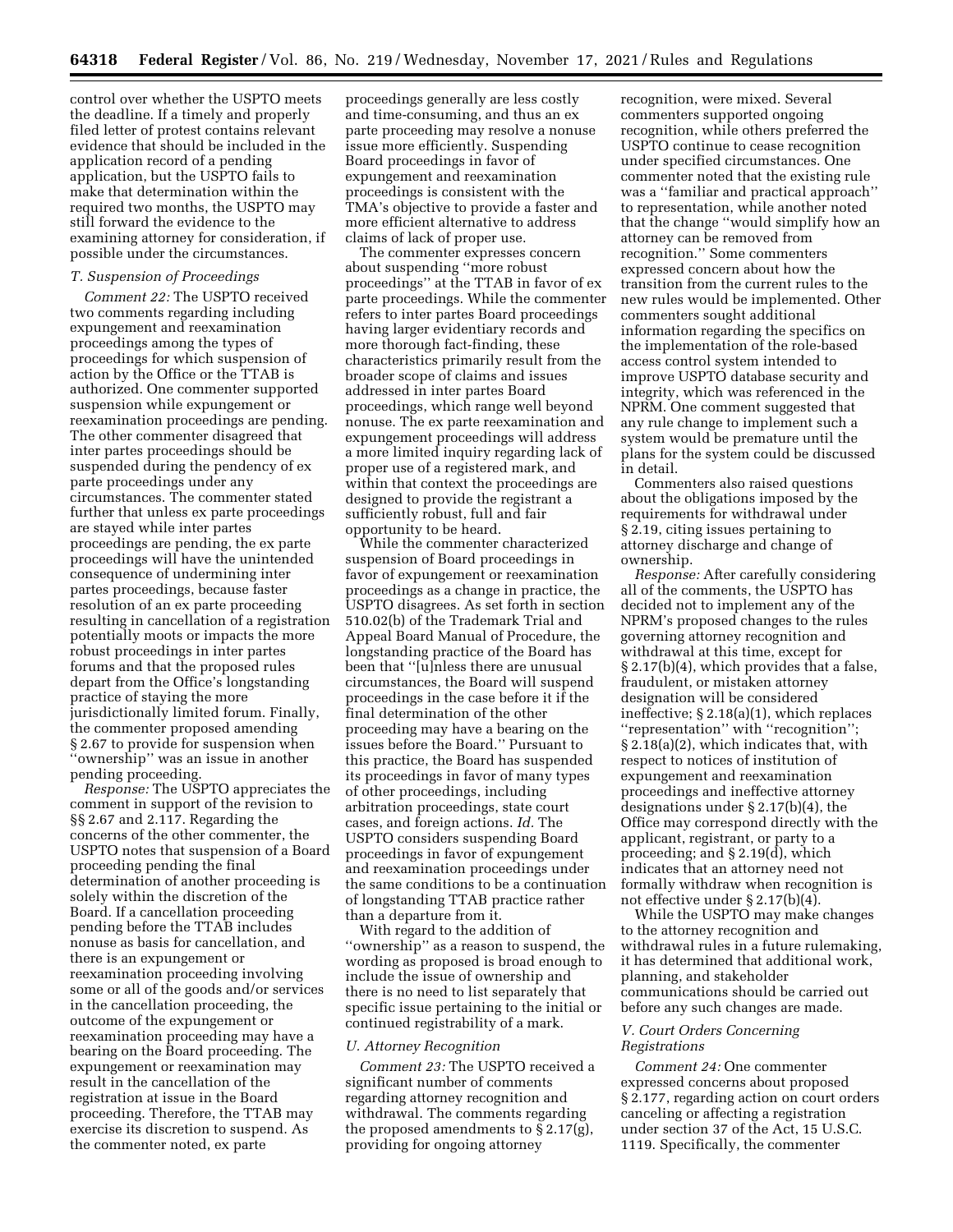control over whether the USPTO meets the deadline. If a timely and properly filed letter of protest contains relevant evidence that should be included in the application record of a pending application, but the USPTO fails to make that determination within the required two months, the USPTO may still forward the evidence to the examining attorney for consideration, if possible under the circumstances.

### *T. Suspension of Proceedings*

*Comment 22:* The USPTO received two comments regarding including expungement and reexamination proceedings among the types of proceedings for which suspension of action by the Office or the TTAB is authorized. One commenter supported suspension while expungement or reexamination proceedings are pending. The other commenter disagreed that inter partes proceedings should be suspended during the pendency of ex parte proceedings under any circumstances. The commenter stated further that unless ex parte proceedings are stayed while inter partes proceedings are pending, the ex parte proceedings will have the unintended consequence of undermining inter partes proceedings, because faster resolution of an ex parte proceeding resulting in cancellation of a registration potentially moots or impacts the more robust proceedings in inter partes forums and that the proposed rules depart from the Office's longstanding practice of staying the more jurisdictionally limited forum. Finally, the commenter proposed amending § 2.67 to provide for suspension when "ownership" was an issue in another pending proceeding.

*Response:* The USPTO appreciates the comment in support of the revision to §§ 2.67 and 2.117. Regarding the concerns of the other commenter, the USPTO notes that suspension of a Board proceeding pending the final determination of another proceeding is solely within the discretion of the Board. If a cancellation proceeding pending before the TTAB includes nonuse as basis for cancellation, and there is an expungement or reexamination proceeding involving some or all of the goods and/or services in the cancellation proceeding, the outcome of the expungement or reexamination proceeding may have a bearing on the Board proceeding. The expungement or reexamination may result in the cancellation of the registration at issue in the Board proceeding. Therefore, the TTAB may exercise its discretion to suspend. As the commenter noted, ex parte proceedings generally are less costly and time-consuming, and thus an ex parte proceeding may resolve a nonuse issue more efficiently. Suspending Board proceedings in favor of expungement and reexamination proceedings is consistent with the TMA's objective to provide a faster and more efficient alternative to address claims of lack of proper use.

The commenter expresses concern about suspending "more robust proceedings" at the TTAB in favor of ex parte proceedings. While the commenter refers to inter partes Board proceedings having larger evidentiary records and more thorough fact-finding, these characteristics primarily result from the broader scope of claims and issues addressed in inter partes Board proceedings, which range well beyond nonuse. The ex parte reexamination and expungement proceedings will address a more limited inquiry regarding lack of proper use of a registered mark, and within that context the proceedings are designed to provide the registrant a sufficiently robust, full and fair opportunity to be heard.

While the commenter characterized suspension of Board proceedings in favor of expungement or reexamination proceedings as a change in practice, the USPTO disagrees. As set forth in section 510.02(b) of the Trademark Trial and Appeal Board Manual of Procedure, the longstanding practice of the Board has been that "[u]nless there are unusual circumstances, the Board will suspend proceedings in the case before it if the final determination of the other proceeding may have a bearing on the issues before the Board." Pursuant to this practice, the Board has suspended its proceedings in favor of many types of other proceedings, including arbitration proceedings, state court cases, and foreign actions. *Id.* The USPTO considers suspending Board proceedings in favor of expungement and reexamination proceedings under the same conditions to be a continuation of longstanding TTAB practice rather than a departure from it.

With regard to the addition of "ownership" as a reason to suspend, the wording as proposed is broad enough to include the issue of ownership and there is no need to list separately that specific issue pertaining to the initial or continued registrability of a mark.

### *U. Attorney Recognition*

*Comment 23:* The USPTO received a significant number of comments regarding attorney recognition and withdrawal. The comments regarding the proposed amendments to § 2.17(g), providing for ongoing attorney recognition, were mixed. Several commenters supported ongoing recognition, while others preferred the USPTO continue to cease recognition under specified circumstances. One commenter noted that the existing rule was a "familiar and practical approach" to representation, while another noted that the change "would simplify how an attorney can be removed from recognition." Some commenters expressed concern about how the transition from the current rules to the new rules would be implemented. Other commenters sought additional information regarding the specifics on the implementation of the role-based access control system intended to improve USPTO database security and integrity, which was referenced in the NPRM. One comment suggested that any rule change to implement such a system would be premature until the plans for the system could be discussed in detail.

Commenters also raised questions about the obligations imposed by the requirements for withdrawal under § 2.19, citing issues pertaining to attorney discharge and change of ownership.

*Response:* After carefully considering all of the comments, the USPTO has decided not to implement any of the NPRM's proposed changes to the rules governing attorney recognition and withdrawal at this time, except for § 2.17(b)(4), which provides that a false, fraudulent, or mistaken attorney designation will be considered ineffective; § 2.18(a)(1), which replaces "representation" with "recognition"; § 2.18(a)(2), which indicates that, with respect to notices of institution of expungement and reexamination proceedings and ineffective attorney designations under § 2.17(b)(4), the Office may correspond directly with the applicant, registrant, or party to a proceeding; and § 2.19(d), which indicates that an attorney need not formally withdraw when recognition is not effective under § 2.17(b)(4).

While the USPTO may make changes to the attorney recognition and withdrawal rules in a future rulemaking, it has determined that additional work, planning, and stakeholder communications should be carried out before any such changes are made.

### *V. Court Orders Concerning Registrations*

*Comment 24:* One commenter expressed concerns about proposed § 2.177, regarding action on court orders canceling or affecting a registration under section 37 of the Act, 15 U.S.C. 1119. Specifically, the commenter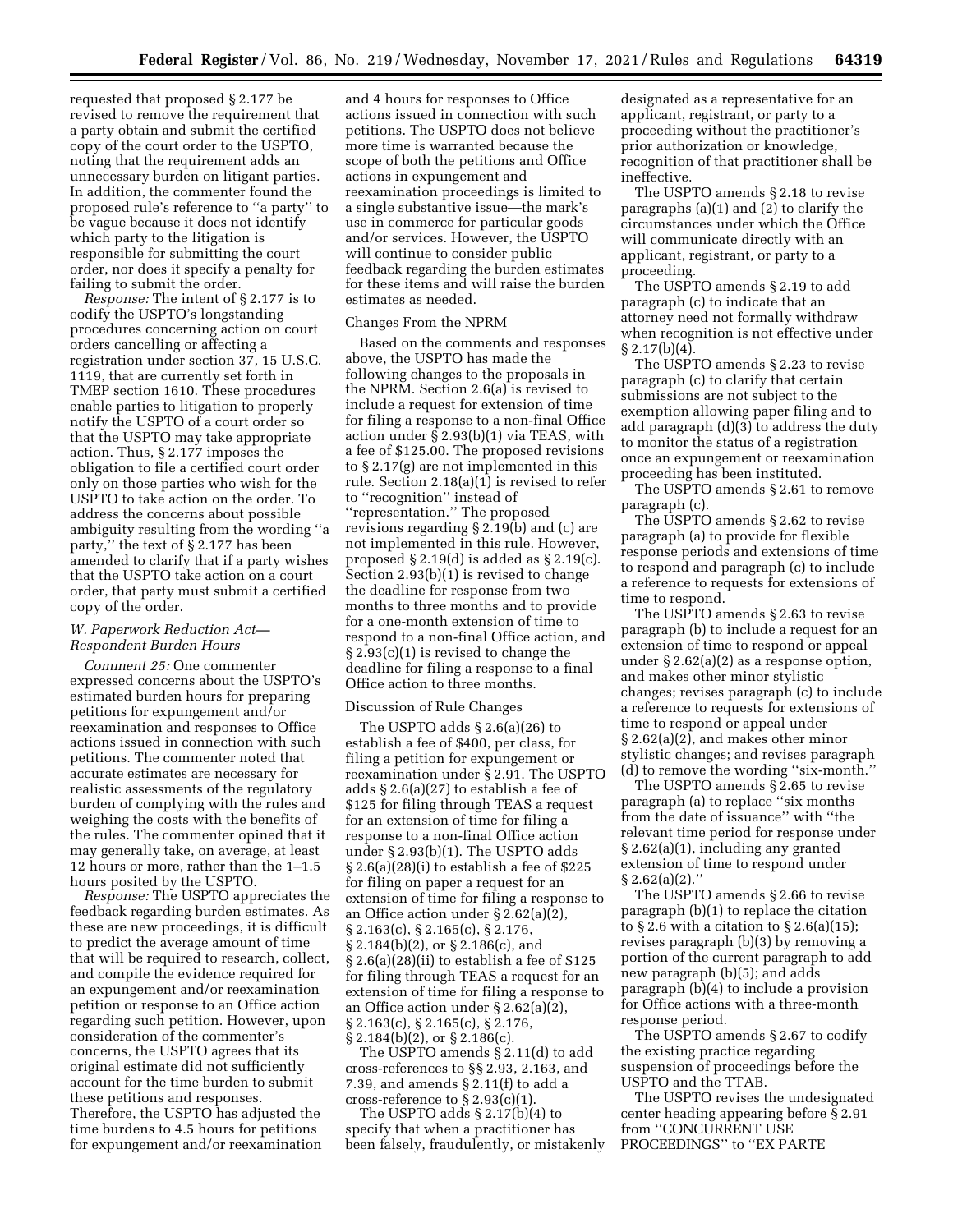requested that proposed § 2.177 be revised to remove the requirement that a party obtain and submit the certified copy of the court order to the USPTO, noting that the requirement adds an unnecessary burden on litigant parties. In addition, the commenter found the proposed rule's reference to "a party" to be vague because it does not identify which party to the litigation is responsible for submitting the court order, nor does it specify a penalty for failing to submit the order.

*Response:* The intent of § 2.177 is to codify the USPTO's longstanding procedures concerning action on court orders cancelling or affecting a registration under section 37, 15 U.S.C. 1119, that are currently set forth in TMEP section 1610. These procedures enable parties to litigation to properly notify the USPTO of a court order so that the USPTO may take appropriate action. Thus, § 2.177 imposes the obligation to file a certified court order only on those parties who wish for the USPTO to take action on the order. To address the concerns about possible ambiguity resulting from the wording "a party," the text of § 2.177 has been amended to clarify that if a party wishes that the USPTO take action on a court order, that party must submit a certified copy of the order.

## *W. Paperwork Reduction Act—Respondent Burden Hours*

*Comment 25:* One commenter expressed concerns about the USPTO's estimated burden hours for preparing petitions for expungement and/or reexamination and responses to Office actions issued in connection with such petitions. The commenter noted that accurate estimates are necessary for realistic assessments of the regulatory burden of complying with the rules and weighing the costs with the benefits of the rules. The commenter opined that it may generally take, on average, at least 12 hours or more, rather than the 1–1.5 hours posited by the USPTO.

*Response:* The USPTO appreciates the feedback regarding burden estimates. As these are new proceedings, it is difficult to predict the average amount of time that will be required to research, collect, and compile the evidence required for an expungement and/or reexamination petition or response to an Office action regarding such petition. However, upon consideration of the commenter's concerns, the USPTO agrees that its original estimate did not sufficiently account for the time burden to submit these petitions and responses. Therefore, the USPTO has adjusted the time burdens to 4.5 hours for petitions for expungement and/or reexamination and 4 hours for responses to Office actions issued in connection with such petitions. The USPTO does not believe more time is warranted because the scope of both the petitions and Office actions in expungement and reexamination proceedings is limited to a single substantive issue—the mark's use in commerce for particular goods and/or services. However, the USPTO will continue to consider public feedback regarding the burden estimates for these items and will raise the burden estimates as needed.

### Changes From the NPRM

Based on the comments and responses above, the USPTO has made the following changes to the proposals in the NPRM. Section 2.6(a) is revised to include a request for extension of time for filing a response to a non-final Office action under § 2.93(b)(1) via TEAS, with a fee of $125.00. The proposed revisions to § 2.17(g) are not implemented in this rule. Section 2.18(a)(1) is revised to refer to "recognition" instead of "representation." The proposed revisions regarding § 2.19(b) and (c) are not implemented in this rule. However, proposed § 2.19(d) is added as § 2.19(c). Section 2.93(b)(1) is revised to change the deadline for response from two months to three months and to provide for a one-month extension of time to respond to a non-final Office action, and § 2.93(c)(1) is revised to change the deadline for filing a response to a final Office action to three months.

### Discussion of Rule Changes

The USPTO adds § 2.6(a)(26) to establish a fee of $400, per class, for filing a petition for expungement or reexamination under § 2.91. The USPTO adds § 2.6(a)(27) to establish a fee of $125 for filing through TEAS a request for an extension of time for filing a response to a non-final Office action under § 2.93(b)(1). The USPTO adds § 2.6(a)(28)(i) to establish a fee of $225 for filing on paper a request for an extension of time for filing a response to an Office action under § 2.62(a)(2), § 2.163(c), § 2.165(c), § 2.176, § 2.184(b)(2), or § 2.186(c), and § 2.6(a)(28)(ii) to establish a fee of $125 for filing through TEAS a request for an extension of time for filing a response to an Office action under § 2.62(a)(2), § 2.163(c), § 2.165(c), § 2.176, § 2.184(b)(2), or § 2.186(c).

The USPTO amends § 2.11(d) to add cross-references to §§ 2.93, 2.163, and 7.39, and amends § 2.11(f) to add a cross-reference to § 2.93(c)(1).

The USPTO adds § 2.17(b)(4) to specify that when a practitioner has been falsely, fraudulently, or mistakenly designated as a representative for an applicant, registrant, or party to a proceeding without the practitioner's prior authorization or knowledge, recognition of that practitioner shall be ineffective.

The USPTO amends § 2.18 to revise paragraphs (a)(1) and (2) to clarify the circumstances under which the Office will communicate directly with an applicant, registrant, or party to a proceeding.

The USPTO amends § 2.19 to add paragraph (c) to indicate that an attorney need not formally withdraw when recognition is not effective under § 2.17(b)(4).

The USPTO amends § 2.23 to revise paragraph (c) to clarify that certain submissions are not subject to the exemption allowing paper filing and to add paragraph (d)(3) to address the duty to monitor the status of a registration once an expungement or reexamination proceeding has been instituted.

The USPTO amends § 2.61 to remove paragraph (c).

The USPTO amends § 2.62 to revise paragraph (a) to provide for flexible response periods and extensions of time to respond and paragraph (c) to include a reference to requests for extensions of time to respond.

The USPTO amends § 2.63 to revise paragraph (b) to include a request for an extension of time to respond or appeal under § 2.62(a)(2) as a response option, and makes other minor stylistic changes; revises paragraph (c) to include a reference to requests for extensions of time to respond or appeal under § 2.62(a)(2), and makes other minor stylistic changes; and revises paragraph (d) to remove the wording "six-month."

The USPTO amends § 2.65 to revise paragraph (a) to replace "six months from the date of issuance" with "the relevant time period for response under § 2.62(a)(1), including any granted extension of time to respond under § 2.62(a)(2)."

The USPTO amends § 2.66 to revise paragraph (b)(1) to replace the citation to § 2.6 with a citation to § 2.6(a)(15); revises paragraph (b)(3) by removing a portion of the current paragraph to add new paragraph (b)(5); and adds paragraph (b)(4) to include a provision for Office actions with a three-month response period.

The USPTO amends § 2.67 to codify the existing practice regarding suspension of proceedings before the USPTO and the TTAB.

The USPTO revises the undesignated center heading appearing before § 2.91 from "CONCURRENT USE PROCEEDINGS" to "EX PARTE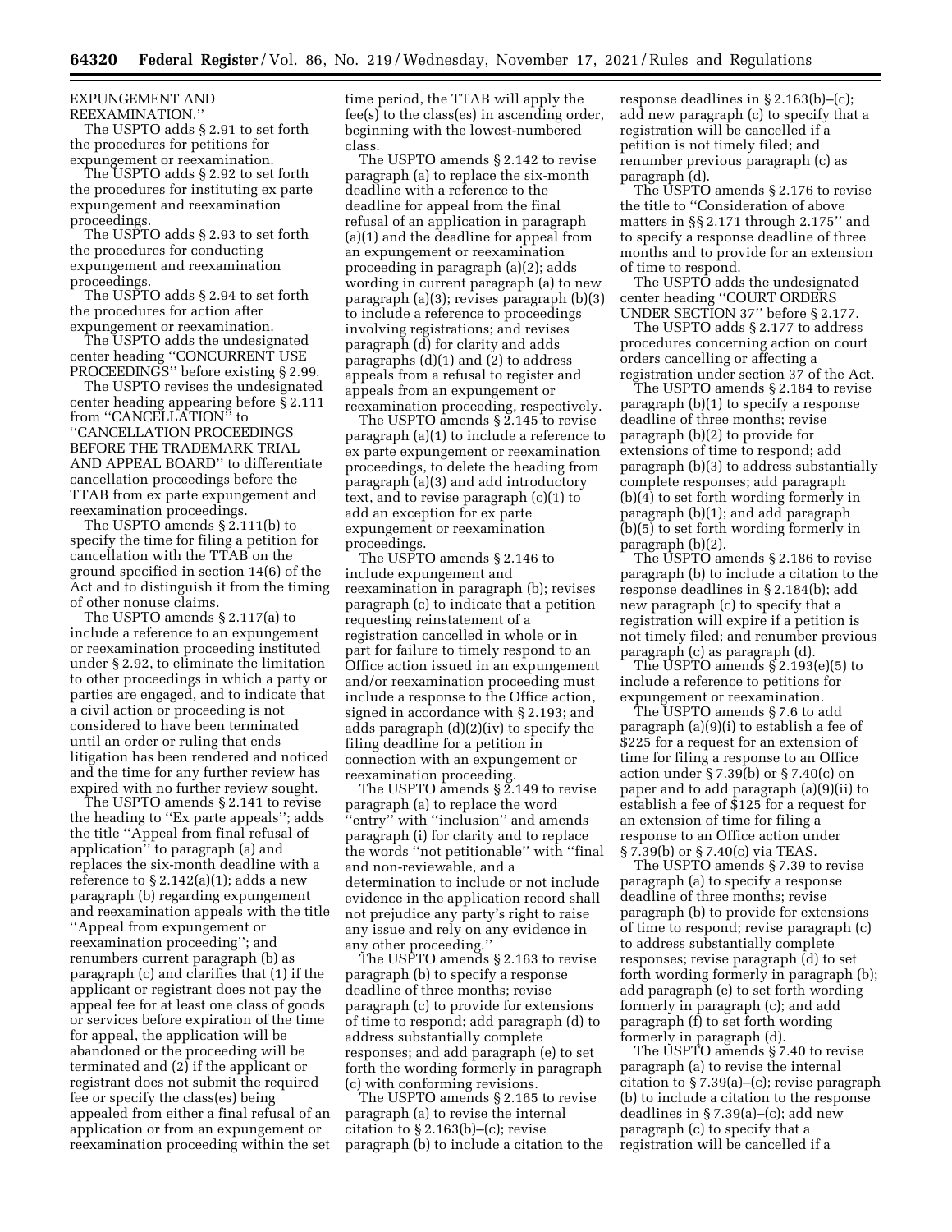EXPUNGEMENT AND REEXAMINATION.''

The USPTO adds § 2.91 to set forth the procedures for petitions for expungement or reexamination.

The USPTO adds § 2.92 to set forth the procedures for instituting ex parte expungement and reexamination proceedings.

The USPTO adds § 2.93 to set forth the procedures for conducting expungement and reexamination proceedings.

The USPTO adds § 2.94 to set forth the procedures for action after expungement or reexamination.

The USPTO adds the undesignated center heading ''CONCURRENT USE PROCEEDINGS'' before existing § 2.99.

The USPTO revises the undesignated center heading appearing before § 2.111 from ''CANCELLATION'' to ''CANCELLATION PROCEEDINGS BEFORE THE TRADEMARK TRIAL AND APPEAL BOARD'' to differentiate cancellation proceedings before the TTAB from ex parte expungement and reexamination proceedings.

The USPTO amends § 2.111(b) to specify the time for filing a petition for cancellation with the TTAB on the ground specified in section 14(6) of the Act and to distinguish it from the timing of other nonuse claims.

The USPTO amends § 2.117(a) to include a reference to an expungement or reexamination proceeding instituted under § 2.92, to eliminate the limitation to other proceedings in which a party or parties are engaged, and to indicate that a civil action or proceeding is not considered to have been terminated until an order or ruling that ends litigation has been rendered and noticed and the time for any further review has expired with no further review sought.

The USPTO amends § 2.141 to revise the heading to ''Ex parte appeals''; adds the title ''Appeal from final refusal of application'' to paragraph (a) and replaces the six-month deadline with a reference to § 2.142(a)(1); adds a new paragraph (b) regarding expungement and reexamination appeals with the title ''Appeal from expungement or reexamination proceeding''; and renumbers current paragraph (b) as paragraph (c) and clarifies that (1) if the applicant or registrant does not pay the appeal fee for at least one class of goods or services before expiration of the time for appeal, the application will be abandoned or the proceeding will be terminated and (2) if the applicant or registrant does not submit the required fee or specify the class(es) being appealed from either a final refusal of an application or from an expungement or reexamination proceeding within the set time period, the TTAB will apply the fee(s) to the class(es) in ascending order, beginning with the lowest-numbered class.

The USPTO amends § 2.142 to revise paragraph (a) to replace the six-month deadline with a reference to the deadline for appeal from the final refusal of an application in paragraph (a)(1) and the deadline for appeal from an expungement or reexamination proceeding in paragraph (a)(2); adds wording in current paragraph (a) to new paragraph (a)(3); revises paragraph (b)(3) to include a reference to proceedings involving registrations; and revises paragraph (d) for clarity and adds paragraphs (d)(1) and (2) to address appeals from a refusal to register and appeals from an expungement or reexamination proceeding, respectively.

The USPTO amends § 2.145 to revise paragraph (a)(1) to include a reference to ex parte expungement or reexamination proceedings, to delete the heading from paragraph (a)(3) and add introductory text, and to revise paragraph (c)(1) to add an exception for ex parte expungement or reexamination proceedings.

The USPTO amends § 2.146 to include expungement and reexamination in paragraph (b); revises paragraph (c) to indicate that a petition requesting reinstatement of a registration cancelled in whole or in part for failure to timely respond to an Office action issued in an expungement and/or reexamination proceeding must include a response to the Office action, signed in accordance with § 2.193; and adds paragraph (d)(2)(iv) to specify the filing deadline for a petition in connection with an expungement or reexamination proceeding.

The USPTO amends § 2.149 to revise paragraph (a) to replace the word ''entry'' with ''inclusion'' and amends paragraph (i) for clarity and to replace the words ''not petitionable'' with ''final and non-reviewable, and a determination to include or not include evidence in the application record shall not prejudice any party's right to raise any issue and rely on any evidence in any other proceeding.''

The USPTO amends § 2.163 to revise paragraph (b) to specify a response deadline of three months; revise paragraph (c) to provide for extensions of time to respond; add paragraph (d) to address substantially complete responses; and add paragraph (e) to set forth the wording formerly in paragraph (c) with conforming revisions.

The USPTO amends § 2.165 to revise paragraph (a) to revise the internal citation to § 2.163(b)–(c); revise paragraph (b) to include a citation to the response deadlines in § 2.163(b)–(c); add new paragraph (c) to specify that a registration will be cancelled if a petition is not timely filed; and renumber previous paragraph (c) as paragraph (d).

The USPTO amends § 2.176 to revise the title to ''Consideration of above matters in §§ 2.171 through 2.175'' and to specify a response deadline of three months and to provide for an extension of time to respond.

The USPTO adds the undesignated center heading ''COURT ORDERS UNDER SECTION 37'' before § 2.177.

The USPTO adds § 2.177 to address procedures concerning action on court orders cancelling or affecting a registration under section 37 of the Act.

The USPTO amends § 2.184 to revise paragraph (b)(1) to specify a response deadline of three months; revise paragraph (b)(2) to provide for extensions of time to respond; add paragraph (b)(3) to address substantially complete responses; add paragraph (b)(4) to set forth wording formerly in paragraph (b)(1); and add paragraph (b)(5) to set forth wording formerly in paragraph (b)(2).

The USPTO amends § 2.186 to revise paragraph (b) to include a citation to the response deadlines in § 2.184(b); add new paragraph (c) to specify that a registration will expire if a petition is not timely filed; and renumber previous paragraph (c) as paragraph (d).

The USPTO amends § 2.193(e)(5) to include a reference to petitions for expungement or reexamination.

The USPTO amends § 7.6 to add paragraph (a)(9)(i) to establish a fee of $225 for a request for an extension of time for filing a response to an Office action under § 7.39(b) or § 7.40(c) on paper and to add paragraph (a)(9)(ii) to establish a fee of $125 for a request for an extension of time for filing a response to an Office action under § 7.39(b) or § 7.40(c) via TEAS.

The USPTO amends § 7.39 to revise paragraph (a) to specify a response deadline of three months; revise paragraph (b) to provide for extensions of time to respond; revise paragraph (c) to address substantially complete responses; revise paragraph (d) to set forth wording formerly in paragraph (b); add paragraph (e) to set forth wording formerly in paragraph (c); and add paragraph (f) to set forth wording formerly in paragraph (d).

The USPTO amends § 7.40 to revise paragraph (a) to revise the internal citation to § 7.39(a)–(c); revise paragraph (b) to include a citation to the response deadlines in § 7.39(a)–(c); add new paragraph (c) to specify that a registration will be cancelled if a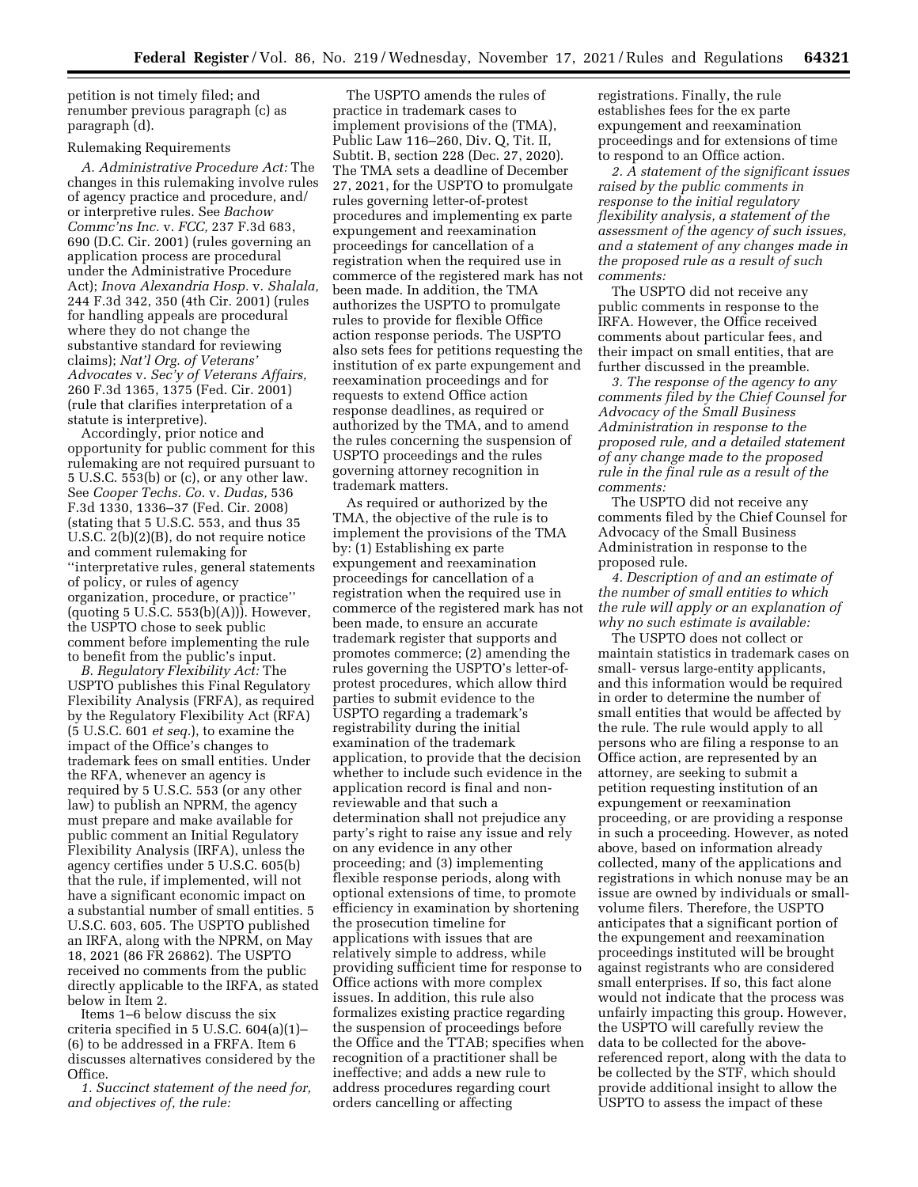petition is not timely filed; and renumber previous paragraph (c) as paragraph (d).

Rulemaking Requirements

*A. Administrative Procedure Act:* The changes in this rulemaking involve rules of agency practice and procedure, and/or interpretive rules. See *Bachow Commc'ns Inc.* v. *FCC,* 237 F.3d 683, 690 (D.C. Cir. 2001) (rules governing an application process are procedural under the Administrative Procedure Act); *Inova Alexandria Hosp.* v. *Shalala,* 244 F.3d 342, 350 (4th Cir. 2001) (rules for handling appeals are procedural where they do not change the substantive standard for reviewing claims); *Nat'l Org. of Veterans' Advocates* v. *Sec'y of Veterans Affairs,* 260 F.3d 1365, 1375 (Fed. Cir. 2001) (rule that clarifies interpretation of a statute is interpretive).

Accordingly, prior notice and opportunity for public comment for this rulemaking are not required pursuant to 5 U.S.C. 553(b) or (c), or any other law. See *Cooper Techs. Co.* v. *Dudas,* 536 F.3d 1330, 1336–37 (Fed. Cir. 2008) (stating that 5 U.S.C. 553, and thus 35 U.S.C. 2(b)(2)(B), do not require notice and comment rulemaking for ''interpretative rules, general statements of policy, or rules of agency organization, procedure, or practice'' (quoting 5 U.S.C. 553(b)(A))). However, the USPTO chose to seek public comment before implementing the rule to benefit from the public's input.

*B. Regulatory Flexibility Act:* The USPTO publishes this Final Regulatory Flexibility Analysis (FRFA), as required by the Regulatory Flexibility Act (RFA) (5 U.S.C. 601 *et seq.*), to examine the impact of the Office's changes to trademark fees on small entities. Under the RFA, whenever an agency is required by 5 U.S.C. 553 (or any other law) to publish an NPRM, the agency must prepare and make available for public comment an Initial Regulatory Flexibility Analysis (IRFA), unless the agency certifies under 5 U.S.C. 605(b) that the rule, if implemented, will not have a significant economic impact on a substantial number of small entities. 5 U.S.C. 603, 605. The USPTO published an IRFA, along with the NPRM, on May 18, 2021 (86 FR 26862). The USPTO received no comments from the public directly applicable to the IRFA, as stated below in Item 2.

Items 1–6 below discuss the six criteria specified in 5 U.S.C. 604(a)(1)–(6) to be addressed in a FRFA. Item 6 discusses alternatives considered by the Office.

*1. Succinct statement of the need for, and objectives of, the rule:*

The USPTO amends the rules of practice in trademark cases to implement provisions of the (TMA), Public Law 116–260, Div. Q, Tit. II, Subtit. B, section 228 (Dec. 27, 2020). The TMA sets a deadline of December 27, 2021, for the USPTO to promulgate rules governing letter-of-protest procedures and implementing ex parte expungement and reexamination proceedings for cancellation of a registration when the required use in commerce of the registered mark has not been made. In addition, the TMA authorizes the USPTO to promulgate rules to provide for flexible Office action response periods. The USPTO also sets fees for petitions requesting the institution of ex parte expungement and reexamination proceedings and for requests to extend Office action response deadlines, as required or authorized by the TMA, and to amend the rules concerning the suspension of USPTO proceedings and the rules governing attorney recognition in trademark matters.

As required or authorized by the TMA, the objective of the rule is to implement the provisions of the TMA by: (1) Establishing ex parte expungement and reexamination proceedings for cancellation of a registration when the required use in commerce of the registered mark has not been made, to ensure an accurate trademark register that supports and promotes commerce; (2) amending the rules governing the USPTO's letter-of-protest procedures, which allow third parties to submit evidence to the USPTO regarding a trademark's registrability during the initial examination of the trademark application, to provide that the decision whether to include such evidence in the application record is final and non-reviewable and that such a determination shall not prejudice any party's right to raise any issue and rely on any evidence in any other proceeding; and (3) implementing flexible response periods, along with optional extensions of time, to promote efficiency in examination by shortening the prosecution timeline for applications with issues that are relatively simple to address, while providing sufficient time for response to Office actions with more complex issues. In addition, this rule also formalizes existing practice regarding the suspension of proceedings before the Office and the TTAB; specifies when recognition of a practitioner shall be ineffective; and adds a new rule to address procedures regarding court orders cancelling or affecting registrations. Finally, the rule establishes fees for the ex parte expungement and reexamination proceedings and for extensions of time to respond to an Office action.

*2. A statement of the significant issues raised by the public comments in response to the initial regulatory flexibility analysis, a statement of the assessment of the agency of such issues, and a statement of any changes made in the proposed rule as a result of such comments:*

The USPTO did not receive any public comments in response to the IRFA. However, the Office received comments about particular fees, and their impact on small entities, that are further discussed in the preamble.

*3. The response of the agency to any comments filed by the Chief Counsel for Advocacy of the Small Business Administration in response to the proposed rule, and a detailed statement of any change made to the proposed rule in the final rule as a result of the comments:*

The USPTO did not receive any comments filed by the Chief Counsel for Advocacy of the Small Business Administration in response to the proposed rule.

*4. Description of and an estimate of the number of small entities to which the rule will apply or an explanation of why no such estimate is available:*

The USPTO does not collect or maintain statistics in trademark cases on small- versus large-entity applicants, and this information would be required in order to determine the number of small entities that would be affected by the rule. The rule would apply to all persons who are filing a response to an Office action, are represented by an attorney, are seeking to submit a petition requesting institution of an expungement or reexamination proceeding, or are providing a response in such a proceeding. However, as noted above, based on information already collected, many of the applications and registrations in which nonuse may be an issue are owned by individuals or small-volume filers. Therefore, the USPTO anticipates that a significant portion of the expungement and reexamination proceedings instituted will be brought against registrants who are considered small enterprises. If so, this fact alone would not indicate that the process was unfairly impacting this group. However, the USPTO will carefully review the data to be collected for the above-referenced report, along with the data to be collected by the STF, which should provide additional insight to allow the USPTO to assess the impact of these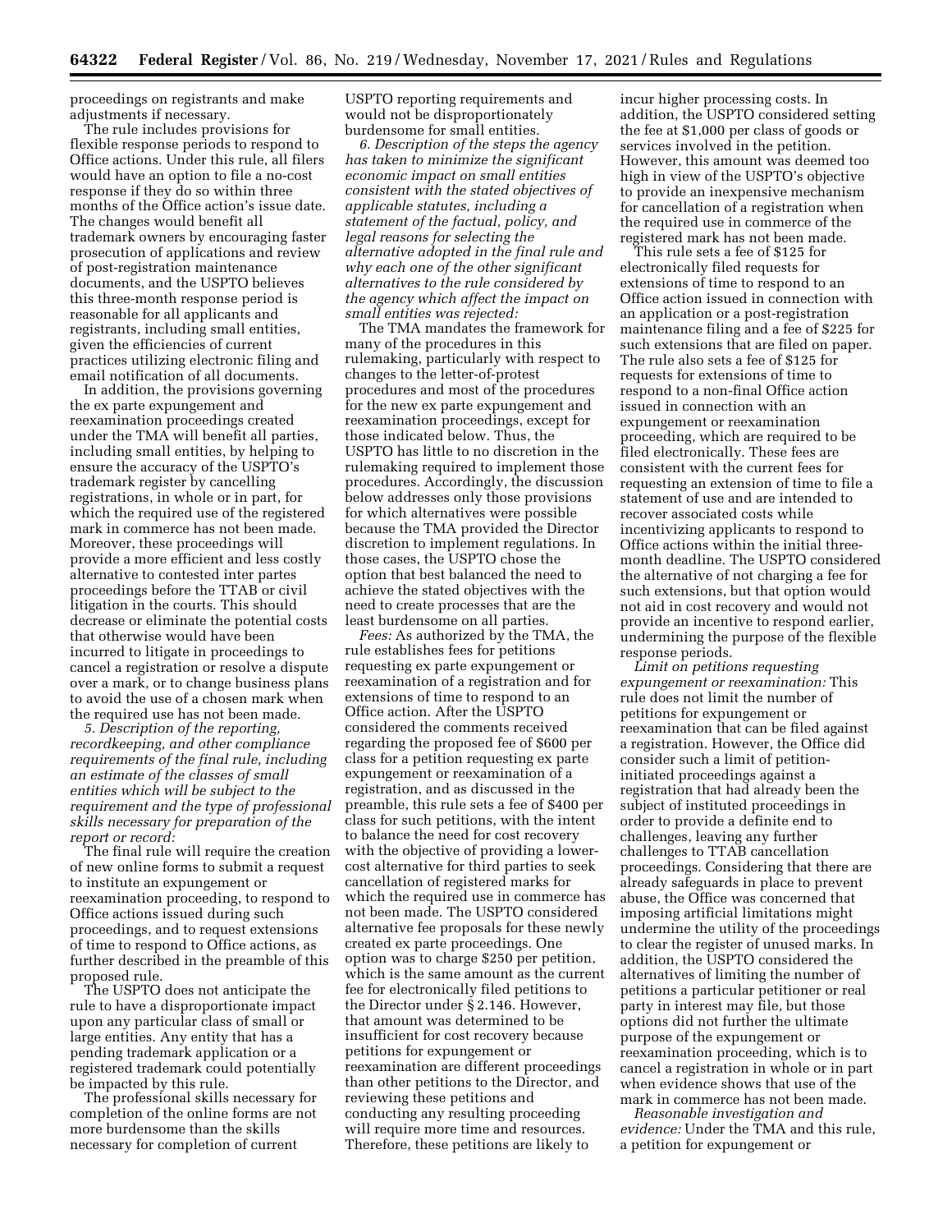proceedings on registrants and make adjustments if necessary.

The rule includes provisions for flexible response periods to respond to Office actions. Under this rule, all filers would have an option to file a no-cost response if they do so within three months of the Office action's issue date. The changes would benefit all trademark owners by encouraging faster prosecution of applications and review of post-registration maintenance documents, and the USPTO believes this three-month response period is reasonable for all applicants and registrants, including small entities, given the efficiencies of current practices utilizing electronic filing and email notification of all documents.

In addition, the provisions governing the ex parte expungement and reexamination proceedings created under the TMA will benefit all parties, including small entities, by helping to ensure the accuracy of the USPTO's trademark register by cancelling registrations, in whole or in part, for which the required use of the registered mark in commerce has not been made. Moreover, these proceedings will provide a more efficient and less costly alternative to contested inter partes proceedings before the TTAB or civil litigation in the courts. This should decrease or eliminate the potential costs that otherwise would have been incurred to litigate in proceedings to cancel a registration or resolve a dispute over a mark, or to change business plans to avoid the use of a chosen mark when the required use has not been made.

*5. Description of the reporting, recordkeeping, and other compliance requirements of the final rule, including an estimate of the classes of small entities which will be subject to the requirement and the type of professional skills necessary for preparation of the report or record:*

The final rule will require the creation of new online forms to submit a request to institute an expungement or reexamination proceeding, to respond to Office actions issued during such proceedings, and to request extensions of time to respond to Office actions, as further described in the preamble of this proposed rule.

The USPTO does not anticipate the rule to have a disproportionate impact upon any particular class of small or large entities. Any entity that has a pending trademark application or a registered trademark could potentially be impacted by this rule.

The professional skills necessary for completion of the online forms are not more burdensome than the skills necessary for completion of current USPTO reporting requirements and would not be disproportionately burdensome for small entities.

*6. Description of the steps the agency has taken to minimize the significant economic impact on small entities consistent with the stated objectives of applicable statutes, including a statement of the factual, policy, and legal reasons for selecting the alternative adopted in the final rule and why each one of the other significant alternatives to the rule considered by the agency which affect the impact on small entities was rejected:*

The TMA mandates the framework for many of the procedures in this rulemaking, particularly with respect to changes to the letter-of-protest procedures and most of the procedures for the new ex parte expungement and reexamination proceedings, except for those indicated below. Thus, the USPTO has little to no discretion in the rulemaking required to implement those procedures. Accordingly, the discussion below addresses only those provisions for which alternatives were possible because the TMA provided the Director discretion to implement regulations. In those cases, the USPTO chose the option that best balanced the need to achieve the stated objectives with the need to create processes that are the least burdensome on all parties.

*Fees:* As authorized by the TMA, the rule establishes fees for petitions requesting ex parte expungement or reexamination of a registration and for extensions of time to respond to an Office action. After the USPTO considered the comments received regarding the proposed fee of $600 per class for a petition requesting ex parte expungement or reexamination of a registration, and as discussed in the preamble, this rule sets a fee of $400 per class for such petitions, with the intent to balance the need for cost recovery with the objective of providing a lower-cost alternative for third parties to seek cancellation of registered marks for which the required use in commerce has not been made. The USPTO considered alternative fee proposals for these newly created ex parte proceedings. One option was to charge $250 per petition, which is the same amount as the current fee for electronically filed petitions to the Director under § 2.146. However, that amount was determined to be insufficient for cost recovery because petitions for expungement or reexamination are different proceedings than other petitions to the Director, and reviewing these petitions and conducting any resulting proceeding will require more time and resources. Therefore, these petitions are likely to incur higher processing costs. In addition, the USPTO considered setting the fee at $1,000 per class of goods or services involved in the petition. However, this amount was deemed too high in view of the USPTO's objective to provide an inexpensive mechanism for cancellation of a registration when the required use in commerce of the registered mark has not been made.

This rule sets a fee of $125 for electronically filed requests for extensions of time to respond to an Office action issued in connection with an application or a post-registration maintenance filing and a fee of $225 for such extensions that are filed on paper. The rule also sets a fee of $125 for requests for extensions of time to respond to a non-final Office action issued in connection with an expungement or reexamination proceeding, which are required to be filed electronically. These fees are consistent with the current fees for requesting an extension of time to file a statement of use and are intended to recover associated costs while incentivizing applicants to respond to Office actions within the initial three-month deadline. The USPTO considered the alternative of not charging a fee for such extensions, but that option would not aid in cost recovery and would not provide an incentive to respond earlier, undermining the purpose of the flexible response periods.

*Limit on petitions requesting expungement or reexamination:* This rule does not limit the number of petitions for expungement or reexamination that can be filed against a registration. However, the Office did consider such a limit of petition-initiated proceedings against a registration that had already been the subject of instituted proceedings in order to provide a definite end to challenges, leaving any further challenges to TTAB cancellation proceedings. Considering that there are already safeguards in place to prevent abuse, the Office was concerned that imposing artificial limitations might undermine the utility of the proceedings to clear the register of unused marks. In addition, the USPTO considered the alternatives of limiting the number of petitions a particular petitioner or real party in interest may file, but those options did not further the ultimate purpose of the expungement or reexamination proceeding, which is to cancel a registration in whole or in part when evidence shows that use of the mark in commerce has not been made.

*Reasonable investigation and evidence:* Under the TMA and this rule, a petition for expungement or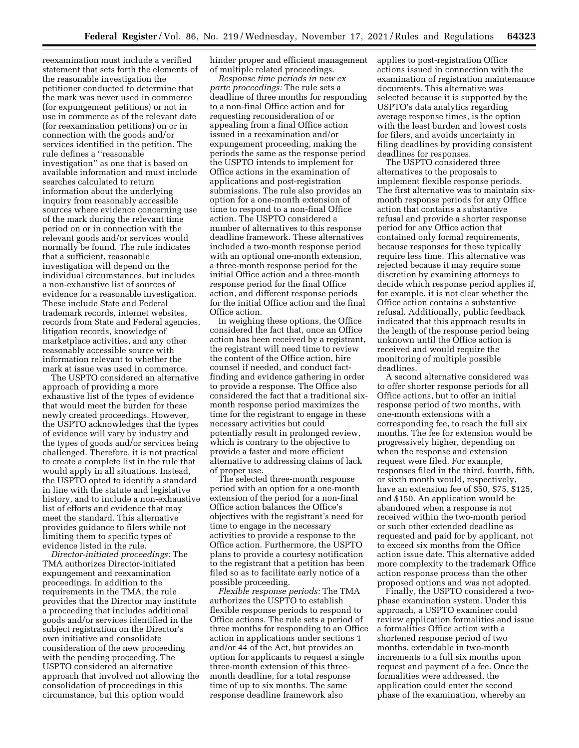reexamination must include a verified statement that sets forth the elements of the reasonable investigation the petitioner conducted to determine that the mark was never used in commerce (for expungement petitions) or not in use in commerce as of the relevant date (for reexamination petitions) on or in connection with the goods and/or services identified in the petition. The rule defines a "reasonable investigation" as one that is based on available information and must include searches calculated to return information about the underlying inquiry from reasonably accessible sources where evidence concerning use of the mark during the relevant time period on or in connection with the relevant goods and/or services would normally be found. The rule indicates that a sufficient, reasonable investigation will depend on the individual circumstances, but includes a non-exhaustive list of sources of evidence for a reasonable investigation. These include State and Federal trademark records, internet websites, records from State and Federal agencies, litigation records, knowledge of marketplace activities, and any other reasonably accessible source with information relevant to whether the mark at issue was used in commerce.

The USPTO considered an alternative approach of providing a more exhaustive list of the types of evidence that would meet the burden for these newly created proceedings. However, the USPTO acknowledges that the types of evidence will vary by industry and the types of goods and/or services being challenged. Therefore, it is not practical to create a complete list in the rule that would apply in all situations. Instead, the USPTO opted to identify a standard in line with the statute and legislative history, and to include a non-exhaustive list of efforts and evidence that may meet the standard. This alternative provides guidance to filers while not limiting them to specific types of evidence listed in the rule.

*Director-initiated proceedings:* The TMA authorizes Director-initiated expungement and reexamination proceedings. In addition to the requirements in the TMA, the rule provides that the Director may institute a proceeding that includes additional goods and/or services identified in the subject registration on the Director's own initiative and consolidate consideration of the new proceeding with the pending proceeding. The USPTO considered an alternative approach that involved not allowing the consolidation of proceedings in this circumstance, but this option would hinder proper and efficient management of multiple related proceedings.

*Response time periods in new ex parte proceedings:* The rule sets a deadline of three months for responding to a non-final Office action and for requesting reconsideration of or appealing from a final Office action issued in a reexamination and/or expungement proceeding, making the periods the same as the response period the USPTO intends to implement for Office actions in the examination of applications and post-registration submissions. The rule also provides an option for a one-month extension of time to respond to a non-final Office action. The USPTO considered a number of alternatives to this response deadline framework. These alternatives included a two-month response period with an optional one-month extension, a three-month response period for the initial Office action and a three-month response period for the final Office action, and different response periods for the initial Office action and the final Office action.

In weighing these options, the Office considered the fact that, once an Office action has been received by a registrant, the registrant will need time to review the content of the Office action, hire counsel if needed, and conduct fact-finding and evidence gathering in order to provide a response. The Office also considered the fact that a traditional six-month response period maximizes the time for the registrant to engage in these necessary activities but could potentially result in prolonged review, which is contrary to the objective to provide a faster and more efficient alternative to addressing claims of lack of proper use.

The selected three-month response period with an option for a one-month extension of the period for a non-final Office action balances the Office's objectives with the registrant's need for time to engage in the necessary activities to provide a response to the Office action. Furthermore, the USPTO plans to provide a courtesy notification to the registrant that a petition has been filed so as to facilitate early notice of a possible proceeding.

*Flexible response periods:* The TMA authorizes the USPTO to establish flexible response periods to respond to Office actions. The rule sets a period of three months for responding to an Office action in applications under sections 1 and/or 44 of the Act, but provides an option for applicants to request a single three-month extension of this three-month deadline, for a total response time of up to six months. The same response deadline framework also applies to post-registration Office actions issued in connection with the examination of registration maintenance documents. This alternative was selected because it is supported by the USPTO's data analytics regarding average response times, is the option with the least burden and lowest costs for filers, and avoids uncertainty in filing deadlines by providing consistent deadlines for responses.

The USPTO considered three alternatives to the proposals to implement flexible response periods. The first alternative was to maintain six-month response periods for any Office action that contains a substantive refusal and provide a shorter response period for any Office action that contained only formal requirements, because responses for these typically require less time. This alternative was rejected because it may require some discretion by examining attorneys to decide which response period applies if, for example, it is not clear whether the Office action contains a substantive refusal. Additionally, public feedback indicated that this approach results in the length of the response period being unknown until the Office action is received and would require the monitoring of multiple possible deadlines.

A second alternative considered was to offer shorter response periods for all Office actions, but to offer an initial response period of two months, with one-month extensions with a corresponding fee, to reach the full six months. The fee for extension would be progressively higher, depending on when the response and extension request were filed. For example, responses filed in the third, fourth, fifth, or sixth month would, respectively, have an extension fee of $50, $75, $125, and $150. An application would be abandoned when a response is not received within the two-month period or such other extended deadline as requested and paid for by applicant, not to exceed six months from the Office action issue date. This alternative added more complexity to the trademark Office action response process than the other proposed options and was not adopted.

Finally, the USPTO considered a two-phase examination system. Under this approach, a USPTO examiner could review application formalities and issue a formalities Office action with a shortened response period of two months, extendable in two-month increments to a full six months upon request and payment of a fee. Once the formalities were addressed, the application could enter the second phase of the examination, whereby an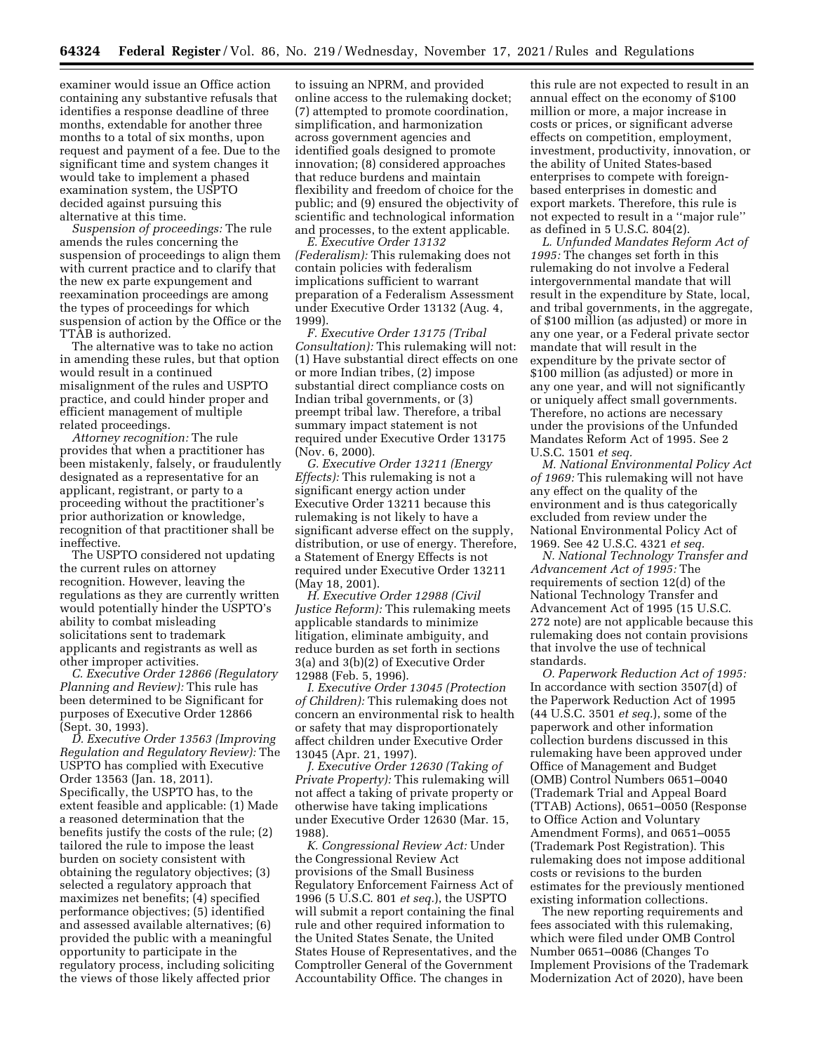examiner would issue an Office action containing any substantive refusals that identifies a response deadline of three months, extendable for another three months to a total of six months, upon request and payment of a fee. Due to the significant time and system changes it would take to implement a phased examination system, the USPTO decided against pursuing this alternative at this time.

*Suspension of proceedings:* The rule amends the rules concerning the suspension of proceedings to align them with current practice and to clarify that the new ex parte expungement and reexamination proceedings are among the types of proceedings for which suspension of action by the Office or the TTAB is authorized.

The alternative was to take no action in amending these rules, but that option would result in a continued misalignment of the rules and USPTO practice, and could hinder proper and efficient management of multiple related proceedings.

*Attorney recognition:* The rule provides that when a practitioner has been mistakenly, falsely, or fraudulently designated as a representative for an applicant, registrant, or party to a proceeding without the practitioner's prior authorization or knowledge, recognition of that practitioner shall be ineffective.

The USPTO considered not updating the current rules on attorney recognition. However, leaving the regulations as they are currently written would potentially hinder the USPTO's ability to combat misleading solicitations sent to trademark applicants and registrants as well as other improper activities.

*C. Executive Order 12866 (Regulatory Planning and Review):* This rule has been determined to be Significant for purposes of Executive Order 12866 (Sept. 30, 1993).

*D. Executive Order 13563 (Improving Regulation and Regulatory Review):* The USPTO has complied with Executive Order 13563 (Jan. 18, 2011). Specifically, the USPTO has, to the extent feasible and applicable: (1) Made a reasoned determination that the benefits justify the costs of the rule; (2) tailored the rule to impose the least burden on society consistent with obtaining the regulatory objectives; (3) selected a regulatory approach that maximizes net benefits; (4) specified performance objectives; (5) identified and assessed available alternatives; (6) provided the public with a meaningful opportunity to participate in the regulatory process, including soliciting the views of those likely affected prior to issuing an NPRM, and provided online access to the rulemaking docket; (7) attempted to promote coordination, simplification, and harmonization across government agencies and identified goals designed to promote innovation; (8) considered approaches that reduce burdens and maintain flexibility and freedom of choice for the public; and (9) ensured the objectivity of scientific and technological information and processes, to the extent applicable.

*E. Executive Order 13132 (Federalism):* This rulemaking does not contain policies with federalism implications sufficient to warrant preparation of a Federalism Assessment under Executive Order 13132 (Aug. 4, 1999).

*F. Executive Order 13175 (Tribal Consultation):* This rulemaking will not: (1) Have substantial direct effects on one or more Indian tribes, (2) impose substantial direct compliance costs on Indian tribal governments, or (3) preempt tribal law. Therefore, a tribal summary impact statement is not required under Executive Order 13175 (Nov. 6, 2000).

*G. Executive Order 13211 (Energy Effects):* This rulemaking is not a significant energy action under Executive Order 13211 because this rulemaking is not likely to have a significant adverse effect on the supply, distribution, or use of energy. Therefore, a Statement of Energy Effects is not required under Executive Order 13211 (May 18, 2001).

*H. Executive Order 12988 (Civil Justice Reform):* This rulemaking meets applicable standards to minimize litigation, eliminate ambiguity, and reduce burden as set forth in sections 3(a) and 3(b)(2) of Executive Order 12988 (Feb. 5, 1996).

*I. Executive Order 13045 (Protection of Children):* This rulemaking does not concern an environmental risk to health or safety that may disproportionately affect children under Executive Order 13045 (Apr. 21, 1997).

*J. Executive Order 12630 (Taking of Private Property):* This rulemaking will not affect a taking of private property or otherwise have taking implications under Executive Order 12630 (Mar. 15, 1988).

*K. Congressional Review Act:* Under the Congressional Review Act provisions of the Small Business Regulatory Enforcement Fairness Act of 1996 (5 U.S.C. 801 *et seq.*), the USPTO will submit a report containing the final rule and other required information to the United States Senate, the United States House of Representatives, and the Comptroller General of the Government Accountability Office. The changes in this rule are not expected to result in an annual effect on the economy of $100 million or more, a major increase in costs or prices, or significant adverse effects on competition, employment, investment, productivity, innovation, or the ability of United States-based enterprises to compete with foreign-based enterprises in domestic and export markets. Therefore, this rule is not expected to result in a "major rule" as defined in 5 U.S.C. 804(2).

*L. Unfunded Mandates Reform Act of 1995:* The changes set forth in this rulemaking do not involve a Federal intergovernmental mandate that will result in the expenditure by State, local, and tribal governments, in the aggregate, of $100 million (as adjusted) or more in any one year, or a Federal private sector mandate that will result in the expenditure by the private sector of $100 million (as adjusted) or more in any one year, and will not significantly or uniquely affect small governments. Therefore, no actions are necessary under the provisions of the Unfunded Mandates Reform Act of 1995. See 2 U.S.C. 1501 *et seq.*

*M. National Environmental Policy Act of 1969:* This rulemaking will not have any effect on the quality of the environment and is thus categorically excluded from review under the National Environmental Policy Act of 1969. See 42 U.S.C. 4321 *et seq.*

*N. National Technology Transfer and Advancement Act of 1995:* The requirements of section 12(d) of the National Technology Transfer and Advancement Act of 1995 (15 U.S.C. 272 note) are not applicable because this rulemaking does not contain provisions that involve the use of technical standards.

*O. Paperwork Reduction Act of 1995:* In accordance with section 3507(d) of the Paperwork Reduction Act of 1995 (44 U.S.C. 3501 *et seq.*), some of the paperwork and other information collection burdens discussed in this rulemaking have been approved under Office of Management and Budget (OMB) Control Numbers 0651–0040 (Trademark Trial and Appeal Board (TTAB) Actions), 0651–0050 (Response to Office Action and Voluntary Amendment Forms), and 0651–0055 (Trademark Post Registration). This rulemaking does not impose additional costs or revisions to the burden estimates for the previously mentioned existing information collections.

The new reporting requirements and fees associated with this rulemaking, which were filed under OMB Control Number 0651–0086 (Changes To Implement Provisions of the Trademark Modernization Act of 2020), have been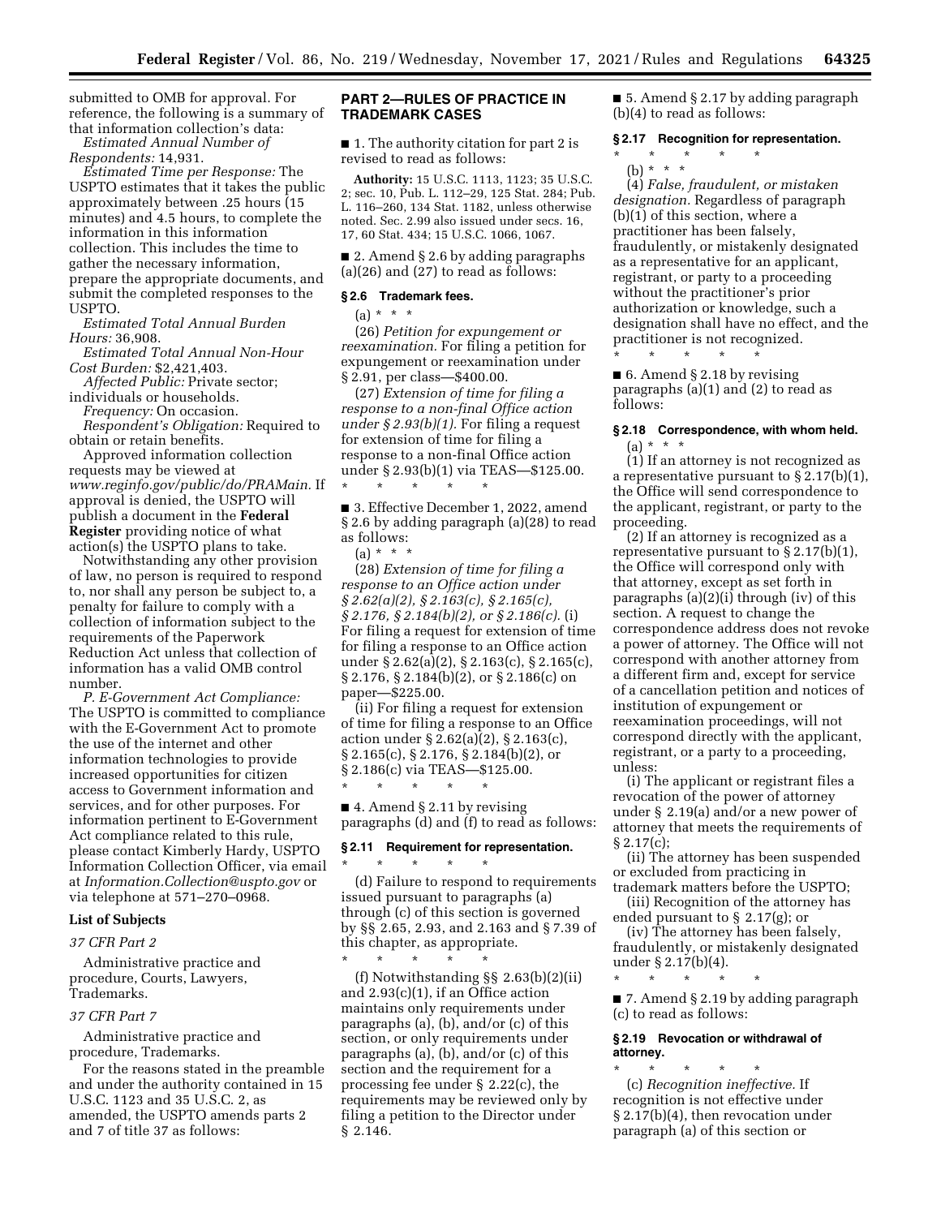submitted to OMB for approval. For reference, the following is a summary of that information collection's data:

*Estimated Annual Number of Respondents:* 14,931.

*Estimated Time per Response:* The USPTO estimates that it takes the public approximately between .25 hours (15 minutes) and 4.5 hours, to complete the information in this information collection. This includes the time to gather the necessary information, prepare the appropriate documents, and submit the completed responses to the USPTO.

*Estimated Total Annual Burden Hours:* 36,908.

*Estimated Total Annual Non-Hour Cost Burden:* $2,421,403.

*Affected Public:* Private sector; individuals or households.

*Frequency:* On occasion.

*Respondent's Obligation:* Required to obtain or retain benefits.

Approved information collection requests may be viewed at *www.reginfo.gov/public/do/PRAMain.* If approval is denied, the USPTO will publish a document in the **Federal Register** providing notice of what action(s) the USPTO plans to take.

Notwithstanding any other provision of law, no person is required to respond to, nor shall any person be subject to, a penalty for failure to comply with a collection of information subject to the requirements of the Paperwork Reduction Act unless that collection of information has a valid OMB control number.

*P. E-Government Act Compliance:* The USPTO is committed to compliance with the E-Government Act to promote the use of the internet and other information technologies to provide increased opportunities for citizen access to Government information and services, and for other purposes. For information pertinent to E-Government Act compliance related to this rule, please contact Kimberly Hardy, USPTO Information Collection Officer, via email at *Information.Collection@uspto.gov* or via telephone at 571–270–0968.

### List of Subjects

*37 CFR Part 2*

Administrative practice and procedure, Courts, Lawyers, Trademarks.

*37 CFR Part 7*

Administrative practice and procedure, Trademarks.

For the reasons stated in the preamble and under the authority contained in 15 U.S.C. 1123 and 35 U.S.C. 2, as amended, the USPTO amends parts 2 and 7 of title 37 as follows:

## PART 2—RULES OF PRACTICE IN TRADEMARK CASES

■ 1. The authority citation for part 2 is revised to read as follows:

**Authority:** 15 U.S.C. 1113, 1123; 35 U.S.C. 2; sec. 10, Pub. L. 112–29, 125 Stat. 284; Pub. L. 116–260, 134 Stat. 1182, unless otherwise noted. Sec. 2.99 also issued under secs. 16, 17, 60 Stat. 434; 15 U.S.C. 1066, 1067.

■ 2. Amend § 2.6 by adding paragraphs (a)(26) and (27) to read as follows:

### § 2.6 Trademark fees.

(a) * * *

(26) *Petition for expungement or reexamination.* For filing a petition for expungement or reexamination under § 2.91, per class—$400.00.

(27) *Extension of time for filing a response to a non-final Office action under § 2.93(b)(1).* For filing a request for extension of time for filing a response to a non-final Office action under § 2.93(b)(1) via TEAS—$125.00.

\* \* \* \* \*

■ 3. Effective December 1, 2022, amend § 2.6 by adding paragraph (a)(28) to read as follows:

(a) * * *

(28) *Extension of time for filing a response to an Office action under § 2.62(a)(2), § 2.163(c), § 2.165(c), § 2.176, § 2.184(b)(2), or § 2.186(c).* (i) For filing a request for extension of time for filing a response to an Office action under § 2.62(a)(2), § 2.163(c), § 2.165(c), § 2.176, § 2.184(b)(2), or § 2.186(c) on paper—$225.00.

(ii) For filing a request for extension of time for filing a response to an Office action under § 2.62(a)(2), § 2.163(c), § 2.165(c), § 2.176, § 2.184(b)(2), or § 2.186(c) via TEAS—$125.00.

\* \* \* \* \*

■ 4. Amend § 2.11 by revising paragraphs (d) and (f) to read as follows:

### § 2.11 Requirement for representation.

\* \* \* \* \*

(d) Failure to respond to requirements issued pursuant to paragraphs (a) through (c) of this section is governed by §§ 2.65, 2.93, and 2.163 and § 7.39 of this chapter, as appropriate.

\* \* \* \* \*

(f) Notwithstanding §§ 2.63(b)(2)(ii) and 2.93(c)(1), if an Office action maintains only requirements under paragraphs (a), (b), and/or (c) of this section, or only requirements under paragraphs (a), (b), and/or (c) of this section and the requirement for a processing fee under § 2.22(c), the requirements may be reviewed only by filing a petition to the Director under § 2.146.

■ 5. Amend § 2.17 by adding paragraph (b)(4) to read as follows:

### § 2.17 Recognition for representation.

\* \* \* \* \*

(b) * * *

(4) *False, fraudulent, or mistaken designation.* Regardless of paragraph (b)(1) of this section, where a practitioner has been falsely, fraudulently, or mistakenly designated as a representative for an applicant, registrant, or party to a proceeding without the practitioner's prior authorization or knowledge, such a designation shall have no effect, and the practitioner is not recognized.

\* \* \* \* \*

■ 6. Amend § 2.18 by revising paragraphs (a)(1) and (2) to read as follows:

### § 2.18 Correspondence, with whom held.

(a) * * *

(1) If an attorney is not recognized as a representative pursuant to § 2.17(b)(1), the Office will send correspondence to the applicant, registrant, or party to the proceeding.

(2) If an attorney is recognized as a representative pursuant to § 2.17(b)(1), the Office will correspond only with that attorney, except as set forth in paragraphs (a)(2)(i) through (iv) of this section. A request to change the correspondence address does not revoke a power of attorney. The Office will not correspond with another attorney from a different firm and, except for service of a cancellation petition and notices of institution of expungement or reexamination proceedings, will not correspond directly with the applicant, registrant, or a party to a proceeding, unless:

(i) The applicant or registrant files a revocation of the power of attorney under § 2.19(a) and/or a new power of attorney that meets the requirements of § 2.17(c);

(ii) The attorney has been suspended or excluded from practicing in trademark matters before the USPTO;

(iii) Recognition of the attorney has ended pursuant to § 2.17(g); or

(iv) The attorney has been falsely, fraudulently, or mistakenly designated under § 2.17(b)(4).

\* \* \* \* \*

■ 7. Amend § 2.19 by adding paragraph (c) to read as follows:

### § 2.19 Revocation or withdrawal of attorney.

\* \* \* \* \*

(c) *Recognition ineffective.* If recognition is not effective under § 2.17(b)(4), then revocation under paragraph (a) of this section or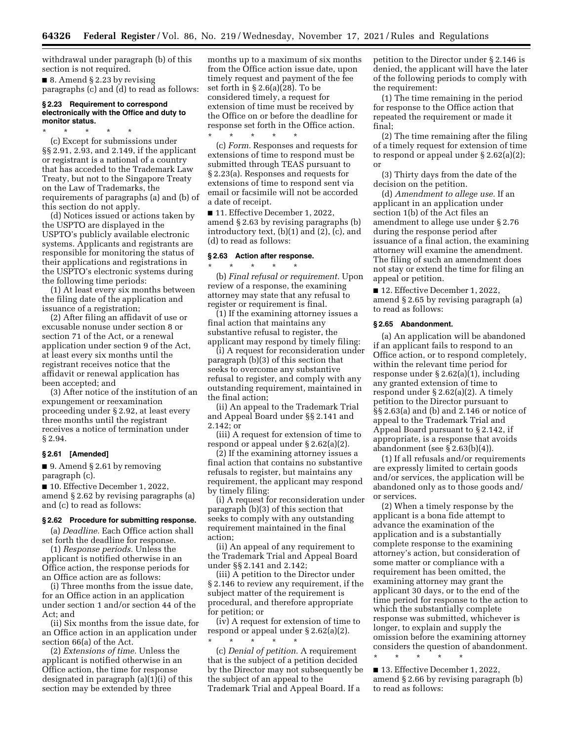withdrawal under paragraph (b) of this section is not required.

■ 8. Amend § 2.23 by revising paragraphs (c) and (d) to read as follows:

#### § 2.23 Requirement to correspond electronically with the Office and duty to monitor status.

\* \* \* \* \*

(c) Except for submissions under §§ 2.91, 2.93, and 2.149, if the applicant or registrant is a national of a country that has acceded to the Trademark Law Treaty, but not to the Singapore Treaty on the Law of Trademarks, the requirements of paragraphs (a) and (b) of this section do not apply.

(d) Notices issued or actions taken by the USPTO are displayed in the USPTO's publicly available electronic systems. Applicants and registrants are responsible for monitoring the status of their applications and registrations in the USPTO's electronic systems during the following time periods:

(1) At least every six months between the filing date of the application and issuance of a registration;

(2) After filing an affidavit of use or excusable nonuse under section 8 or section 71 of the Act, or a renewal application under section 9 of the Act, at least every six months until the registrant receives notice that the affidavit or renewal application has been accepted; and

(3) After notice of the institution of an expungement or reexamination proceeding under § 2.92, at least every three months until the registrant receives a notice of termination under § 2.94.

#### § 2.61 [Amended]

■ 9. Amend § 2.61 by removing paragraph (c).

■ 10. Effective December 1, 2022, amend § 2.62 by revising paragraphs (a) and (c) to read as follows:

#### § 2.62 Procedure for submitting response.

(a) *Deadline.* Each Office action shall set forth the deadline for response.

(1) *Response periods.* Unless the applicant is notified otherwise in an Office action, the response periods for an Office action are as follows:

(i) Three months from the issue date, for an Office action in an application under section 1 and/or section 44 of the Act; and

(ii) Six months from the issue date, for an Office action in an application under section 66(a) of the Act.

(2) *Extensions of time.* Unless the applicant is notified otherwise in an Office action, the time for response designated in paragraph (a)(1)(i) of this section may be extended by three months up to a maximum of six months from the Office action issue date, upon timely request and payment of the fee set forth in § 2.6(a)(28). To be considered timely, a request for extension of time must be received by the Office on or before the deadline for response set forth in the Office action.

\* \* \* \* \*

(c) *Form.* Responses and requests for extensions of time to respond must be submitted through TEAS pursuant to § 2.23(a). Responses and requests for extensions of time to respond sent via email or facsimile will not be accorded a date of receipt.

■ 11. Effective December 1, 2022, amend § 2.63 by revising paragraphs (b) introductory text, (b)(1) and (2), (c), and (d) to read as follows:

#### § 2.63 Action after response.

\* \* \* \* \*

(b) *Final refusal or requirement.* Upon review of a response, the examining attorney may state that any refusal to register or requirement is final.

(1) If the examining attorney issues a final action that maintains any substantive refusal to register, the applicant may respond by timely filing:

(i) A request for reconsideration under paragraph (b)(3) of this section that seeks to overcome any substantive refusal to register, and comply with any outstanding requirement, maintained in the final action;

(ii) An appeal to the Trademark Trial and Appeal Board under §§ 2.141 and 2.142; or

(iii) A request for extension of time to respond or appeal under § 2.62(a)(2).

(2) If the examining attorney issues a final action that contains no substantive refusals to register, but maintains any requirement, the applicant may respond by timely filing:

(i) A request for reconsideration under paragraph (b)(3) of this section that seeks to comply with any outstanding requirement maintained in the final action;

(ii) An appeal of any requirement to the Trademark Trial and Appeal Board under §§ 2.141 and 2.142;

(iii) A petition to the Director under § 2.146 to review any requirement, if the subject matter of the requirement is procedural, and therefore appropriate for petition; or

(iv) A request for extension of time to respond or appeal under § 2.62(a)(2).

\* \* \* \* \*

(c) *Denial of petition.* A requirement that is the subject of a petition decided by the Director may not subsequently be the subject of an appeal to the Trademark Trial and Appeal Board. If a petition to the Director under § 2.146 is denied, the applicant will have the later of the following periods to comply with the requirement:

(1) The time remaining in the period for response to the Office action that repeated the requirement or made it final;

(2) The time remaining after the filing of a timely request for extension of time to respond or appeal under § 2.62(a)(2); or

(3) Thirty days from the date of the decision on the petition.

(d) *Amendment to allege use.* If an applicant in an application under section 1(b) of the Act files an amendment to allege use under § 2.76 during the response period after issuance of a final action, the examining attorney will examine the amendment. The filing of such an amendment does not stay or extend the time for filing an appeal or petition.

■ 12. Effective December 1, 2022, amend § 2.65 by revising paragraph (a) to read as follows:

#### § 2.65 Abandonment.

(a) An application will be abandoned if an applicant fails to respond to an Office action, or to respond completely, within the relevant time period for response under § 2.62(a)(1), including any granted extension of time to respond under § 2.62(a)(2). A timely petition to the Director pursuant to §§ 2.63(a) and (b) and 2.146 or notice of appeal to the Trademark Trial and Appeal Board pursuant to § 2.142, if appropriate, is a response that avoids abandonment (see § 2.63(b)(4)).

(1) If all refusals and/or requirements are expressly limited to certain goods and/or services, the application will be abandoned only as to those goods and/or services.

(2) When a timely response by the applicant is a bona fide attempt to advance the examination of the application and is a substantially complete response to the examining attorney's action, but consideration of some matter or compliance with a requirement has been omitted, the examining attorney may grant the applicant 30 days, or to the end of the time period for response to the action to which the substantially complete response was submitted, whichever is longer, to explain and supply the omission before the examining attorney considers the question of abandonment.

\* \* \* \* \*

■ 13. Effective December 1, 2022, amend § 2.66 by revising paragraph (b) to read as follows: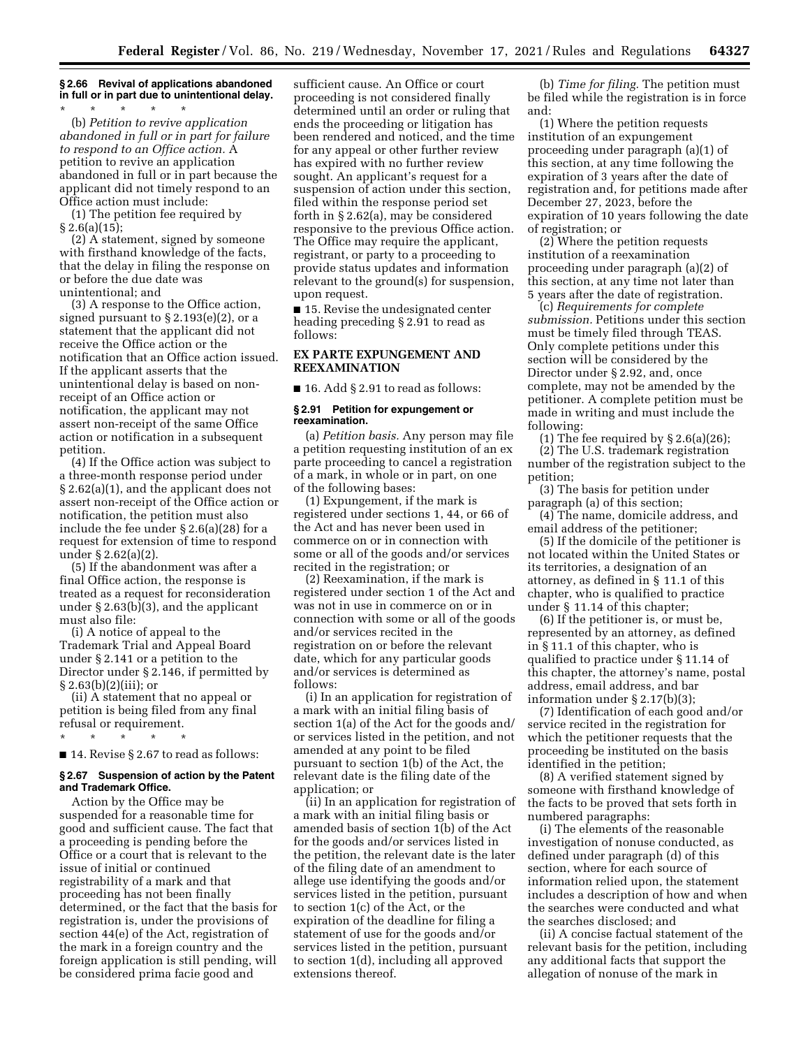**§ 2.66 Revival of applications abandoned in full or in part due to unintentional delay.**

\* \* \* \* \*

(b) *Petition to revive application abandoned in full or in part for failure to respond to an Office action.* A petition to revive an application abandoned in full or in part because the applicant did not timely respond to an Office action must include:

(1) The petition fee required by § 2.6(a)(15);

(2) A statement, signed by someone with firsthand knowledge of the facts, that the delay in filing the response on or before the due date was unintentional; and

(3) A response to the Office action, signed pursuant to § 2.193(e)(2), or a statement that the applicant did not receive the Office action or the notification that an Office action issued. If the applicant asserts that the unintentional delay is based on non-receipt of an Office action or notification, the applicant may not assert non-receipt of the same Office action or notification in a subsequent petition.

(4) If the Office action was subject to a three-month response period under § 2.62(a)(1), and the applicant does not assert non-receipt of the Office action or notification, the petition must also include the fee under § 2.6(a)(28) for a request for extension of time to respond under § 2.62(a)(2).

(5) If the abandonment was after a final Office action, the response is treated as a request for reconsideration under § 2.63(b)(3), and the applicant must also file:

(i) A notice of appeal to the Trademark Trial and Appeal Board under § 2.141 or a petition to the Director under § 2.146, if permitted by § 2.63(b)(2)(iii); or

(ii) A statement that no appeal or petition is being filed from any final refusal or requirement.

\* \* \* \* \*

■ 14. Revise § 2.67 to read as follows:

**§ 2.67 Suspension of action by the Patent and Trademark Office.**

Action by the Office may be suspended for a reasonable time for good and sufficient cause. The fact that a proceeding is pending before the Office or a court that is relevant to the issue of initial or continued registrability of a mark and that proceeding has not been finally determined, or the fact that the basis for registration is, under the provisions of section 44(e) of the Act, registration of the mark in a foreign country and the foreign application is still pending, will be considered prima facie good and sufficient cause. An Office or court proceeding is not considered finally determined until an order or ruling that ends the proceeding or litigation has been rendered and noticed, and the time for any appeal or other further review has expired with no further review sought. An applicant's request for a suspension of action under this section, filed within the response period set forth in § 2.62(a), may be considered responsive to the previous Office action. The Office may require the applicant, registrant, or party to a proceeding to provide status updates and information relevant to the ground(s) for suspension, upon request.

■ 15. Revise the undesignated center heading preceding § 2.91 to read as follows:

**EX PARTE EXPUNGEMENT AND REEXAMINATION**

■ 16. Add § 2.91 to read as follows:

**§ 2.91 Petition for expungement or reexamination.**

(a) *Petition basis.* Any person may file a petition requesting institution of an ex parte proceeding to cancel a registration of a mark, in whole or in part, on one of the following bases:

(1) Expungement, if the mark is registered under sections 1, 44, or 66 of the Act and has never been used in commerce on or in connection with some or all of the goods and/or services recited in the registration; or

(2) Reexamination, if the mark is registered under section 1 of the Act and was not in use in commerce on or in connection with some or all of the goods and/or services recited in the registration on or before the relevant date, which for any particular goods and/or services is determined as follows:

(i) In an application for registration of a mark with an initial filing basis of section 1(a) of the Act for the goods and/or services listed in the petition, and not amended at any point to be filed pursuant to section 1(b) of the Act, the relevant date is the filing date of the application; or

(ii) In an application for registration of a mark with an initial filing basis or amended basis of section 1(b) of the Act for the goods and/or services listed in the petition, the relevant date is the later of the filing date of an amendment to allege use identifying the goods and/or services listed in the petition, pursuant to section 1(c) of the Act, or the expiration of the deadline for filing a statement of use for the goods and/or services listed in the petition, pursuant to section 1(d), including all approved extensions thereof.

(b) *Time for filing.* The petition must be filed while the registration is in force and:

(1) Where the petition requests institution of an expungement proceeding under paragraph (a)(1) of this section, at any time following the expiration of 3 years after the date of registration and, for petitions made after December 27, 2023, before the expiration of 10 years following the date of registration; or

(2) Where the petition requests institution of a reexamination proceeding under paragraph (a)(2) of this section, at any time not later than 5 years after the date of registration.

(c) *Requirements for complete submission.* Petitions under this section must be timely filed through TEAS. Only complete petitions under this section will be considered by the Director under § 2.92, and, once complete, may not be amended by the petitioner. A complete petition must be made in writing and must include the following:

(1) The fee required by § 2.6(a)(26);

(2) The U.S. trademark registration number of the registration subject to the petition;

(3) The basis for petition under paragraph (a) of this section;

(4) The name, domicile address, and email address of the petitioner;

(5) If the domicile of the petitioner is not located within the United States or its territories, a designation of an attorney, as defined in § 11.1 of this chapter, who is qualified to practice under § 11.14 of this chapter;

(6) If the petitioner is, or must be, represented by an attorney, as defined in § 11.1 of this chapter, who is qualified to practice under § 11.14 of this chapter, the attorney's name, postal address, email address, and bar information under § 2.17(b)(3);

(7) Identification of each good and/or service recited in the registration for which the petitioner requests that the proceeding be instituted on the basis identified in the petition;

(8) A verified statement signed by someone with firsthand knowledge of the facts to be proved that sets forth in numbered paragraphs:

(i) The elements of the reasonable investigation of nonuse conducted, as defined under paragraph (d) of this section, where for each source of information relied upon, the statement includes a description of how and when the searches were conducted and what the searches disclosed; and

(ii) A concise factual statement of the relevant basis for the petition, including any additional facts that support the allegation of nonuse of the mark in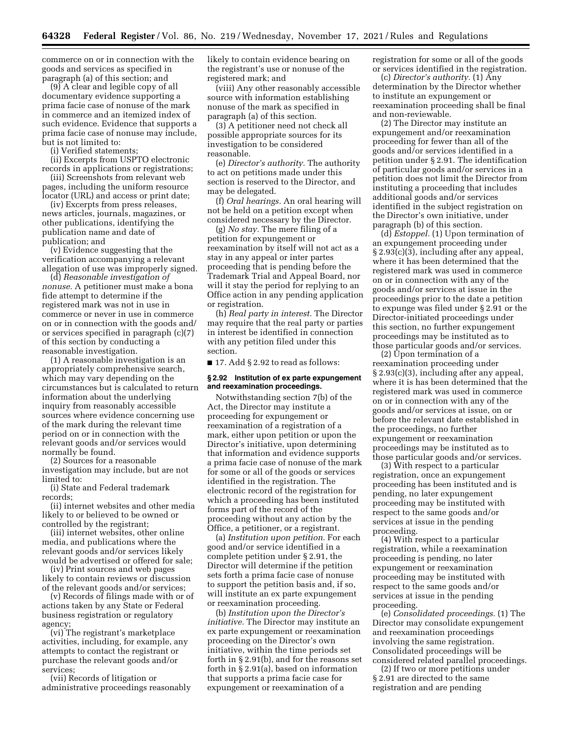commerce on or in connection with the goods and services as specified in paragraph (a) of this section; and

(9) A clear and legible copy of all documentary evidence supporting a prima facie case of nonuse of the mark in commerce and an itemized index of such evidence. Evidence that supports a prima facie case of nonuse may include, but is not limited to:

(i) Verified statements;

(ii) Excerpts from USPTO electronic records in applications or registrations;

(iii) Screenshots from relevant web pages, including the uniform resource locator (URL) and access or print date;

(iv) Excerpts from press releases, news articles, journals, magazines, or other publications, identifying the publication name and date of publication; and

(v) Evidence suggesting that the verification accompanying a relevant allegation of use was improperly signed.

(d) *Reasonable investigation of nonuse.* A petitioner must make a bona fide attempt to determine if the registered mark was not in use in commerce or never in use in commerce on or in connection with the goods and/or services specified in paragraph (c)(7) of this section by conducting a reasonable investigation.

(1) A reasonable investigation is an appropriately comprehensive search, which may vary depending on the circumstances but is calculated to return information about the underlying inquiry from reasonably accessible sources where evidence concerning use of the mark during the relevant time period on or in connection with the relevant goods and/or services would normally be found.

(2) Sources for a reasonable investigation may include, but are not limited to:

(i) State and Federal trademark records;

(ii) internet websites and other media likely to or believed to be owned or controlled by the registrant;

(iii) internet websites, other online media, and publications where the relevant goods and/or services likely would be advertised or offered for sale;

(iv) Print sources and web pages likely to contain reviews or discussion of the relevant goods and/or services;

(v) Records of filings made with or of actions taken by any State or Federal business registration or regulatory agency;

(vi) The registrant's marketplace activities, including, for example, any attempts to contact the registrant or purchase the relevant goods and/or services;

(vii) Records of litigation or administrative proceedings reasonably likely to contain evidence bearing on the registrant's use or nonuse of the registered mark; and

(viii) Any other reasonably accessible source with information establishing nonuse of the mark as specified in paragraph (a) of this section.

(3) A petitioner need not check all possible appropriate sources for its investigation to be considered reasonable.

(e) *Director's authority.* The authority to act on petitions made under this section is reserved to the Director, and may be delegated.

(f) *Oral hearings.* An oral hearing will not be held on a petition except when considered necessary by the Director.

(g) *No stay.* The mere filing of a petition for expungement or reexamination by itself will not act as a stay in any appeal or inter partes proceeding that is pending before the Trademark Trial and Appeal Board, nor will it stay the period for replying to an Office action in any pending application or registration.

(h) *Real party in interest.* The Director may require that the real party or parties in interest be identified in connection with any petition filed under this section.

■ 17. Add § 2.92 to read as follows:

**§ 2.92 Institution of ex parte expungement and reexamination proceedings.**

Notwithstanding section 7(b) of the Act, the Director may institute a proceeding for expungement or reexamination of a registration of a mark, either upon petition or upon the Director's initiative, upon determining that information and evidence supports a prima facie case of nonuse of the mark for some or all of the goods or services identified in the registration. The electronic record of the registration for which a proceeding has been instituted forms part of the record of the proceeding without any action by the Office, a petitioner, or a registrant.

(a) *Institution upon petition.* For each good and/or service identified in a complete petition under § 2.91, the Director will determine if the petition sets forth a prima facie case of nonuse to support the petition basis and, if so, will institute an ex parte expungement or reexamination proceeding.

(b) *Institution upon the Director's initiative.* The Director may institute an ex parte expungement or reexamination proceeding on the Director's own initiative, within the time periods set forth in § 2.91(b), and for the reasons set forth in § 2.91(a), based on information that supports a prima facie case for expungement or reexamination of a registration for some or all of the goods or services identified in the registration.

(c) *Director's authority.* (1) Any determination by the Director whether to institute an expungement or reexamination proceeding shall be final and non-reviewable.

(2) The Director may institute an expungement and/or reexamination proceeding for fewer than all of the goods and/or services identified in a petition under § 2.91. The identification of particular goods and/or services in a petition does not limit the Director from instituting a proceeding that includes additional goods and/or services identified in the subject registration on the Director's own initiative, under paragraph (b) of this section.

(d) *Estoppel.* (1) Upon termination of an expungement proceeding under § 2.93(c)(3), including after any appeal, where it has been determined that the registered mark was used in commerce on or in connection with any of the goods and/or services at issue in the proceedings prior to the date a petition to expunge was filed under § 2.91 or the Director-initiated proceedings under this section, no further expungement proceedings may be instituted as to those particular goods and/or services.

(2) Upon termination of a reexamination proceeding under § 2.93(c)(3), including after any appeal, where it is has been determined that the registered mark was used in commerce on or in connection with any of the goods and/or services at issue, on or before the relevant date established in the proceedings, no further expungement or reexamination proceedings may be instituted as to those particular goods and/or services.

(3) With respect to a particular registration, once an expungement proceeding has been instituted and is pending, no later expungement proceeding may be instituted with respect to the same goods and/or services at issue in the pending proceeding.

(4) With respect to a particular registration, while a reexamination proceeding is pending, no later expungement or reexamination proceeding may be instituted with respect to the same goods and/or services at issue in the pending proceeding.

(e) *Consolidated proceedings.* (1) The Director may consolidate expungement and reexamination proceedings involving the same registration. Consolidated proceedings will be considered related parallel proceedings.

(2) If two or more petitions under § 2.91 are directed to the same registration and are pending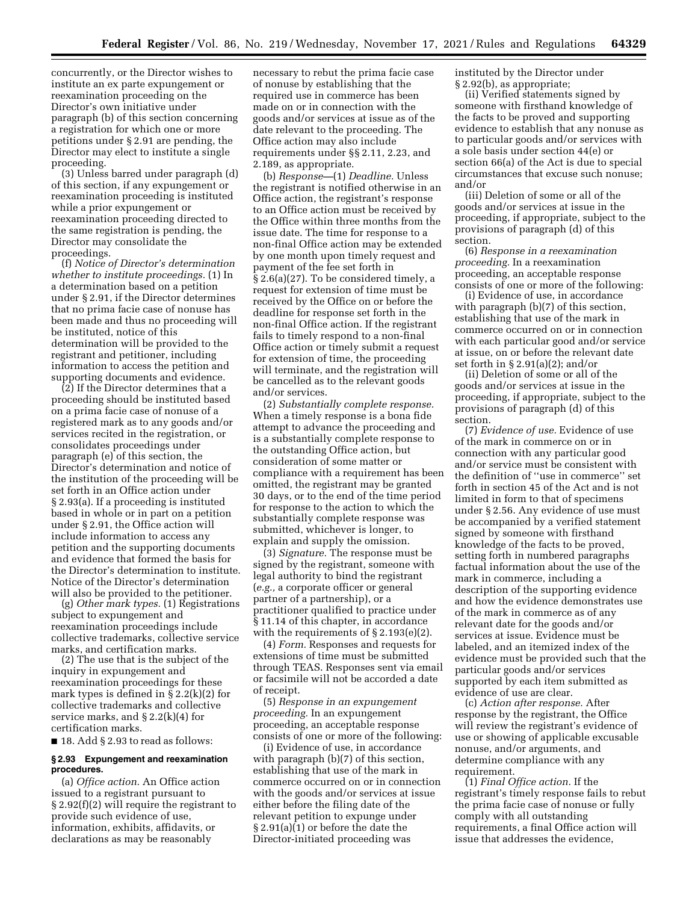concurrently, or the Director wishes to institute an ex parte expungement or reexamination proceeding on the Director's own initiative under paragraph (b) of this section concerning a registration for which one or more petitions under § 2.91 are pending, the Director may elect to institute a single proceeding.

(3) Unless barred under paragraph (d) of this section, if any expungement or reexamination proceeding is instituted while a prior expungement or reexamination proceeding directed to the same registration is pending, the Director may consolidate the proceedings.

(f) *Notice of Director's determination whether to institute proceedings.* (1) In a determination based on a petition under § 2.91, if the Director determines that no prima facie case of nonuse has been made and thus no proceeding will be instituted, notice of this determination will be provided to the registrant and petitioner, including information to access the petition and supporting documents and evidence.

(2) If the Director determines that a proceeding should be instituted based on a prima facie case of nonuse of a registered mark as to any goods and/or services recited in the registration, or consolidates proceedings under paragraph (e) of this section, the Director's determination and notice of the institution of the proceeding will be set forth in an Office action under § 2.93(a). If a proceeding is instituted based in whole or in part on a petition under § 2.91, the Office action will include information to access any petition and the supporting documents and evidence that formed the basis for the Director's determination to institute. Notice of the Director's determination will also be provided to the petitioner.

(g) *Other mark types.* (1) Registrations subject to expungement and reexamination proceedings include collective trademarks, collective service marks, and certification marks.

(2) The use that is the subject of the inquiry in expungement and reexamination proceedings for these mark types is defined in § 2.2(k)(2) for collective trademarks and collective service marks, and § 2.2(k)(4) for certification marks.

■ 18. Add § 2.93 to read as follows:

**§ 2.93 Expungement and reexamination procedures.**

(a) *Office action.* An Office action issued to a registrant pursuant to § 2.92(f)(2) will require the registrant to provide such evidence of use, information, exhibits, affidavits, or declarations as may be reasonably necessary to rebut the prima facie case of nonuse by establishing that the required use in commerce has been made on or in connection with the goods and/or services at issue as of the date relevant to the proceeding. The Office action may also include requirements under §§ 2.11, 2.23, and 2.189, as appropriate.

(b) *Response*—(1) *Deadline.* Unless the registrant is notified otherwise in an Office action, the registrant's response to an Office action must be received by the Office within three months from the issue date. The time for response to a non-final Office action may be extended by one month upon timely request and payment of the fee set forth in § 2.6(a)(27). To be considered timely, a request for extension of time must be received by the Office on or before the deadline for response set forth in the non-final Office action. If the registrant fails to timely respond to a non-final Office action or timely submit a request for extension of time, the proceeding will terminate, and the registration will be cancelled as to the relevant goods and/or services.

(2) *Substantially complete response.* When a timely response is a bona fide attempt to advance the proceeding and is a substantially complete response to the outstanding Office action, but consideration of some matter or compliance with a requirement has been omitted, the registrant may be granted 30 days, or to the end of the time period for response to the action to which the substantially complete response was submitted, whichever is longer, to explain and supply the omission.

(3) *Signature.* The response must be signed by the registrant, someone with legal authority to bind the registrant (*e.g.,* a corporate officer or general partner of a partnership), or a practitioner qualified to practice under § 11.14 of this chapter, in accordance with the requirements of § 2.193(e)(2).

(4) *Form.* Responses and requests for extensions of time must be submitted through TEAS. Responses sent via email or facsimile will not be accorded a date of receipt.

(5) *Response in an expungement proceeding.* In an expungement proceeding, an acceptable response consists of one or more of the following:

(i) Evidence of use, in accordance with paragraph (b)(7) of this section, establishing that use of the mark in commerce occurred on or in connection with the goods and/or services at issue either before the filing date of the relevant petition to expunge under § 2.91(a)(1) or before the date the Director-initiated proceeding was instituted by the Director under § 2.92(b), as appropriate;

(ii) Verified statements signed by someone with firsthand knowledge of the facts to be proved and supporting evidence to establish that any nonuse as to particular goods and/or services with a sole basis under section 44(e) or section 66(a) of the Act is due to special circumstances that excuse such nonuse; and/or

(iii) Deletion of some or all of the goods and/or services at issue in the proceeding, if appropriate, subject to the provisions of paragraph (d) of this section.

(6) *Response in a reexamination proceeding.* In a reexamination proceeding, an acceptable response consists of one or more of the following:

(i) Evidence of use, in accordance with paragraph (b)(7) of this section, establishing that use of the mark in commerce occurred on or in connection with each particular good and/or service at issue, on or before the relevant date set forth in § 2.91(a)(2); and/or

(ii) Deletion of some or all of the goods and/or services at issue in the proceeding, if appropriate, subject to the provisions of paragraph (d) of this section.

(7) *Evidence of use.* Evidence of use of the mark in commerce on or in connection with any particular good and/or service must be consistent with the definition of "use in commerce" set forth in section 45 of the Act and is not limited in form to that of specimens under § 2.56. Any evidence of use must be accompanied by a verified statement signed by someone with firsthand knowledge of the facts to be proved, setting forth in numbered paragraphs factual information about the use of the mark in commerce, including a description of the supporting evidence and how the evidence demonstrates use of the mark in commerce as of any relevant date for the goods and/or services at issue. Evidence must be labeled, and an itemized index of the evidence must be provided such that the particular goods and/or services supported by each item submitted as evidence of use are clear.

(c) *Action after response.* After response by the registrant, the Office will review the registrant's evidence of use or showing of applicable excusable nonuse, and/or arguments, and determine compliance with any requirement.

(1) *Final Office action.* If the registrant's timely response fails to rebut the prima facie case of nonuse or fully comply with all outstanding requirements, a final Office action will issue that addresses the evidence,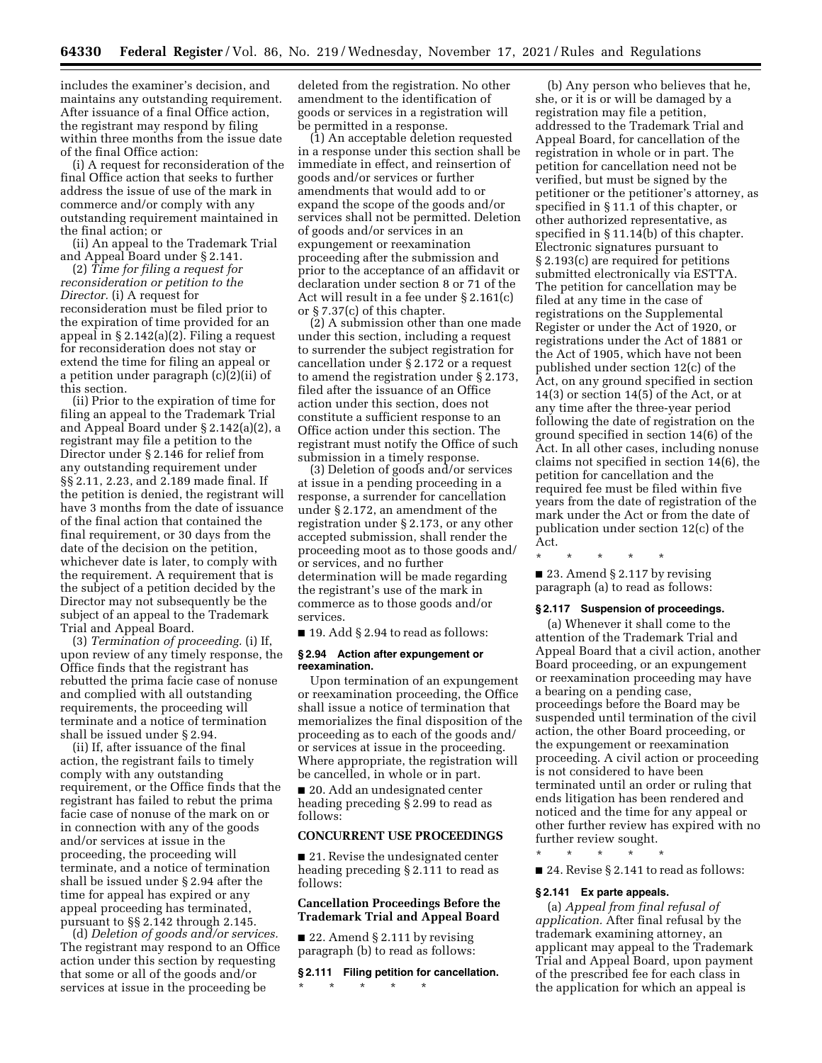includes the examiner's decision, and maintains any outstanding requirement. After issuance of a final Office action, the registrant may respond by filing within three months from the issue date of the final Office action:

(i) A request for reconsideration of the final Office action that seeks to further address the issue of use of the mark in commerce and/or comply with any outstanding requirement maintained in the final action; or

(ii) An appeal to the Trademark Trial and Appeal Board under § 2.141.

(2) *Time for filing a request for reconsideration or petition to the Director.* (i) A request for reconsideration must be filed prior to the expiration of time provided for an appeal in § 2.142(a)(2). Filing a request for reconsideration does not stay or extend the time for filing an appeal or a petition under paragraph (c)(2)(ii) of this section.

(ii) Prior to the expiration of time for filing an appeal to the Trademark Trial and Appeal Board under § 2.142(a)(2), a registrant may file a petition to the Director under § 2.146 for relief from any outstanding requirement under §§ 2.11, 2.23, and 2.189 made final. If the petition is denied, the registrant will have 3 months from the date of issuance of the final action that contained the final requirement, or 30 days from the date of the decision on the petition, whichever date is later, to comply with the requirement. A requirement that is the subject of a petition decided by the Director may not subsequently be the subject of an appeal to the Trademark Trial and Appeal Board.

(3) *Termination of proceeding.* (i) If, upon review of any timely response, the Office finds that the registrant has rebutted the prima facie case of nonuse and complied with all outstanding requirements, the proceeding will terminate and a notice of termination shall be issued under § 2.94.

(ii) If, after issuance of the final action, the registrant fails to timely comply with any outstanding requirement, or the Office finds that the registrant has failed to rebut the prima facie case of nonuse of the mark on or in connection with any of the goods and/or services at issue in the proceeding, the proceeding will terminate, and a notice of termination shall be issued under § 2.94 after the time for appeal has expired or any appeal proceeding has terminated, pursuant to §§ 2.142 through 2.145.

(d) *Deletion of goods and/or services.* The registrant may respond to an Office action under this section by requesting that some or all of the goods and/or services at issue in the proceeding be deleted from the registration. No other amendment to the identification of goods or services in a registration will be permitted in a response.

(1) An acceptable deletion requested in a response under this section shall be immediate in effect, and reinsertion of goods and/or services or further amendments that would add to or expand the scope of the goods and/or services shall not be permitted. Deletion of goods and/or services in an expungement or reexamination proceeding after the submission and prior to the acceptance of an affidavit or declaration under section 8 or 71 of the Act will result in a fee under § 2.161(c) or § 7.37(c) of this chapter.

(2) A submission other than one made under this section, including a request to surrender the subject registration for cancellation under § 2.172 or a request to amend the registration under § 2.173, filed after the issuance of an Office action under this section, does not constitute a sufficient response to an Office action under this section. The registrant must notify the Office of such submission in a timely response.

(3) Deletion of goods and/or services at issue in a pending proceeding in a response, a surrender for cancellation under § 2.172, an amendment of the registration under § 2.173, or any other accepted submission, shall render the proceeding moot as to those goods and/or services, and no further determination will be made regarding the registrant's use of the mark in commerce as to those goods and/or services.

■ 19. Add § 2.94 to read as follows:

#### § 2.94 Action after expungement or reexamination.

Upon termination of an expungement or reexamination proceeding, the Office shall issue a notice of termination that memorializes the final disposition of the proceeding as to each of the goods and/or services at issue in the proceeding. Where appropriate, the registration will be cancelled, in whole or in part.

■ 20. Add an undesignated center heading preceding § 2.99 to read as follows:

### CONCURRENT USE PROCEEDINGS

■ 21. Revise the undesignated center heading preceding § 2.111 to read as follows:

### Cancellation Proceedings Before the Trademark Trial and Appeal Board

■ 22. Amend § 2.111 by revising paragraph (b) to read as follows:

#### § 2.111 Filing petition for cancellation.

\* \* \* \* \*

(b) Any person who believes that he, she, or it is or will be damaged by a registration may file a petition, addressed to the Trademark Trial and Appeal Board, for cancellation of the registration in whole or in part. The petition for cancellation need not be verified, but must be signed by the petitioner or the petitioner's attorney, as specified in § 11.1 of this chapter, or other authorized representative, as specified in § 11.14(b) of this chapter. Electronic signatures pursuant to § 2.193(c) are required for petitions submitted electronically via ESTTA. The petition for cancellation may be filed at any time in the case of registrations on the Supplemental Register or under the Act of 1920, or registrations under the Act of 1881 or the Act of 1905, which have not been published under section 12(c) of the Act, on any ground specified in section 14(3) or section 14(5) of the Act, or at any time after the three-year period following the date of registration on the ground specified in section 14(6) of the Act. In all other cases, including nonuse claims not specified in section 14(6), the petition for cancellation and the required fee must be filed within five years from the date of registration of the mark under the Act or from the date of publication under section 12(c) of the Act.

\* \* \* \* \*

■ 23. Amend § 2.117 by revising paragraph (a) to read as follows:

#### § 2.117 Suspension of proceedings.

(a) Whenever it shall come to the attention of the Trademark Trial and Appeal Board that a civil action, another Board proceeding, or an expungement or reexamination proceeding may have a bearing on a pending case, proceedings before the Board may be suspended until termination of the civil action, the other Board proceeding, or the expungement or reexamination proceeding. A civil action or proceeding is not considered to have been terminated until an order or ruling that ends litigation has been rendered and noticed and the time for any appeal or other further review has expired with no further review sought.

\* \* \* \* \*

■ 24. Revise § 2.141 to read as follows:

#### § 2.141 Ex parte appeals.

(a) *Appeal from final refusal of application.* After final refusal by the trademark examining attorney, an applicant may appeal to the Trademark Trial and Appeal Board, upon payment of the prescribed fee for each class in the application for which an appeal is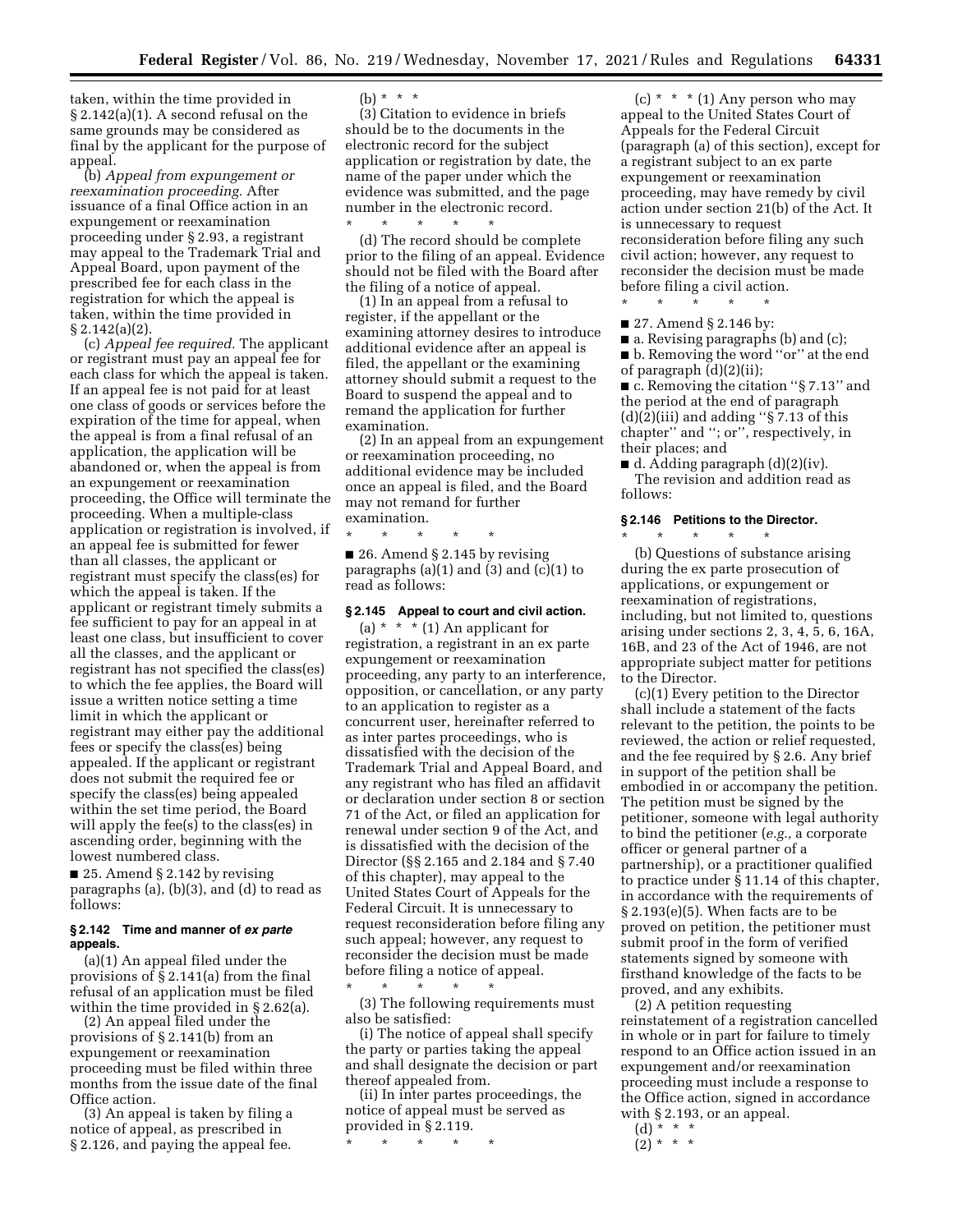taken, within the time provided in § 2.142(a)(1). A second refusal on the same grounds may be considered as final by the applicant for the purpose of appeal.

(b) *Appeal from expungement or reexamination proceeding.* After issuance of a final Office action in an expungement or reexamination proceeding under § 2.93, a registrant may appeal to the Trademark Trial and Appeal Board, upon payment of the prescribed fee for each class in the registration for which the appeal is taken, within the time provided in § 2.142(a)(2).

(c) *Appeal fee required.* The applicant or registrant must pay an appeal fee for each class for which the appeal is taken. If an appeal fee is not paid for at least one class of goods or services before the expiration of the time for appeal, when the appeal is from a final refusal of an application, the application will be abandoned or, when the appeal is from an expungement or reexamination proceeding, the Office will terminate the proceeding. When a multiple-class application or registration is involved, if an appeal fee is submitted for fewer than all classes, the applicant or registrant must specify the class(es) for which the appeal is taken. If the applicant or registrant timely submits a fee sufficient to pay for an appeal in at least one class, but insufficient to cover all the classes, and the applicant or registrant has not specified the class(es) to which the fee applies, the Board will issue a written notice setting a time limit in which the applicant or registrant may either pay the additional fees or specify the class(es) being appealed. If the applicant or registrant does not submit the required fee or specify the class(es) being appealed within the set time period, the Board will apply the fee(s) to the class(es) in ascending order, beginning with the lowest numbered class.

■ 25. Amend § 2.142 by revising paragraphs (a), (b)(3), and (d) to read as follows:

**§ 2.142 Time and manner of *ex parte* appeals.**

(a)(1) An appeal filed under the provisions of § 2.141(a) from the final refusal of an application must be filed within the time provided in § 2.62(a).

(2) An appeal filed under the provisions of § 2.141(b) from an expungement or reexamination proceeding must be filed within three months from the issue date of the final Office action.

(3) An appeal is taken by filing a notice of appeal, as prescribed in § 2.126, and paying the appeal fee.

(b) * * *

(3) Citation to evidence in briefs should be to the documents in the electronic record for the subject application or registration by date, the name of the paper under which the evidence was submitted, and the page number in the electronic record.

\* \* \* \* \*

(d) The record should be complete prior to the filing of an appeal. Evidence should not be filed with the Board after the filing of a notice of appeal.

(1) In an appeal from a refusal to register, if the appellant or the examining attorney desires to introduce additional evidence after an appeal is filed, the appellant or the examining attorney should submit a request to the Board to suspend the appeal and to remand the application for further examination.

(2) In an appeal from an expungement or reexamination proceeding, no additional evidence may be included once an appeal is filed, and the Board may not remand for further examination.

\* \* \* \* \*

■ 26. Amend § 2.145 by revising paragraphs (a)(1) and (3) and (c)(1) to read as follows:

**§ 2.145 Appeal to court and civil action.**

(a) * * * (1) An applicant for registration, a registrant in an ex parte expungement or reexamination proceeding, any party to an interference, opposition, or cancellation, or any party to an application to register as a concurrent user, hereinafter referred to as inter partes proceedings, who is dissatisfied with the decision of the Trademark Trial and Appeal Board, and any registrant who has filed an affidavit or declaration under section 8 or section 71 of the Act, or filed an application for renewal under section 9 of the Act, and is dissatisfied with the decision of the Director (§§ 2.165 and 2.184 and § 7.40 of this chapter), may appeal to the United States Court of Appeals for the Federal Circuit. It is unnecessary to request reconsideration before filing any such appeal; however, any request to reconsider the decision must be made before filing a notice of appeal.

\* \* \* \* \*

(3) The following requirements must also be satisfied:

(i) The notice of appeal shall specify the party or parties taking the appeal and shall designate the decision or part thereof appealed from.

(ii) In inter partes proceedings, the notice of appeal must be served as provided in § 2.119.

\* \* \* \* \*

(c) * * * (1) Any person who may appeal to the United States Court of Appeals for the Federal Circuit (paragraph (a) of this section), except for a registrant subject to an ex parte expungement or reexamination proceeding, may have remedy by civil action under section 21(b) of the Act. It is unnecessary to request reconsideration before filing any such civil action; however, any request to reconsider the decision must be made before filing a civil action.

\* \* \* \* \*

■ 27. Amend § 2.146 by:

■ a. Revising paragraphs (b) and (c);

■ b. Removing the word "or" at the end of paragraph (d)(2)(ii);

■ c. Removing the citation "§ 7.13" and the period at the end of paragraph (d)(2)(iii) and adding "§ 7.13 of this chapter" and "; or", respectively, in their places; and

■ d. Adding paragraph (d)(2)(iv).

The revision and addition read as follows:

**§ 2.146 Petitions to the Director.**

\* \* \* \* \*

(b) Questions of substance arising during the ex parte prosecution of applications, or expungement or reexamination of registrations, including, but not limited to, questions arising under sections 2, 3, 4, 5, 6, 16A, 16B, and 23 of the Act of 1946, are not appropriate subject matter for petitions to the Director.

(c)(1) Every petition to the Director shall include a statement of the facts relevant to the petition, the points to be reviewed, the action or relief requested, and the fee required by § 2.6. Any brief in support of the petition shall be embodied in or accompany the petition. The petition must be signed by the petitioner, someone with legal authority to bind the petitioner (*e.g.,* a corporate officer or general partner of a partnership), or a practitioner qualified to practice under § 11.14 of this chapter, in accordance with the requirements of § 2.193(e)(5). When facts are to be proved on petition, the petitioner must submit proof in the form of verified statements signed by someone with firsthand knowledge of the facts to be proved, and any exhibits.

(2) A petition requesting reinstatement of a registration cancelled in whole or in part for failure to timely respond to an Office action issued in an expungement and/or reexamination proceeding must include a response to the Office action, signed in accordance with § 2.193, or an appeal.

(d) * * *

(2) * * *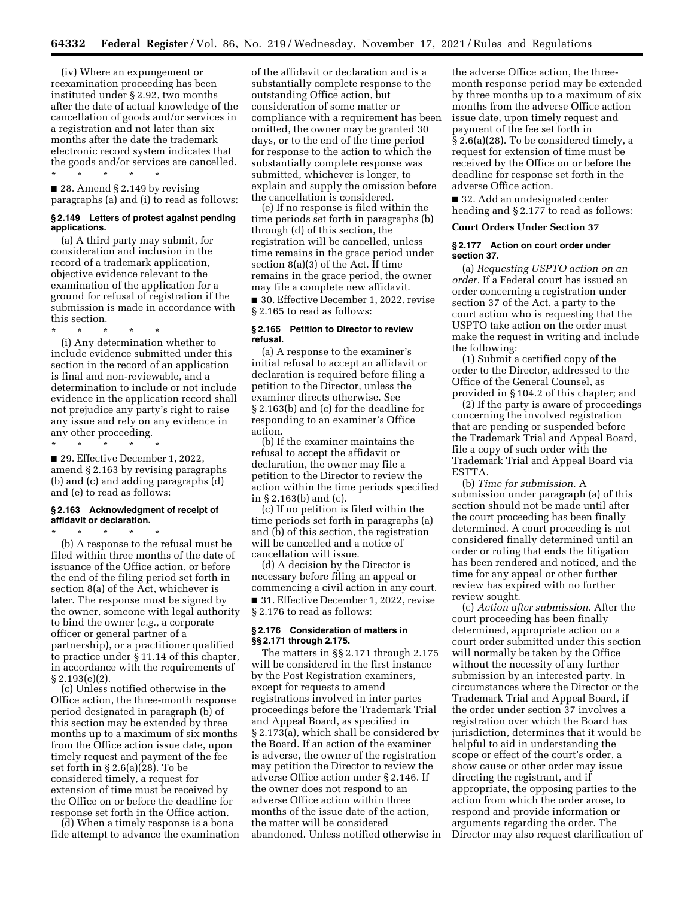(iv) Where an expungement or reexamination proceeding has been instituted under § 2.92, two months after the date of actual knowledge of the cancellation of goods and/or services in a registration and not later than six months after the date the trademark electronic record system indicates that the goods and/or services are cancelled.

\* \* \* \* \*

■ 28. Amend § 2.149 by revising paragraphs (a) and (i) to read as follows:

### § 2.149 Letters of protest against pending applications.

(a) A third party may submit, for consideration and inclusion in the record of a trademark application, objective evidence relevant to the examination of the application for a ground for refusal of registration if the submission is made in accordance with this section.

\* \* \* \* \*

(i) Any determination whether to include evidence submitted under this section in the record of an application is final and non-reviewable, and a determination to include or not include evidence in the application record shall not prejudice any party's right to raise any issue and rely on any evidence in any other proceeding.

\* \* \* \* \*

■ 29. Effective December 1, 2022, amend § 2.163 by revising paragraphs (b) and (c) and adding paragraphs (d) and (e) to read as follows:

### § 2.163 Acknowledgment of receipt of affidavit or declaration.

\* \* \* \* \*

(b) A response to the refusal must be filed within three months of the date of issuance of the Office action, or before the end of the filing period set forth in section 8(a) of the Act, whichever is later. The response must be signed by the owner, someone with legal authority to bind the owner (*e.g.,* a corporate officer or general partner of a partnership), or a practitioner qualified to practice under § 11.14 of this chapter, in accordance with the requirements of § 2.193(e)(2).

(c) Unless notified otherwise in the Office action, the three-month response period designated in paragraph (b) of this section may be extended by three months up to a maximum of six months from the Office action issue date, upon timely request and payment of the fee set forth in § 2.6(a)(28). To be considered timely, a request for extension of time must be received by the Office on or before the deadline for response set forth in the Office action.

(d) When a timely response is a bona fide attempt to advance the examination of the affidavit or declaration and is a substantially complete response to the outstanding Office action, but consideration of some matter or compliance with a requirement has been omitted, the owner may be granted 30 days, or to the end of the time period for response to the action to which the substantially complete response was submitted, whichever is longer, to explain and supply the omission before the cancellation is considered.

(e) If no response is filed within the time periods set forth in paragraphs (b) through (d) of this section, the registration will be cancelled, unless time remains in the grace period under section 8(a)(3) of the Act. If time remains in the grace period, the owner may file a complete new affidavit.

■ 30. Effective December 1, 2022, revise § 2.165 to read as follows:

### § 2.165 Petition to Director to review refusal.

(a) A response to the examiner's initial refusal to accept an affidavit or declaration is required before filing a petition to the Director, unless the examiner directs otherwise. See § 2.163(b) and (c) for the deadline for responding to an examiner's Office action.

(b) If the examiner maintains the refusal to accept the affidavit or declaration, the owner may file a petition to the Director to review the action within the time periods specified in § 2.163(b) and (c).

(c) If no petition is filed within the time periods set forth in paragraphs (a) and (b) of this section, the registration will be cancelled and a notice of cancellation will issue.

(d) A decision by the Director is necessary before filing an appeal or commencing a civil action in any court.

■ 31. Effective December 1, 2022, revise § 2.176 to read as follows:

### § 2.176 Consideration of matters in §§ 2.171 through 2.175.

The matters in §§ 2.171 through 2.175 will be considered in the first instance by the Post Registration examiners, except for requests to amend registrations involved in inter partes proceedings before the Trademark Trial and Appeal Board, as specified in § 2.173(a), which shall be considered by the Board. If an action of the examiner is adverse, the owner of the registration may petition the Director to review the adverse Office action under § 2.146. If the owner does not respond to an adverse Office action within three months of the issue date of the action, the matter will be considered abandoned. Unless notified otherwise in the adverse Office action, the three-month response period may be extended by three months up to a maximum of six months from the adverse Office action issue date, upon timely request and payment of the fee set forth in § 2.6(a)(28). To be considered timely, a request for extension of time must be received by the Office on or before the deadline for response set forth in the adverse Office action.

■ 32. Add an undesignated center heading and § 2.177 to read as follows:

## Court Orders Under Section 37

### § 2.177 Action on court order under section 37.

(a) *Requesting USPTO action on an order.* If a Federal court has issued an order concerning a registration under section 37 of the Act, a party to the court action who is requesting that the USPTO take action on the order must make the request in writing and include the following:

(1) Submit a certified copy of the order to the Director, addressed to the Office of the General Counsel, as provided in § 104.2 of this chapter; and

(2) If the party is aware of proceedings concerning the involved registration that are pending or suspended before the Trademark Trial and Appeal Board, file a copy of such order with the Trademark Trial and Appeal Board via ESTTA.

(b) *Time for submission.* A submission under paragraph (a) of this section should not be made until after the court proceeding has been finally determined. A court proceeding is not considered finally determined until an order or ruling that ends the litigation has been rendered and noticed, and the time for any appeal or other further review has expired with no further review sought.

(c) *Action after submission.* After the court proceeding has been finally determined, appropriate action on a court order submitted under this section will normally be taken by the Office without the necessity of any further submission by an interested party. In circumstances where the Director or the Trademark Trial and Appeal Board, if the order under section 37 involves a registration over which the Board has jurisdiction, determines that it would be helpful to aid in understanding the scope or effect of the court's order, a show cause or other order may issue directing the registrant, and if appropriate, the opposing parties to the action from which the order arose, to respond and provide information or arguments regarding the order. The Director may also request clarification of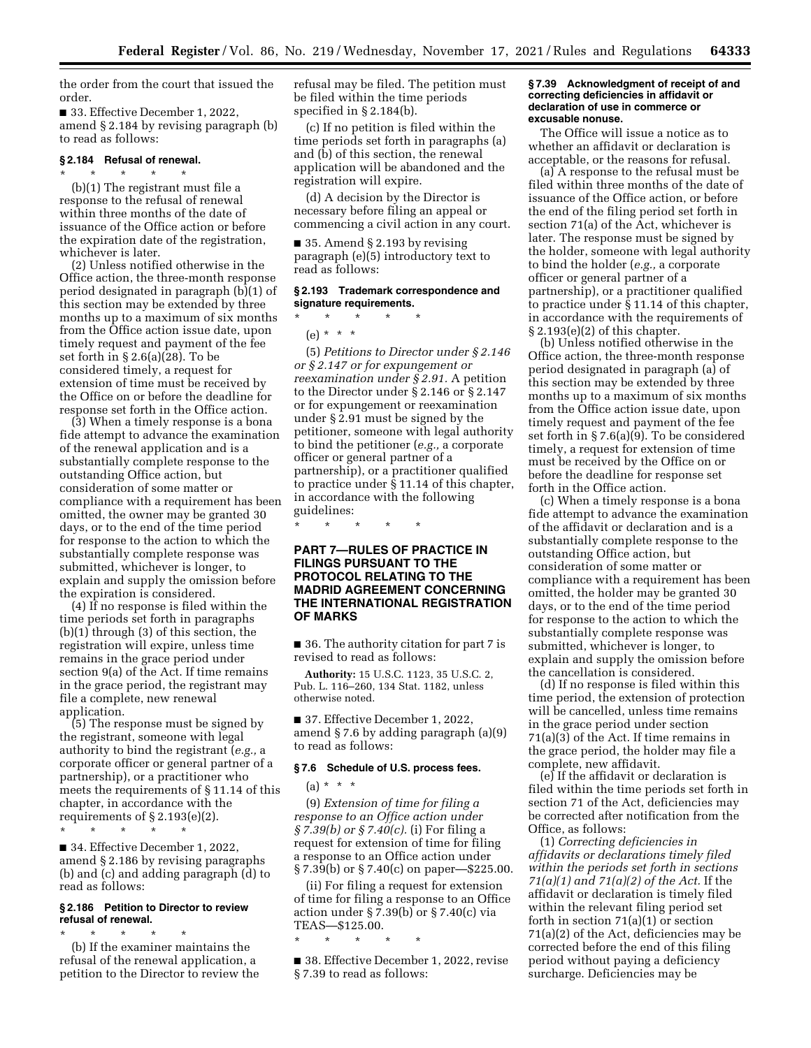the order from the court that issued the order.

■ 33. Effective December 1, 2022, amend § 2.184 by revising paragraph (b) to read as follows:

**§ 2.184 Refusal of renewal.**

\* \* \* \* \*

(b)(1) The registrant must file a response to the refusal of renewal within three months of the date of issuance of the Office action or before the expiration date of the registration, whichever is later.

(2) Unless notified otherwise in the Office action, the three-month response period designated in paragraph (b)(1) of this section may be extended by three months up to a maximum of six months from the Office action issue date, upon timely request and payment of the fee set forth in § 2.6(a)(28). To be considered timely, a request for extension of time must be received by the Office on or before the deadline for response set forth in the Office action.

(3) When a timely response is a bona fide attempt to advance the examination of the renewal application and is a substantially complete response to the outstanding Office action, but consideration of some matter or compliance with a requirement has been omitted, the owner may be granted 30 days, or to the end of the time period for response to the action to which the substantially complete response was submitted, whichever is longer, to explain and supply the omission before the expiration is considered.

(4) If no response is filed within the time periods set forth in paragraphs (b)(1) through (3) of this section, the registration will expire, unless time remains in the grace period under section 9(a) of the Act. If time remains in the grace period, the registrant may file a complete, new renewal application.

(5) The response must be signed by the registrant, someone with legal authority to bind the registrant (*e.g.,* a corporate officer or general partner of a partnership), or a practitioner who meets the requirements of § 11.14 of this chapter, in accordance with the requirements of § 2.193(e)(2).

\* \* \* \* \*

■ 34. Effective December 1, 2022, amend § 2.186 by revising paragraphs (b) and (c) and adding paragraph (d) to read as follows:

**§ 2.186 Petition to Director to review refusal of renewal.**

\* \* \* \* \*

(b) If the examiner maintains the refusal of the renewal application, a petition to the Director to review the refusal may be filed. The petition must be filed within the time periods specified in § 2.184(b).

(c) If no petition is filed within the time periods set forth in paragraphs (a) and (b) of this section, the renewal application will be abandoned and the registration will expire.

(d) A decision by the Director is necessary before filing an appeal or commencing a civil action in any court.

■ 35. Amend § 2.193 by revising paragraph (e)(5) introductory text to read as follows:

**§ 2.193 Trademark correspondence and signature requirements.**

\* \* \* \* \*

(e) \* \* \*

(5) *Petitions to Director under § 2.146 or § 2.147 or for expungement or reexamination under § 2.91.* A petition to the Director under § 2.146 or § 2.147 or for expungement or reexamination under § 2.91 must be signed by the petitioner, someone with legal authority to bind the petitioner (*e.g.,* a corporate officer or general partner of a partnership), or a practitioner qualified to practice under § 11.14 of this chapter, in accordance with the following guidelines:

\* \* \* \* \*

## PART 7—RULES OF PRACTICE IN FILINGS PURSUANT TO THE PROTOCOL RELATING TO THE MADRID AGREEMENT CONCERNING THE INTERNATIONAL REGISTRATION OF MARKS

■ 36. The authority citation for part 7 is revised to read as follows:

**Authority:** 15 U.S.C. 1123, 35 U.S.C. 2, Pub. L. 116–260, 134 Stat. 1182, unless otherwise noted.

■ 37. Effective December 1, 2022, amend § 7.6 by adding paragraph (a)(9) to read as follows:

**§ 7.6 Schedule of U.S. process fees.**

(a) \* \* \*

(9) *Extension of time for filing a response to an Office action under § 7.39(b) or § 7.40(c).* (i) For filing a request for extension of time for filing a response to an Office action under § 7.39(b) or § 7.40(c) on paper—$225.00.

(ii) For filing a request for extension of time for filing a response to an Office action under § 7.39(b) or § 7.40(c) via TEAS—$125.00.

\* \* \* \* \*

■ 38. Effective December 1, 2022, revise § 7.39 to read as follows:

**§ 7.39 Acknowledgment of receipt of and correcting deficiencies in affidavit or declaration of use in commerce or excusable nonuse.**

The Office will issue a notice as to whether an affidavit or declaration is acceptable, or the reasons for refusal.

(a) A response to the refusal must be filed within three months of the date of issuance of the Office action, or before the end of the filing period set forth in section 71(a) of the Act, whichever is later. The response must be signed by the holder, someone with legal authority to bind the holder (*e.g.,* a corporate officer or general partner of a partnership), or a practitioner qualified to practice under § 11.14 of this chapter, in accordance with the requirements of § 2.193(e)(2) of this chapter.

(b) Unless notified otherwise in the Office action, the three-month response period designated in paragraph (a) of this section may be extended by three months up to a maximum of six months from the Office action issue date, upon timely request and payment of the fee set forth in § 7.6(a)(9). To be considered timely, a request for extension of time must be received by the Office on or before the deadline for response set forth in the Office action.

(c) When a timely response is a bona fide attempt to advance the examination of the affidavit or declaration and is a substantially complete response to the outstanding Office action, but consideration of some matter or compliance with a requirement has been omitted, the holder may be granted 30 days, or to the end of the time period for response to the action to which the substantially complete response was submitted, whichever is longer, to explain and supply the omission before the cancellation is considered.

(d) If no response is filed within this time period, the extension of protection will be cancelled, unless time remains in the grace period under section 71(a)(3) of the Act. If time remains in the grace period, the holder may file a complete, new affidavit.

(e) If the affidavit or declaration is filed within the time periods set forth in section 71 of the Act, deficiencies may be corrected after notification from the Office, as follows:

(1) *Correcting deficiencies in affidavits or declarations timely filed within the periods set forth in sections 71(a)(1) and 71(a)(2) of the Act.* If the affidavit or declaration is timely filed within the relevant filing period set forth in section 71(a)(1) or section 71(a)(2) of the Act, deficiencies may be corrected before the end of this filing period without paying a deficiency surcharge. Deficiencies may be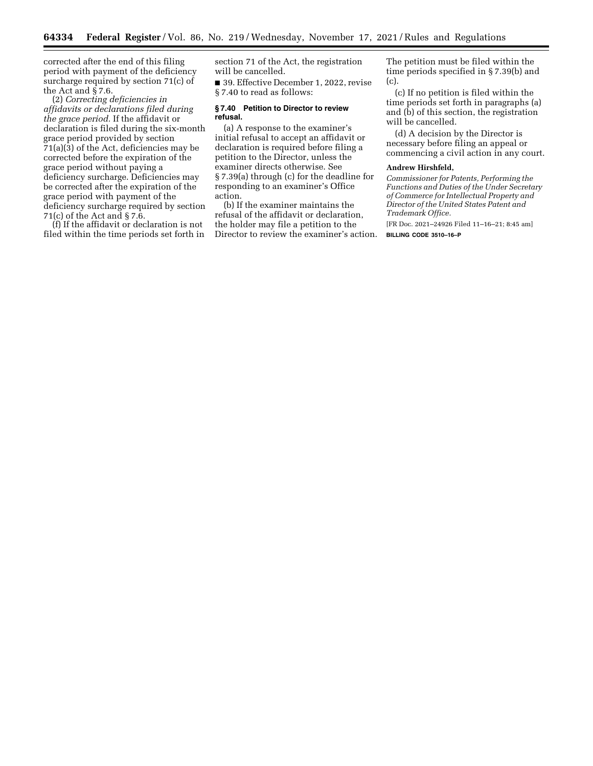corrected after the end of this filing period with payment of the deficiency surcharge required by section 71(c) of the Act and § 7.6.

(2) *Correcting deficiencies in affidavits or declarations filed during the grace period.* If the affidavit or declaration is filed during the six-month grace period provided by section 71(a)(3) of the Act, deficiencies may be corrected before the expiration of the grace period without paying a deficiency surcharge. Deficiencies may be corrected after the expiration of the grace period with payment of the deficiency surcharge required by section 71(c) of the Act and § 7.6.

(f) If the affidavit or declaration is not filed within the time periods set forth in section 71 of the Act, the registration will be cancelled.

■ 39. Effective December 1, 2022, revise § 7.40 to read as follows:

**§ 7.40 Petition to Director to review refusal.**

(a) A response to the examiner's initial refusal to accept an affidavit or declaration is required before filing a petition to the Director, unless the examiner directs otherwise. See § 7.39(a) through (c) for the deadline for responding to an examiner's Office action.

(b) If the examiner maintains the refusal of the affidavit or declaration, the holder may file a petition to the Director to review the examiner's action. The petition must be filed within the time periods specified in § 7.39(b) and (c).

(c) If no petition is filed within the time periods set forth in paragraphs (a) and (b) of this section, the registration will be cancelled.

(d) A decision by the Director is necessary before filing an appeal or commencing a civil action in any court.

**Andrew Hirshfeld,**

*Commissioner for Patents, Performing the Functions and Duties of the Under Secretary of Commerce for Intellectual Property and Director of the United States Patent and Trademark Office.*

[FR Doc. 2021–24926 Filed 11–16–21; 8:45 am]

**BILLING CODE 3510–16–P**